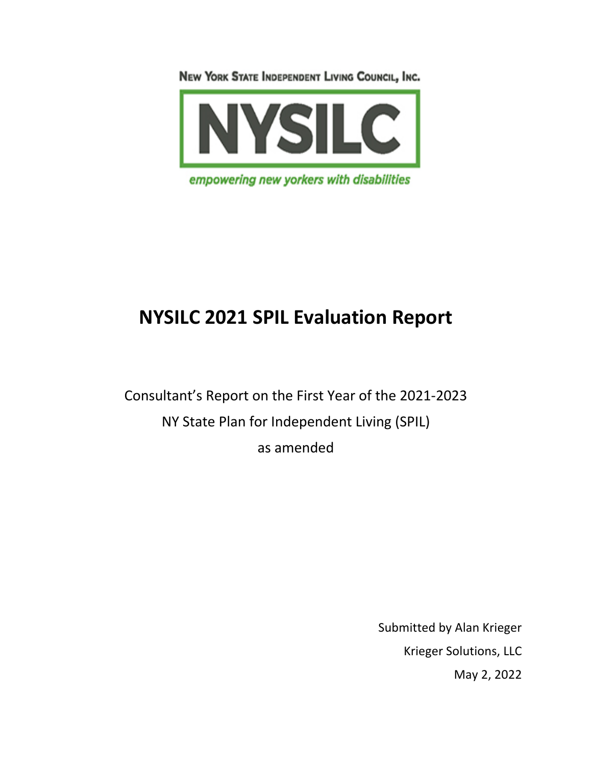NEW YORK STATE INDEPENDENT LIVING COUNCIL, INC.

NYSILC

*empowering new yorkers with disabilities*

# NYSILC 2021 SPIL Evaluation Report

Consultant's Report on the First Year of the 2021-2023

NY State Plan for Independent Living (SPIL)

as amended

Submitted by Alan Krieger

Krieger Solutions, LLC

May 2, 2022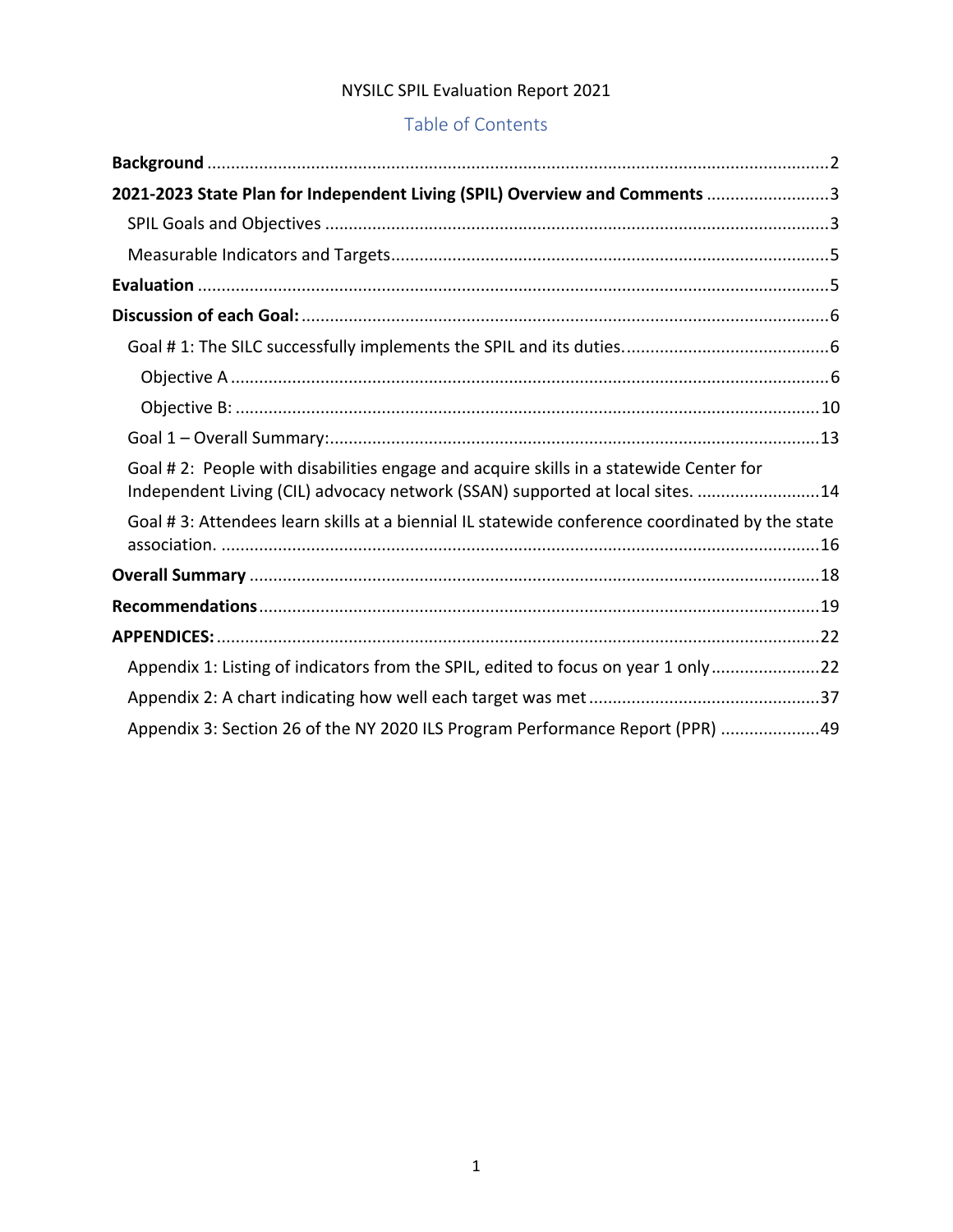NYSILC SPIL Evaluation Report 2021

## Table of Contents

**Background** ....................................................................................................................2

**2021-2023 State Plan for Independent Living (SPIL) Overview and Comments** ..........................3

- SPIL Goals and Objectives ..........................................................................................3
- Measurable Indicators and Targets............................................................................5

**Evaluation** .....................................................................................................................5

**Discussion of each Goal:**...............................................................................................6

- Goal # 1: The SILC successfully implements the SPIL and its duties............................................6
  - Objective A ................................................................................................................6
  - Objective B: ...............................................................................................................10
- Goal 1 – Overall Summary:.........................................................................................13
- Goal # 2: People with disabilities engage and acquire skills in a statewide Center for Independent Living (CIL) advocacy network (SSAN) supported at local sites. ..........................14
- Goal # 3: Attendees learn skills at a biennial IL statewide conference coordinated by the state association. ..............................................................................................................16

**Overall Summary** ..........................................................................................................18

**Recommendations**.........................................................................................................19

**APPENDICES:**..................................................................................................................22

- Appendix 1: Listing of indicators from the SPIL, edited to focus on year 1 only......................22
- Appendix 2: A chart indicating how well each target was met ................................................37
- Appendix 3: Section 26 of the NY 2020 ILS Program Performance Report (PPR) .....................49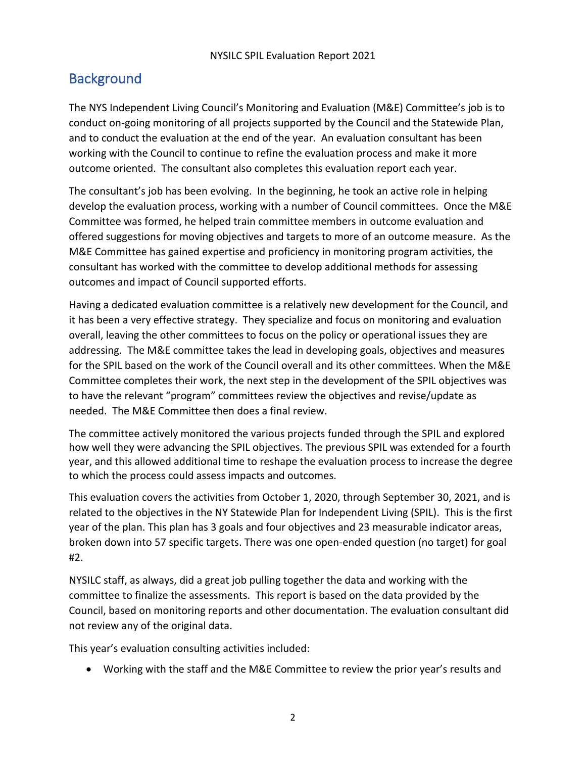## Background

The NYS Independent Living Council's Monitoring and Evaluation (M&E) Committee's job is to conduct on-going monitoring of all projects supported by the Council and the Statewide Plan, and to conduct the evaluation at the end of the year. An evaluation consultant has been working with the Council to continue to refine the evaluation process and make it more outcome oriented. The consultant also completes this evaluation report each year.

The consultant's job has been evolving. In the beginning, he took an active role in helping develop the evaluation process, working with a number of Council committees. Once the M&E Committee was formed, he helped train committee members in outcome evaluation and offered suggestions for moving objectives and targets to more of an outcome measure. As the M&E Committee has gained expertise and proficiency in monitoring program activities, the consultant has worked with the committee to develop additional methods for assessing outcomes and impact of Council supported efforts.

Having a dedicated evaluation committee is a relatively new development for the Council, and it has been a very effective strategy. They specialize and focus on monitoring and evaluation overall, leaving the other committees to focus on the policy or operational issues they are addressing. The M&E committee takes the lead in developing goals, objectives and measures for the SPIL based on the work of the Council overall and its other committees. When the M&E Committee completes their work, the next step in the development of the SPIL objectives was to have the relevant "program" committees review the objectives and revise/update as needed. The M&E Committee then does a final review.

The committee actively monitored the various projects funded through the SPIL and explored how well they were advancing the SPIL objectives. The previous SPIL was extended for a fourth year, and this allowed additional time to reshape the evaluation process to increase the degree to which the process could assess impacts and outcomes.

This evaluation covers the activities from October 1, 2020, through September 30, 2021, and is related to the objectives in the NY Statewide Plan for Independent Living (SPIL). This is the first year of the plan. This plan has 3 goals and four objectives and 23 measurable indicator areas, broken down into 57 specific targets. There was one open-ended question (no target) for goal #2.

NYSILC staff, as always, did a great job pulling together the data and working with the committee to finalize the assessments. This report is based on the data provided by the Council, based on monitoring reports and other documentation. The evaluation consultant did not review any of the original data.

This year's evaluation consulting activities included:

- Working with the staff and the M&E Committee to review the prior year's results and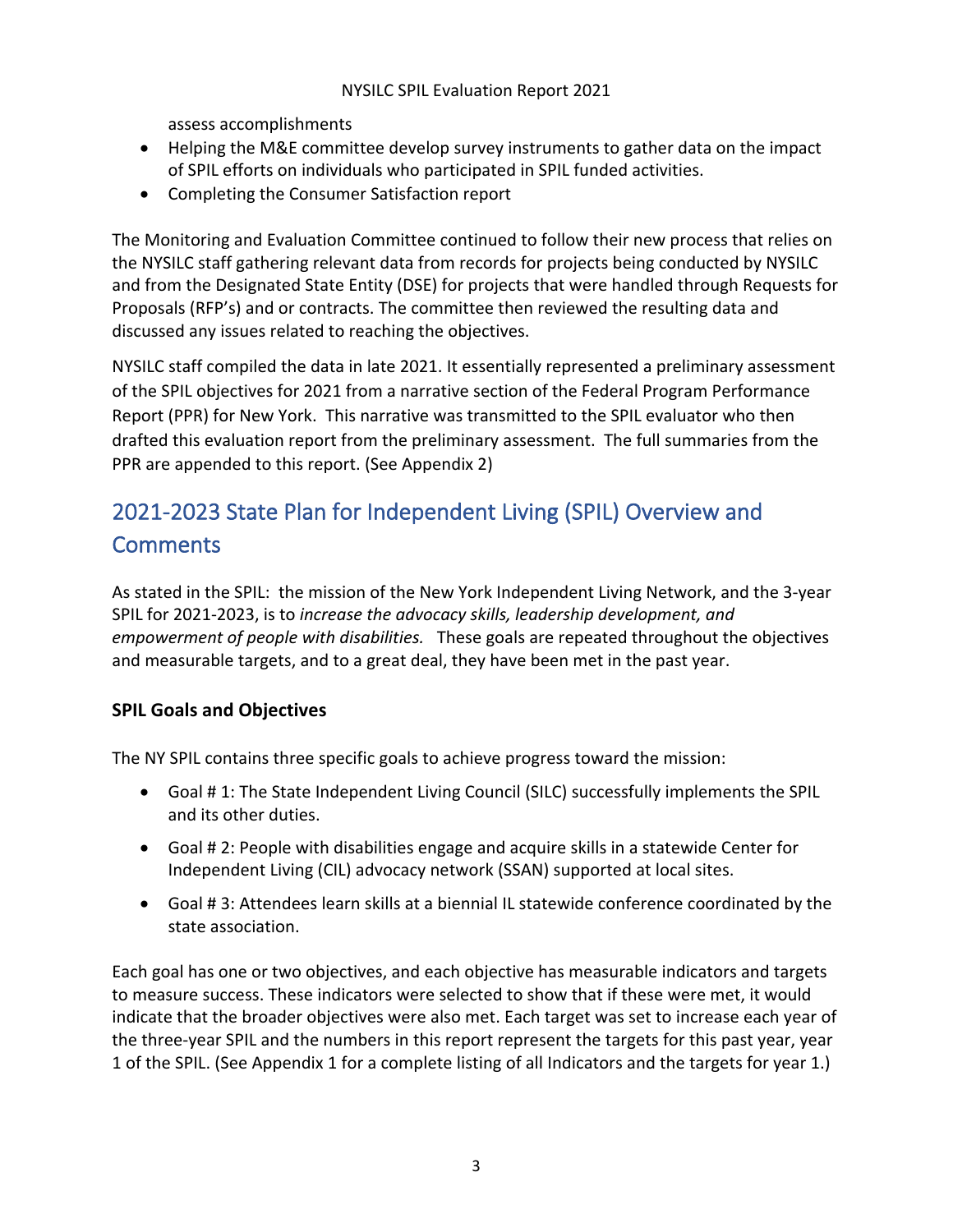assess accomplishments

- Helping the M&E committee develop survey instruments to gather data on the impact of SPIL efforts on individuals who participated in SPIL funded activities.
- Completing the Consumer Satisfaction report

The Monitoring and Evaluation Committee continued to follow their new process that relies on the NYSILC staff gathering relevant data from records for projects being conducted by NYSILC and from the Designated State Entity (DSE) for projects that were handled through Requests for Proposals (RFP's) and or contracts. The committee then reviewed the resulting data and discussed any issues related to reaching the objectives.

NYSILC staff compiled the data in late 2021. It essentially represented a preliminary assessment of the SPIL objectives for 2021 from a narrative section of the Federal Program Performance Report (PPR) for New York. This narrative was transmitted to the SPIL evaluator who then drafted this evaluation report from the preliminary assessment. The full summaries from the PPR are appended to this report. (See Appendix 2)

## 2021-2023 State Plan for Independent Living (SPIL) Overview and Comments

As stated in the SPIL: the mission of the New York Independent Living Network, and the 3-year SPIL for 2021-2023, is to *increase the advocacy skills, leadership development, and empowerment of people with disabilities.* These goals are repeated throughout the objectives and measurable targets, and to a great deal, they have been met in the past year.

### SPIL Goals and Objectives

The NY SPIL contains three specific goals to achieve progress toward the mission:

- Goal # 1: The State Independent Living Council (SILC) successfully implements the SPIL and its other duties.
- Goal # 2: People with disabilities engage and acquire skills in a statewide Center for Independent Living (CIL) advocacy network (SSAN) supported at local sites.
- Goal # 3: Attendees learn skills at a biennial IL statewide conference coordinated by the state association.

Each goal has one or two objectives, and each objective has measurable indicators and targets to measure success. These indicators were selected to show that if these were met, it would indicate that the broader objectives were also met. Each target was set to increase each year of the three-year SPIL and the numbers in this report represent the targets for this past year, year 1 of the SPIL. (See Appendix 1 for a complete listing of all Indicators and the targets for year 1.)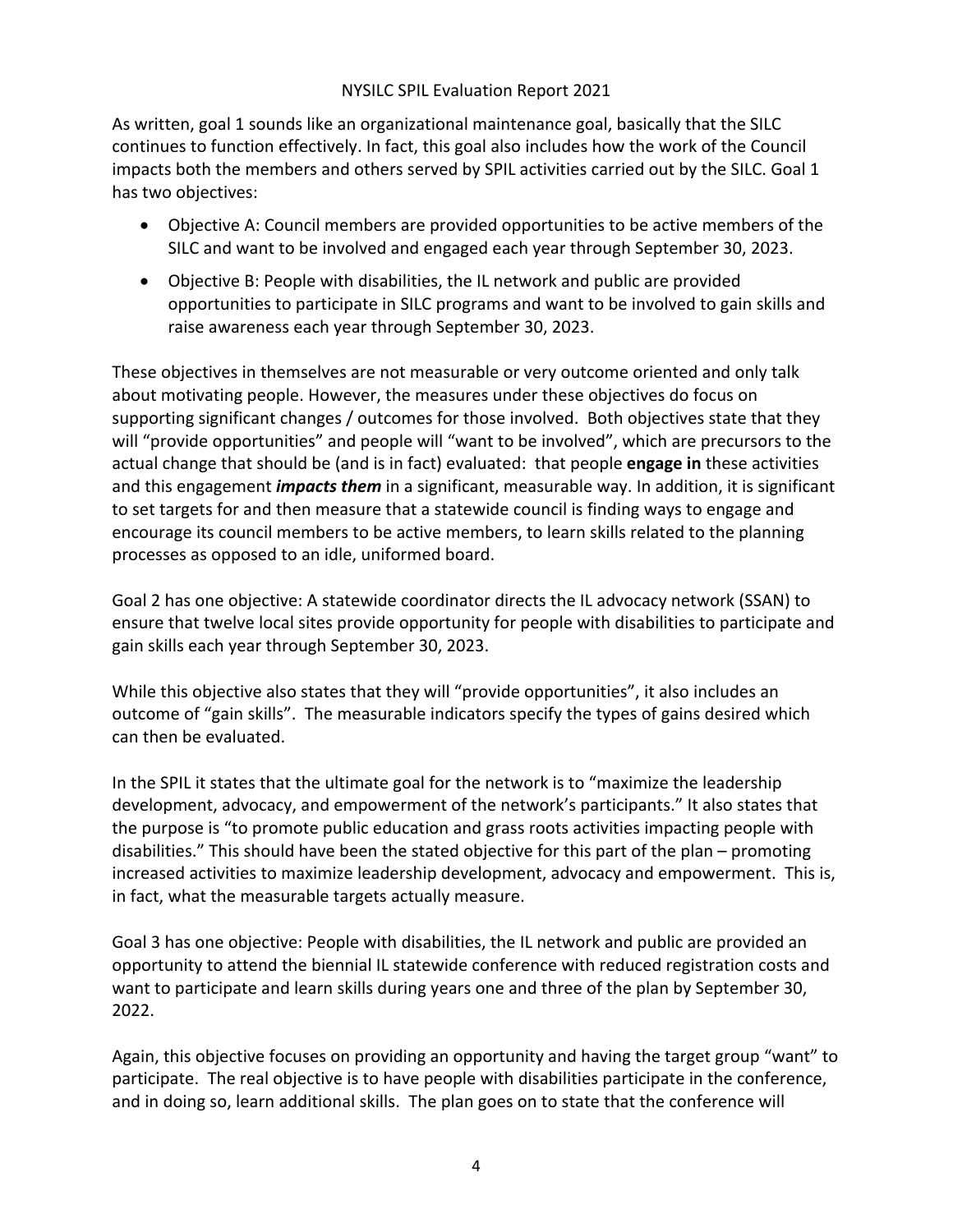As written, goal 1 sounds like an organizational maintenance goal, basically that the SILC continues to function effectively. In fact, this goal also includes how the work of the Council impacts both the members and others served by SPIL activities carried out by the SILC. Goal 1 has two objectives:

- Objective A: Council members are provided opportunities to be active members of the SILC and want to be involved and engaged each year through September 30, 2023.
- Objective B: People with disabilities, the IL network and public are provided opportunities to participate in SILC programs and want to be involved to gain skills and raise awareness each year through September 30, 2023.

These objectives in themselves are not measurable or very outcome oriented and only talk about motivating people. However, the measures under these objectives do focus on supporting significant changes / outcomes for those involved. Both objectives state that they will "provide opportunities" and people will "want to be involved", which are precursors to the actual change that should be (and is in fact) evaluated: that people **engage in** these activities and this engagement ***impacts them*** in a significant, measurable way. In addition, it is significant to set targets for and then measure that a statewide council is finding ways to engage and encourage its council members to be active members, to learn skills related to the planning processes as opposed to an idle, uniformed board.

Goal 2 has one objective: A statewide coordinator directs the IL advocacy network (SSAN) to ensure that twelve local sites provide opportunity for people with disabilities to participate and gain skills each year through September 30, 2023.

While this objective also states that they will "provide opportunities", it also includes an outcome of "gain skills". The measurable indicators specify the types of gains desired which can then be evaluated.

In the SPIL it states that the ultimate goal for the network is to "maximize the leadership development, advocacy, and empowerment of the network's participants." It also states that the purpose is "to promote public education and grass roots activities impacting people with disabilities." This should have been the stated objective for this part of the plan – promoting increased activities to maximize leadership development, advocacy and empowerment. This is, in fact, what the measurable targets actually measure.

Goal 3 has one objective: People with disabilities, the IL network and public are provided an opportunity to attend the biennial IL statewide conference with reduced registration costs and want to participate and learn skills during years one and three of the plan by September 30, 2022.

Again, this objective focuses on providing an opportunity and having the target group "want" to participate. The real objective is to have people with disabilities participate in the conference, and in doing so, learn additional skills. The plan goes on to state that the conference will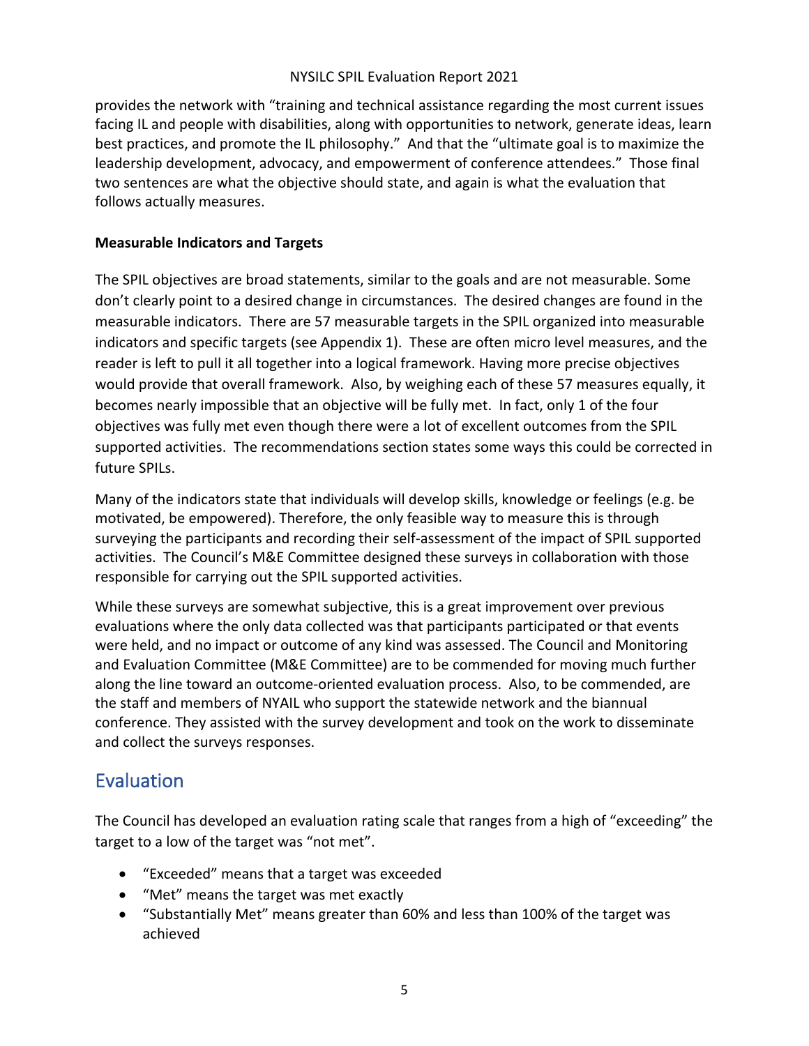provides the network with "training and technical assistance regarding the most current issues facing IL and people with disabilities, along with opportunities to network, generate ideas, learn best practices, and promote the IL philosophy." And that the "ultimate goal is to maximize the leadership development, advocacy, and empowerment of conference attendees." Those final two sentences are what the objective should state, and again is what the evaluation that follows actually measures.

**Measurable Indicators and Targets**

The SPIL objectives are broad statements, similar to the goals and are not measurable. Some don't clearly point to a desired change in circumstances. The desired changes are found in the measurable indicators. There are 57 measurable targets in the SPIL organized into measurable indicators and specific targets (see Appendix 1). These are often micro level measures, and the reader is left to pull it all together into a logical framework. Having more precise objectives would provide that overall framework. Also, by weighing each of these 57 measures equally, it becomes nearly impossible that an objective will be fully met. In fact, only 1 of the four objectives was fully met even though there were a lot of excellent outcomes from the SPIL supported activities. The recommendations section states some ways this could be corrected in future SPILs.

Many of the indicators state that individuals will develop skills, knowledge or feelings (e.g. be motivated, be empowered). Therefore, the only feasible way to measure this is through surveying the participants and recording their self-assessment of the impact of SPIL supported activities. The Council's M&E Committee designed these surveys in collaboration with those responsible for carrying out the SPIL supported activities.

While these surveys are somewhat subjective, this is a great improvement over previous evaluations where the only data collected was that participants participated or that events were held, and no impact or outcome of any kind was assessed. The Council and Monitoring and Evaluation Committee (M&E Committee) are to be commended for moving much further along the line toward an outcome-oriented evaluation process. Also, to be commended, are the staff and members of NYAIL who support the statewide network and the biannual conference. They assisted with the survey development and took on the work to disseminate and collect the surveys responses.

## Evaluation

The Council has developed an evaluation rating scale that ranges from a high of "exceeding" the target to a low of the target was "not met".

- "Exceeded" means that a target was exceeded
- "Met" means the target was met exactly
- "Substantially Met" means greater than 60% and less than 100% of the target was achieved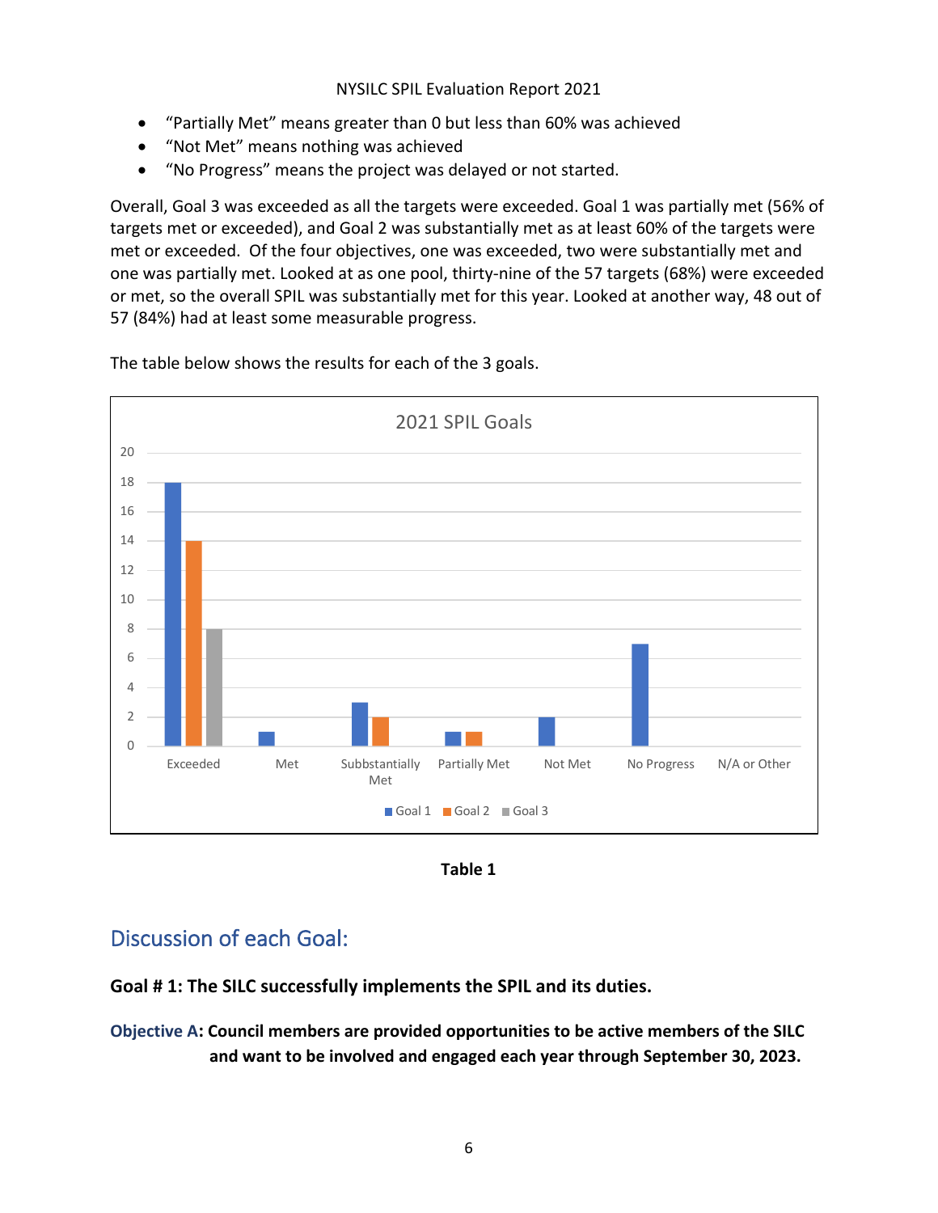- "Partially Met" means greater than 0 but less than 60% was achieved
- "Not Met" means nothing was achieved
- "No Progress" means the project was delayed or not started.

Overall, Goal 3 was exceeded as all the targets were exceeded. Goal 1 was partially met (56% of targets met or exceeded), and Goal 2 was substantially met as at least 60% of the targets were met or exceeded. Of the four objectives, one was exceeded, two were substantially met and one was partially met. Looked at as one pool, thirty-nine of the 57 targets (68%) were exceeded or met, so the overall SPIL was substantially met for this year. Looked at another way, 48 out of 57 (84%) had at least some measurable progress.

The table below shows the results for each of the 3 goals.

**2021 SPIL Goals**

| | Exceeded | Met | Subbstantially Met | Partially Met | Not Met | No Progress | N/A or Other |
|---|---|---|---|---|---|---|---|
| Goal 1 | 18 | 1 | 3 | 1 | 2 | 7 | |
| Goal 2 | 14 | | 2 | 1 | | | |
| Goal 3 | 8 | | | | | | |

**Table 1**

## Discussion of each Goal:

**Goal # 1: The SILC successfully implements the SPIL and its duties.**

**Objective A: Council members are provided opportunities to be active members of the SILC and want to be involved and engaged each year through September 30, 2023.**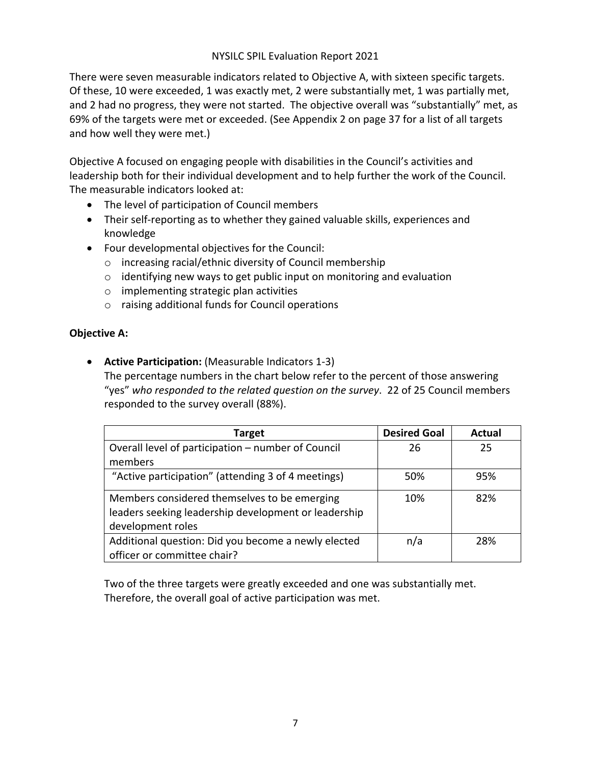There were seven measurable indicators related to Objective A, with sixteen specific targets. Of these, 10 were exceeded, 1 was exactly met, 2 were substantially met, 1 was partially met, and 2 had no progress, they were not started. The objective overall was "substantially" met, as 69% of the targets were met or exceeded. (See Appendix 2 on page 37 for a list of all targets and how well they were met.)

Objective A focused on engaging people with disabilities in the Council's activities and leadership both for their individual development and to help further the work of the Council. The measurable indicators looked at:

- The level of participation of Council members
- Their self-reporting as to whether they gained valuable skills, experiences and knowledge
- Four developmental objectives for the Council:
    - increasing racial/ethnic diversity of Council membership
    - identifying new ways to get public input on monitoring and evaluation
    - implementing strategic plan activities
    - raising additional funds for Council operations

**Objective A:**

- **Active Participation:** (Measurable Indicators 1-3)
  The percentage numbers in the chart below refer to the percent of those answering "yes" *who responded to the related question on the survey*. 22 of 25 Council members responded to the survey overall (88%).

| Target | Desired Goal | Actual |
| --- | --- | --- |
| Overall level of participation – number of Council members | 26 | 25 |
| "Active participation" (attending 3 of 4 meetings) | 50% | 95% |
| Members considered themselves to be emerging leaders seeking leadership development or leadership development roles | 10% | 82% |
| Additional question: Did you become a newly elected officer or committee chair? | n/a | 28% |

Two of the three targets were greatly exceeded and one was substantially met. Therefore, the overall goal of active participation was met.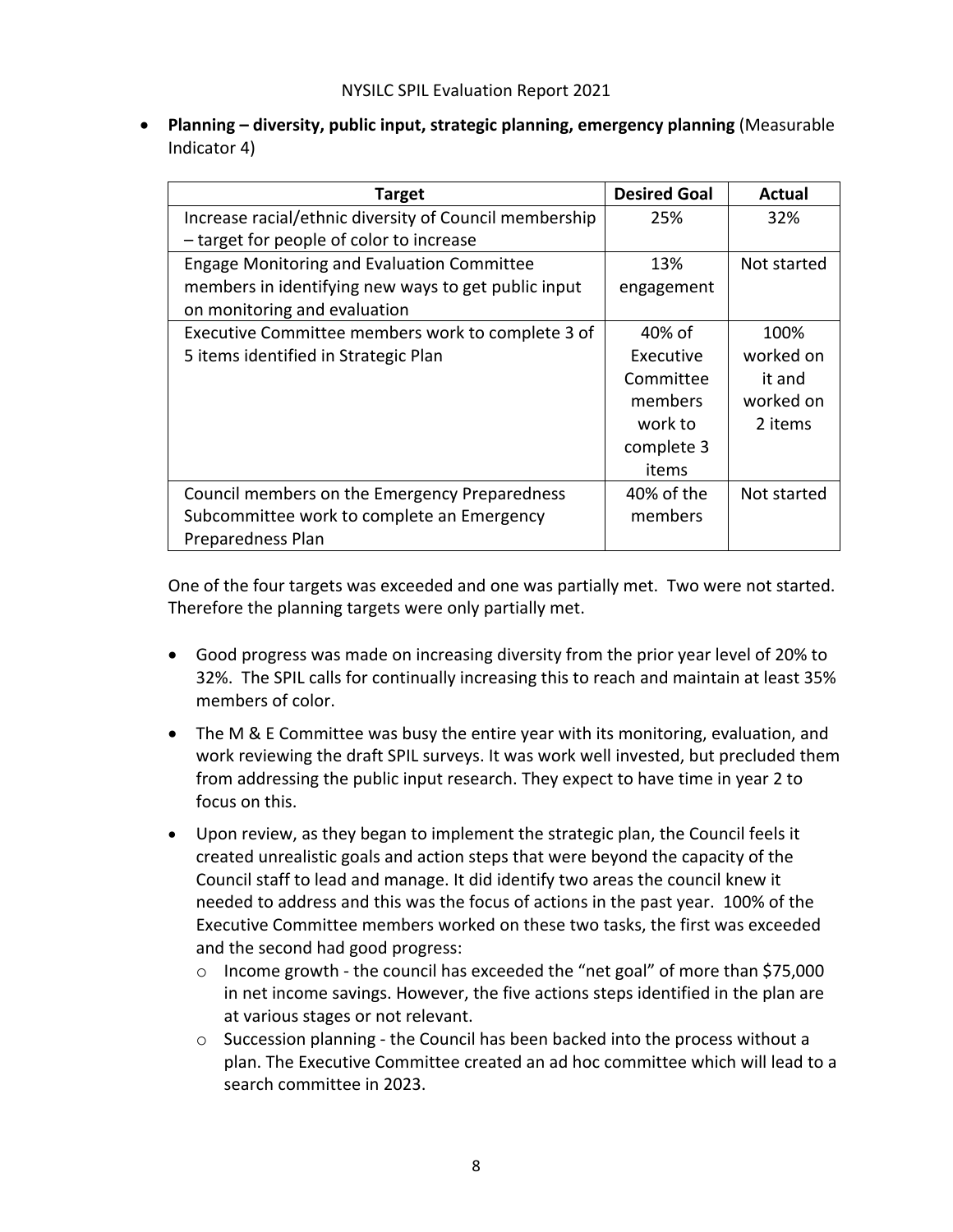- **Planning – diversity, public input, strategic planning, emergency planning** (Measurable Indicator 4)

| Target | Desired Goal | Actual |
|---|---|---|
| Increase racial/ethnic diversity of Council membership – target for people of color to increase | 25% | 32% |
| Engage Monitoring and Evaluation Committee members in identifying new ways to get public input on monitoring and evaluation | 13% engagement | Not started |
| Executive Committee members work to complete 3 of 5 items identified in Strategic Plan | 40% of Executive Committee members work to complete 3 items | 100% worked on it and worked on 2 items |
| Council members on the Emergency Preparedness Subcommittee work to complete an Emergency Preparedness Plan | 40% of the members | Not started |

One of the four targets was exceeded and one was partially met. Two were not started. Therefore the planning targets were only partially met.

- Good progress was made on increasing diversity from the prior year level of 20% to 32%. The SPIL calls for continually increasing this to reach and maintain at least 35% members of color.
- The M & E Committee was busy the entire year with its monitoring, evaluation, and work reviewing the draft SPIL surveys. It was work well invested, but precluded them from addressing the public input research. They expect to have time in year 2 to focus on this.
- Upon review, as they began to implement the strategic plan, the Council feels it created unrealistic goals and action steps that were beyond the capacity of the Council staff to lead and manage. It did identify two areas the council knew it needed to address and this was the focus of actions in the past year. 100% of the Executive Committee members worked on these two tasks, the first was exceeded and the second had good progress:
  - Income growth - the council has exceeded the "net goal" of more than $75,000 in net income savings. However, the five actions steps identified in the plan are at various stages or not relevant.
  - Succession planning - the Council has been backed into the process without a plan. The Executive Committee created an ad hoc committee which will lead to a search committee in 2023.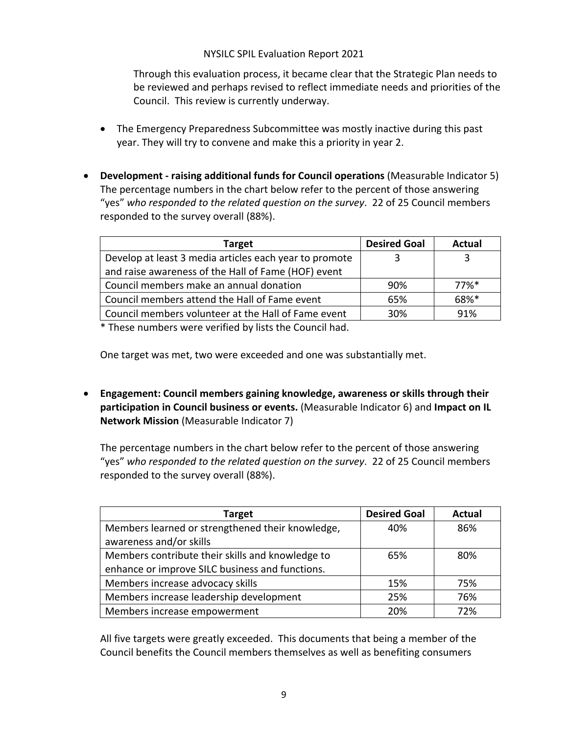Through this evaluation process, it became clear that the Strategic Plan needs to be reviewed and perhaps revised to reflect immediate needs and priorities of the Council. This review is currently underway.

- The Emergency Preparedness Subcommittee was mostly inactive during this past year. They will try to convene and make this a priority in year 2.

- **Development - raising additional funds for Council operations** (Measurable Indicator 5) The percentage numbers in the chart below refer to the percent of those answering "yes" *who responded to the related question on the survey*. 22 of 25 Council members responded to the survey overall (88%).

| Target | Desired Goal | Actual |
|---|---|---|
| Develop at least 3 media articles each year to promote and raise awareness of the Hall of Fame (HOF) event | 3 | 3 |
| Council members make an annual donation | 90% | 77%* |
| Council members attend the Hall of Fame event | 65% | 68%* |
| Council members volunteer at the Hall of Fame event | 30% | 91% |

\* These numbers were verified by lists the Council had.

One target was met, two were exceeded and one was substantially met.

- **Engagement: Council members gaining knowledge, awareness or skills through their participation in Council business or events.** (Measurable Indicator 6) and **Impact on IL Network Mission** (Measurable Indicator 7)

The percentage numbers in the chart below refer to the percent of those answering "yes" *who responded to the related question on the survey*. 22 of 25 Council members responded to the survey overall (88%).

| Target | Desired Goal | Actual |
|---|---|---|
| Members learned or strengthened their knowledge, awareness and/or skills | 40% | 86% |
| Members contribute their skills and knowledge to enhance or improve SILC business and functions. | 65% | 80% |
| Members increase advocacy skills | 15% | 75% |
| Members increase leadership development | 25% | 76% |
| Members increase empowerment | 20% | 72% |

All five targets were greatly exceeded. This documents that being a member of the Council benefits the Council members themselves as well as benefiting consumers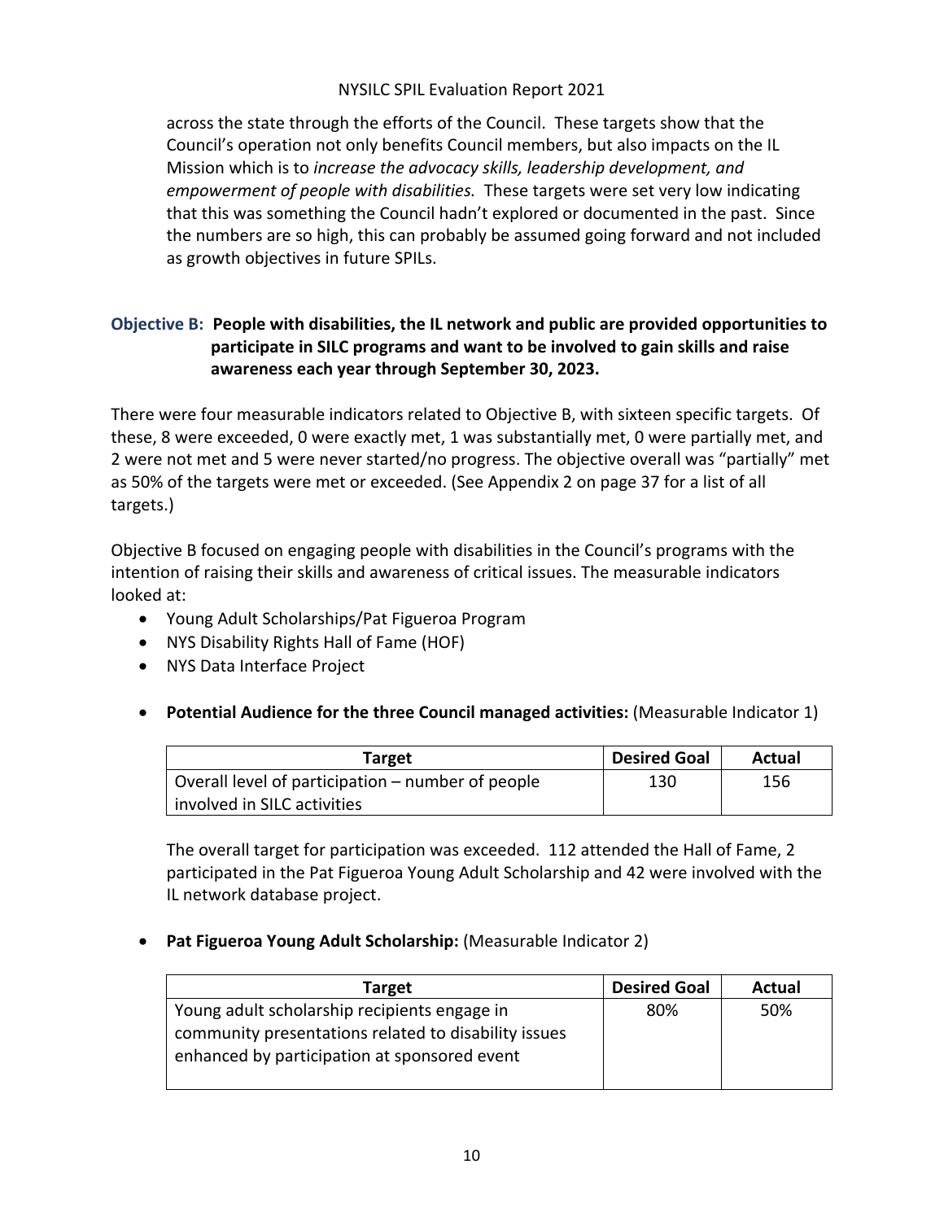across the state through the efforts of the Council. These targets show that the Council's operation not only benefits Council members, but also impacts on the IL Mission which is to *increase the advocacy skills, leadership development, and empowerment of people with disabilities.* These targets were set very low indicating that this was something the Council hadn't explored or documented in the past. Since the numbers are so high, this can probably be assumed going forward and not included as growth objectives in future SPILs.

### Objective B: People with disabilities, the IL network and public are provided opportunities to participate in SILC programs and want to be involved to gain skills and raise awareness each year through September 30, 2023.

There were four measurable indicators related to Objective B, with sixteen specific targets. Of these, 8 were exceeded, 0 were exactly met, 1 was substantially met, 0 were partially met, and 2 were not met and 5 were never started/no progress. The objective overall was "partially" met as 50% of the targets were met or exceeded. (See Appendix 2 on page 37 for a list of all targets.)

Objective B focused on engaging people with disabilities in the Council's programs with the intention of raising their skills and awareness of critical issues. The measurable indicators looked at:

- Young Adult Scholarships/Pat Figueroa Program
- NYS Disability Rights Hall of Fame (HOF)
- NYS Data Interface Project

- **Potential Audience for the three Council managed activities:** (Measurable Indicator 1)

| Target | Desired Goal | Actual |
|---|---|---|
| Overall level of participation – number of people involved in SILC activities | 130 | 156 |

The overall target for participation was exceeded. 112 attended the Hall of Fame, 2 participated in the Pat Figueroa Young Adult Scholarship and 42 were involved with the IL network database project.

- **Pat Figueroa Young Adult Scholarship:** (Measurable Indicator 2)

| Target | Desired Goal | Actual |
|---|---|---|
| Young adult scholarship recipients engage in community presentations related to disability issues enhanced by participation at sponsored event | 80% | 50% |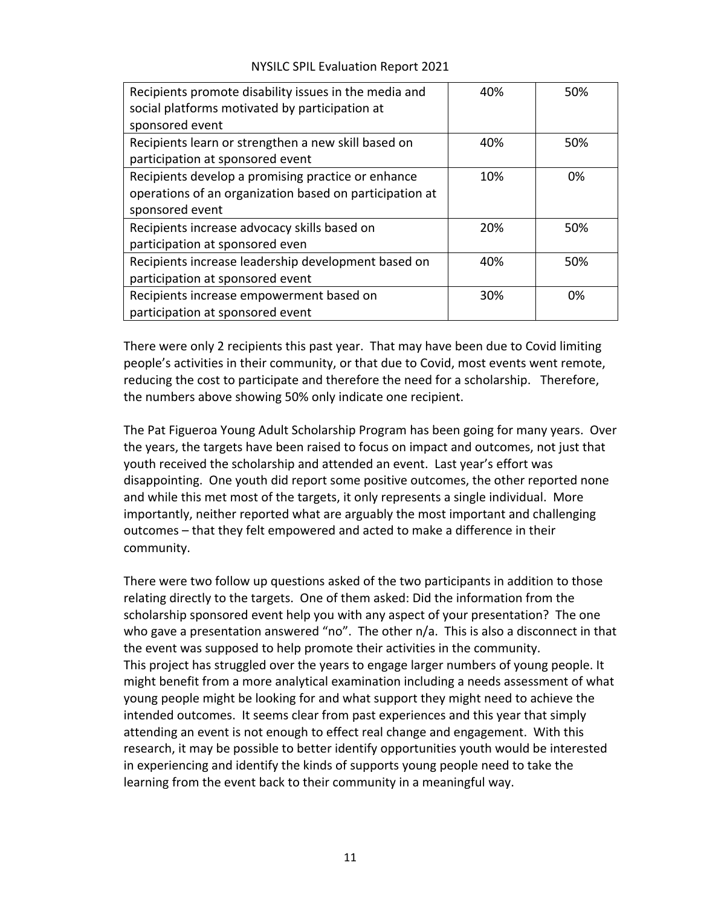| | | |
|---|---|---|
| Recipients promote disability issues in the media and social platforms motivated by participation at sponsored event | 40% | 50% |
| Recipients learn or strengthen a new skill based on participation at sponsored event | 40% | 50% |
| Recipients develop a promising practice or enhance operations of an organization based on participation at sponsored event | 10% | 0% |
| Recipients increase advocacy skills based on participation at sponsored even | 20% | 50% |
| Recipients increase leadership development based on participation at sponsored event | 40% | 50% |
| Recipients increase empowerment based on participation at sponsored event | 30% | 0% |

There were only 2 recipients this past year. That may have been due to Covid limiting people's activities in their community, or that due to Covid, most events went remote, reducing the cost to participate and therefore the need for a scholarship. Therefore, the numbers above showing 50% only indicate one recipient.

The Pat Figueroa Young Adult Scholarship Program has been going for many years. Over the years, the targets have been raised to focus on impact and outcomes, not just that youth received the scholarship and attended an event. Last year's effort was disappointing. One youth did report some positive outcomes, the other reported none and while this met most of the targets, it only represents a single individual. More importantly, neither reported what are arguably the most important and challenging outcomes – that they felt empowered and acted to make a difference in their community.

There were two follow up questions asked of the two participants in addition to those relating directly to the targets. One of them asked: Did the information from the scholarship sponsored event help you with any aspect of your presentation? The one who gave a presentation answered "no". The other n/a. This is also a disconnect in that the event was supposed to help promote their activities in the community.
This project has struggled over the years to engage larger numbers of young people. It might benefit from a more analytical examination including a needs assessment of what young people might be looking for and what support they might need to achieve the intended outcomes. It seems clear from past experiences and this year that simply attending an event is not enough to effect real change and engagement. With this research, it may be possible to better identify opportunities youth would be interested in experiencing and identify the kinds of supports young people need to take the learning from the event back to their community in a meaningful way.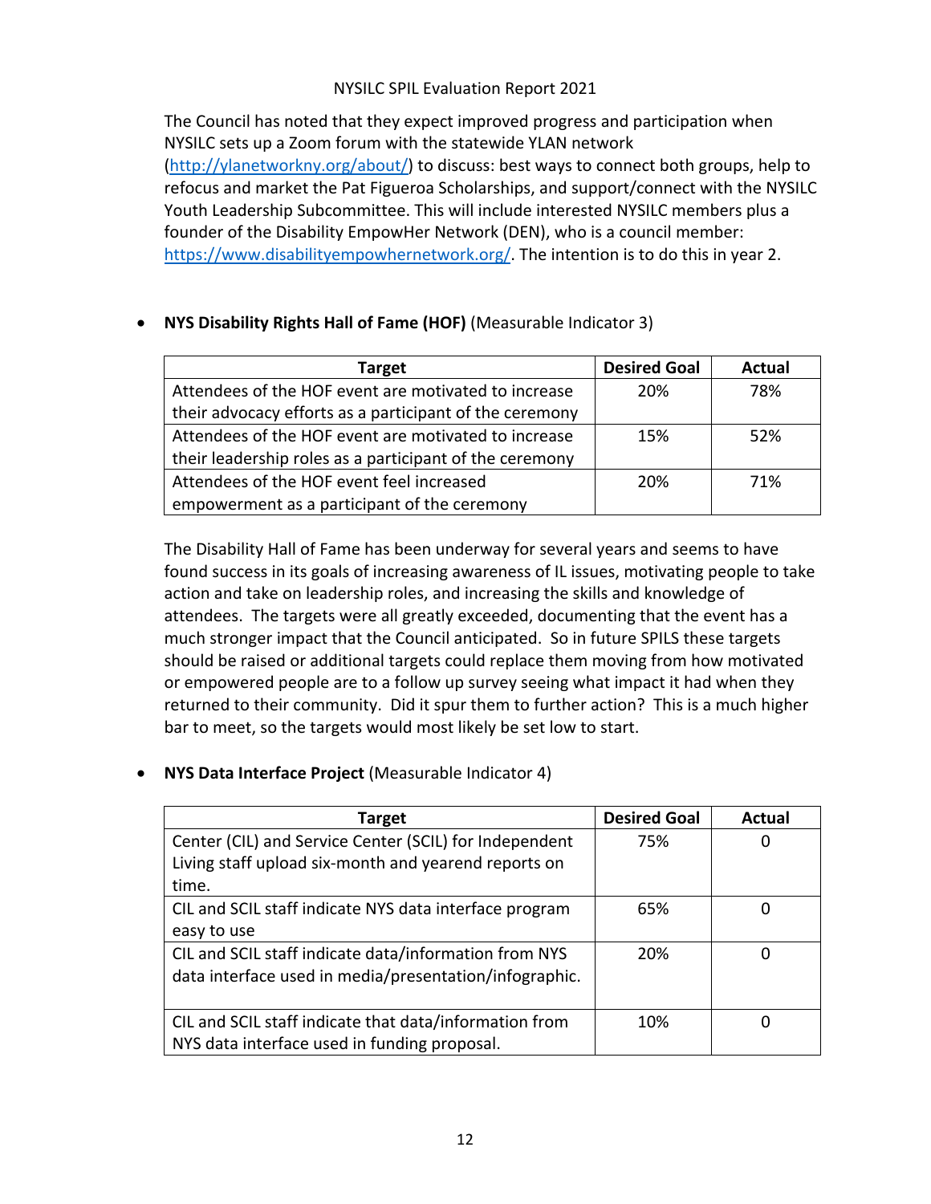The Council has noted that they expect improved progress and participation when NYSILC sets up a Zoom forum with the statewide YLAN network (http://ylanetworkny.org/about/) to discuss: best ways to connect both groups, help to refocus and market the Pat Figueroa Scholarships, and support/connect with the NYSILC Youth Leadership Subcommittee. This will include interested NYSILC members plus a founder of the Disability EmpowHer Network (DEN), who is a council member: https://www.disabilityempowhernetwork.org/. The intention is to do this in year 2.

- **NYS Disability Rights Hall of Fame (HOF)** (Measurable Indicator 3)

| Target | Desired Goal | Actual |
|---|---|---|
| Attendees of the HOF event are motivated to increase their advocacy efforts as a participant of the ceremony | 20% | 78% |
| Attendees of the HOF event are motivated to increase their leadership roles as a participant of the ceremony | 15% | 52% |
| Attendees of the HOF event feel increased empowerment as a participant of the ceremony | 20% | 71% |

The Disability Hall of Fame has been underway for several years and seems to have found success in its goals of increasing awareness of IL issues, motivating people to take action and take on leadership roles, and increasing the skills and knowledge of attendees. The targets were all greatly exceeded, documenting that the event has a much stronger impact that the Council anticipated. So in future SPILS these targets should be raised or additional targets could replace them moving from how motivated or empowered people are to a follow up survey seeing what impact it had when they returned to their community. Did it spur them to further action? This is a much higher bar to meet, so the targets would most likely be set low to start.

- **NYS Data Interface Project** (Measurable Indicator 4)

| Target | Desired Goal | Actual |
|---|---|---|
| Center (CIL) and Service Center (SCIL) for Independent Living staff upload six-month and yearend reports on time. | 75% | 0 |
| CIL and SCIL staff indicate NYS data interface program easy to use | 65% | 0 |
| CIL and SCIL staff indicate data/information from NYS data interface used in media/presentation/infographic. | 20% | 0 |
| CIL and SCIL staff indicate that data/information from NYS data interface used in funding proposal. | 10% | 0 |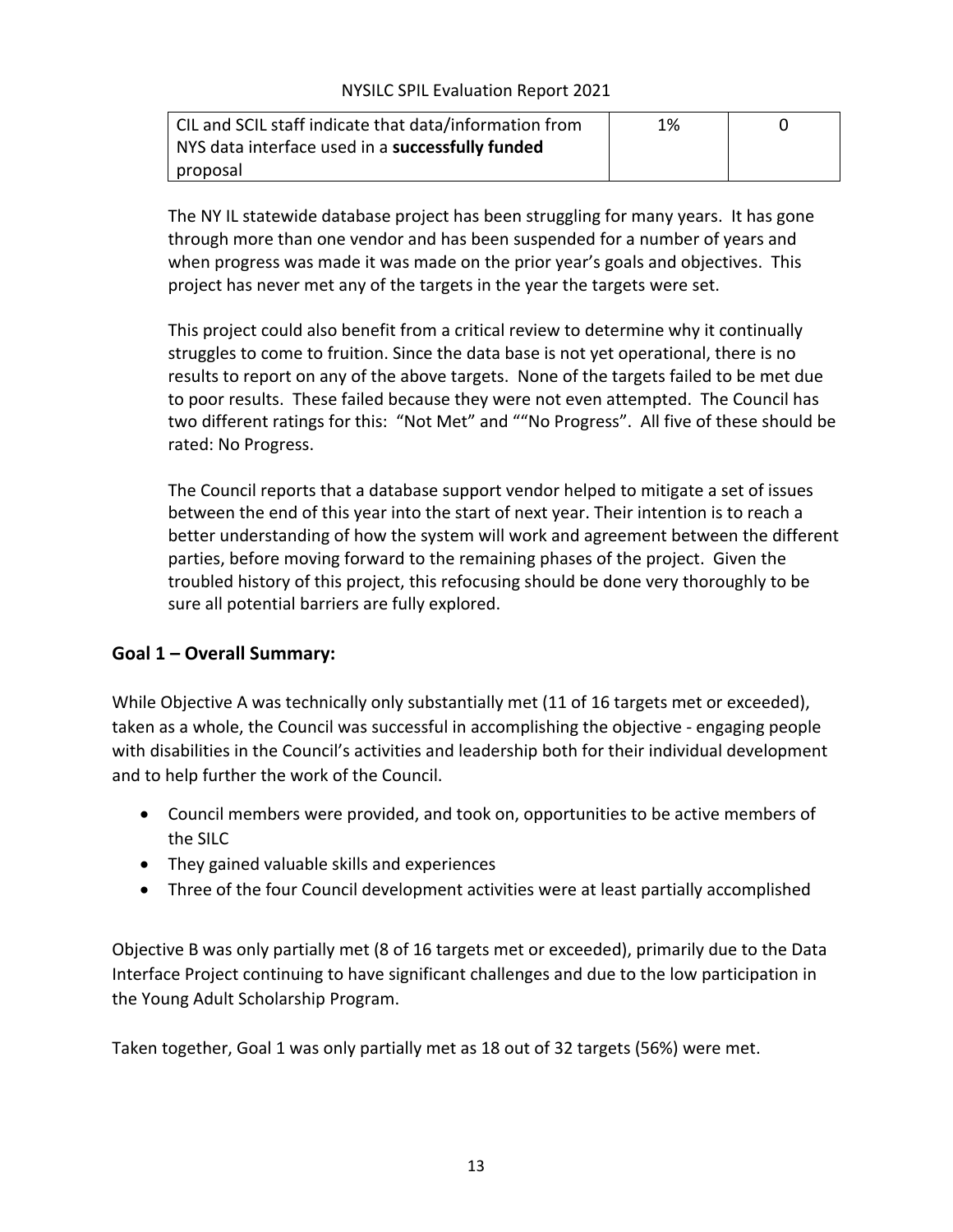| CIL and SCIL staff indicate that data/information from NYS data interface used in a **successfully funded** proposal | 1% | 0 |
|---|---|---|

The NY IL statewide database project has been struggling for many years. It has gone through more than one vendor and has been suspended for a number of years and when progress was made it was made on the prior year's goals and objectives. This project has never met any of the targets in the year the targets were set.

This project could also benefit from a critical review to determine why it continually struggles to come to fruition. Since the data base is not yet operational, there is no results to report on any of the above targets. None of the targets failed to be met due to poor results. These failed because they were not even attempted. The Council has two different ratings for this: "Not Met" and ""No Progress". All five of these should be rated: No Progress.

The Council reports that a database support vendor helped to mitigate a set of issues between the end of this year into the start of next year. Their intention is to reach a better understanding of how the system will work and agreement between the different parties, before moving forward to the remaining phases of the project. Given the troubled history of this project, this refocusing should be done very thoroughly to be sure all potential barriers are fully explored.

## Goal 1 – Overall Summary:

While Objective A was technically only substantially met (11 of 16 targets met or exceeded), taken as a whole, the Council was successful in accomplishing the objective - engaging people with disabilities in the Council's activities and leadership both for their individual development and to help further the work of the Council.

- Council members were provided, and took on, opportunities to be active members of the SILC
- They gained valuable skills and experiences
- Three of the four Council development activities were at least partially accomplished

Objective B was only partially met (8 of 16 targets met or exceeded), primarily due to the Data Interface Project continuing to have significant challenges and due to the low participation in the Young Adult Scholarship Program.

Taken together, Goal 1 was only partially met as 18 out of 32 targets (56%) were met.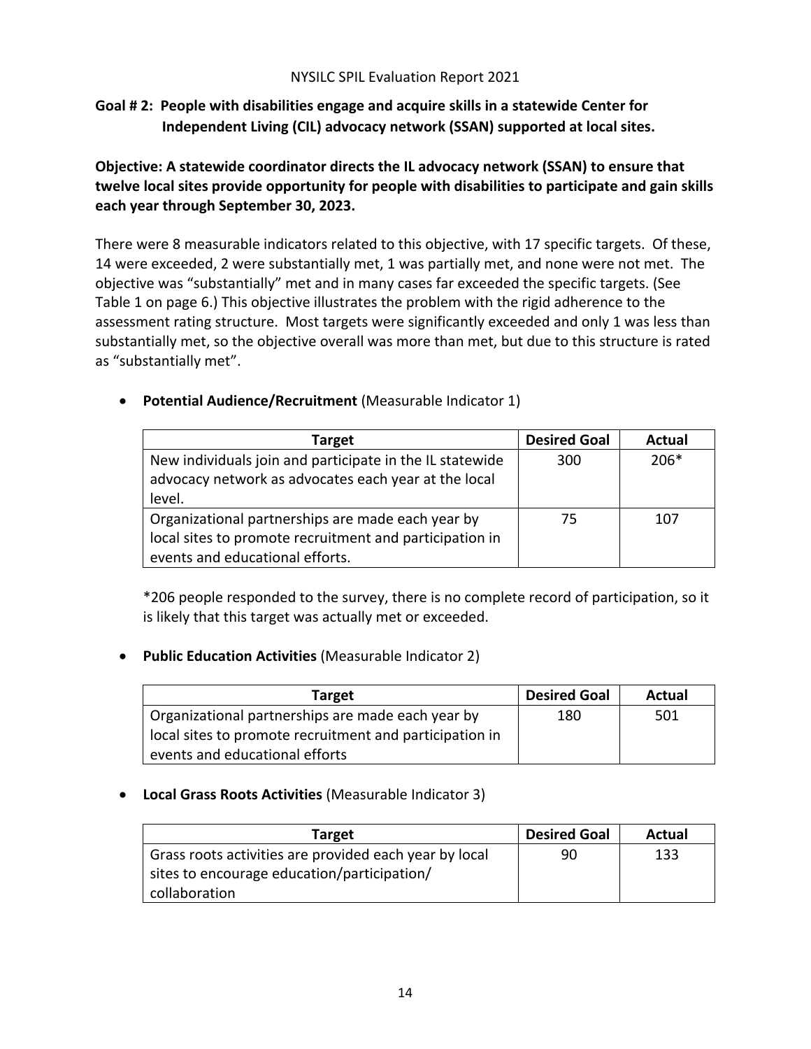**Goal # 2: People with disabilities engage and acquire skills in a statewide Center for Independent Living (CIL) advocacy network (SSAN) supported at local sites.**

**Objective: A statewide coordinator directs the IL advocacy network (SSAN) to ensure that twelve local sites provide opportunity for people with disabilities to participate and gain skills each year through September 30, 2023.**

There were 8 measurable indicators related to this objective, with 17 specific targets. Of these, 14 were exceeded, 2 were substantially met, 1 was partially met, and none were not met. The objective was "substantially" met and in many cases far exceeded the specific targets. (See Table 1 on page 6.) This objective illustrates the problem with the rigid adherence to the assessment rating structure. Most targets were significantly exceeded and only 1 was less than substantially met, so the objective overall was more than met, but due to this structure is rated as "substantially met".

- **Potential Audience/Recruitment** (Measurable Indicator 1)

| Target | Desired Goal | Actual |
| --- | --- | --- |
| New individuals join and participate in the IL statewide advocacy network as advocates each year at the local level. | 300 | 206* |
| Organizational partnerships are made each year by local sites to promote recruitment and participation in events and educational efforts. | 75 | 107 |

*206 people responded to the survey, there is no complete record of participation, so it is likely that this target was actually met or exceeded.

- **Public Education Activities** (Measurable Indicator 2)

| Target | Desired Goal | Actual |
| --- | --- | --- |
| Organizational partnerships are made each year by local sites to promote recruitment and participation in events and educational efforts | 180 | 501 |

- **Local Grass Roots Activities** (Measurable Indicator 3)

| Target | Desired Goal | Actual |
| --- | --- | --- |
| Grass roots activities are provided each year by local sites to encourage education/participation/ collaboration | 90 | 133 |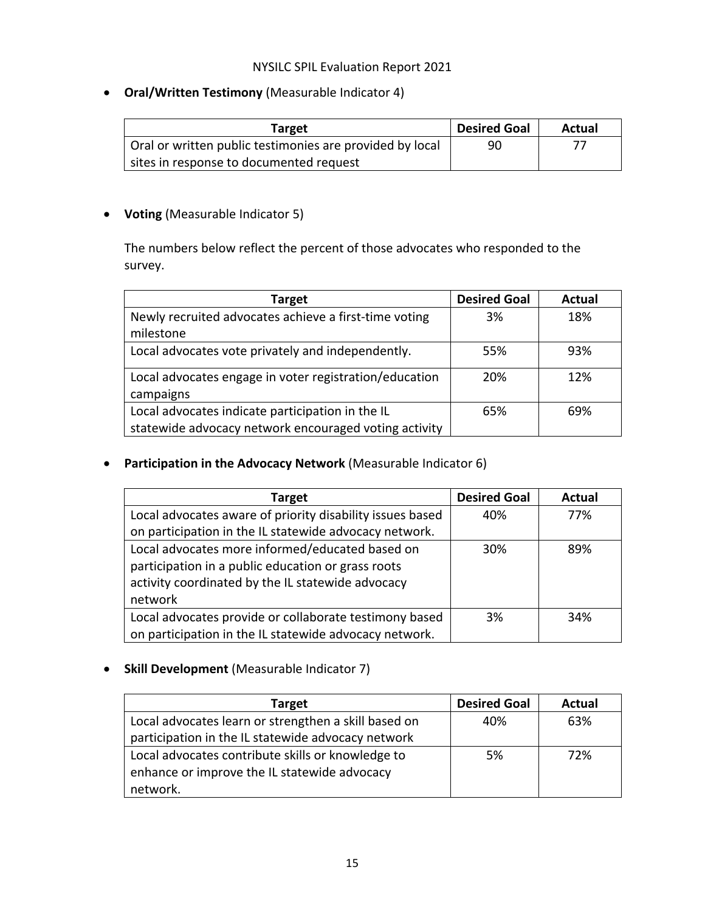- **Oral/Written Testimony** (Measurable Indicator 4)

| Target | Desired Goal | Actual |
|---|---|---|
| Oral or written public testimonies are provided by local sites in response to documented request | 90 | 77 |

- **Voting** (Measurable Indicator 5)

  The numbers below reflect the percent of those advocates who responded to the survey.

| Target | Desired Goal | Actual |
|---|---|---|
| Newly recruited advocates achieve a first-time voting milestone | 3% | 18% |
| Local advocates vote privately and independently. | 55% | 93% |
| Local advocates engage in voter registration/education campaigns | 20% | 12% |
| Local advocates indicate participation in the IL statewide advocacy network encouraged voting activity | 65% | 69% |

- **Participation in the Advocacy Network** (Measurable Indicator 6)

| Target | Desired Goal | Actual |
|---|---|---|
| Local advocates aware of priority disability issues based on participation in the IL statewide advocacy network. | 40% | 77% |
| Local advocates more informed/educated based on participation in a public education or grass roots activity coordinated by the IL statewide advocacy network | 30% | 89% |
| Local advocates provide or collaborate testimony based on participation in the IL statewide advocacy network. | 3% | 34% |

- **Skill Development** (Measurable Indicator 7)

| Target | Desired Goal | Actual |
|---|---|---|
| Local advocates learn or strengthen a skill based on participation in the IL statewide advocacy network | 40% | 63% |
| Local advocates contribute skills or knowledge to enhance or improve the IL statewide advocacy network. | 5% | 72% |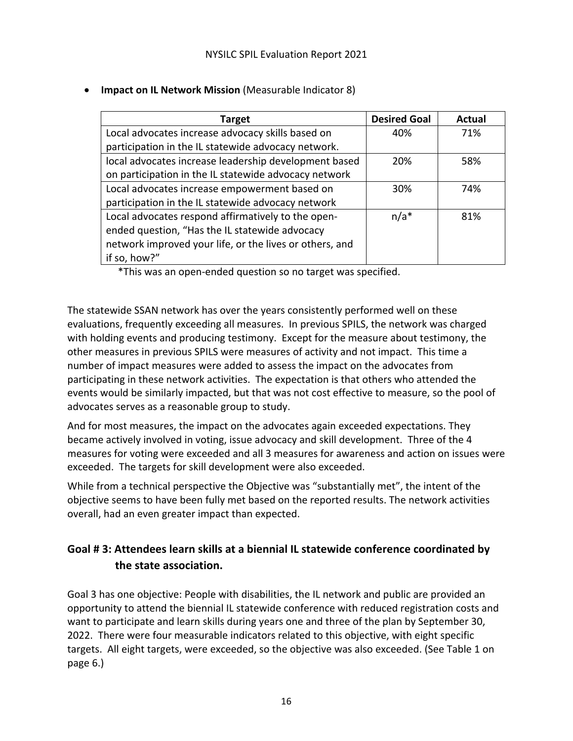- **Impact on IL Network Mission** (Measurable Indicator 8)

| Target | Desired Goal | Actual |
|---|---|---|
| Local advocates increase advocacy skills based on participation in the IL statewide advocacy network. | 40% | 71% |
| local advocates increase leadership development based on participation in the IL statewide advocacy network | 20% | 58% |
| Local advocates increase empowerment based on participation in the IL statewide advocacy network | 30% | 74% |
| Local advocates respond affirmatively to the open-ended question, "Has the IL statewide advocacy network improved your life, or the lives or others, and if so, how?" | n/a* | 81% |

*This was an open-ended question so no target was specified.

The statewide SSAN network has over the years consistently performed well on these evaluations, frequently exceeding all measures. In previous SPILS, the network was charged with holding events and producing testimony. Except for the measure about testimony, the other measures in previous SPILS were measures of activity and not impact. This time a number of impact measures were added to assess the impact on the advocates from participating in these network activities. The expectation is that others who attended the events would be similarly impacted, but that was not cost effective to measure, so the pool of advocates serves as a reasonable group to study.

And for most measures, the impact on the advocates again exceeded expectations. They became actively involved in voting, issue advocacy and skill development. Three of the 4 measures for voting were exceeded and all 3 measures for awareness and action on issues were exceeded. The targets for skill development were also exceeded.

While from a technical perspective the Objective was "substantially met", the intent of the objective seems to have been fully met based on the reported results. The network activities overall, had an even greater impact than expected.

## Goal # 3: Attendees learn skills at a biennial IL statewide conference coordinated by the state association.

Goal 3 has one objective: People with disabilities, the IL network and public are provided an opportunity to attend the biennial IL statewide conference with reduced registration costs and want to participate and learn skills during years one and three of the plan by September 30, 2022. There were four measurable indicators related to this objective, with eight specific targets. All eight targets, were exceeded, so the objective was also exceeded. (See Table 1 on page 6.)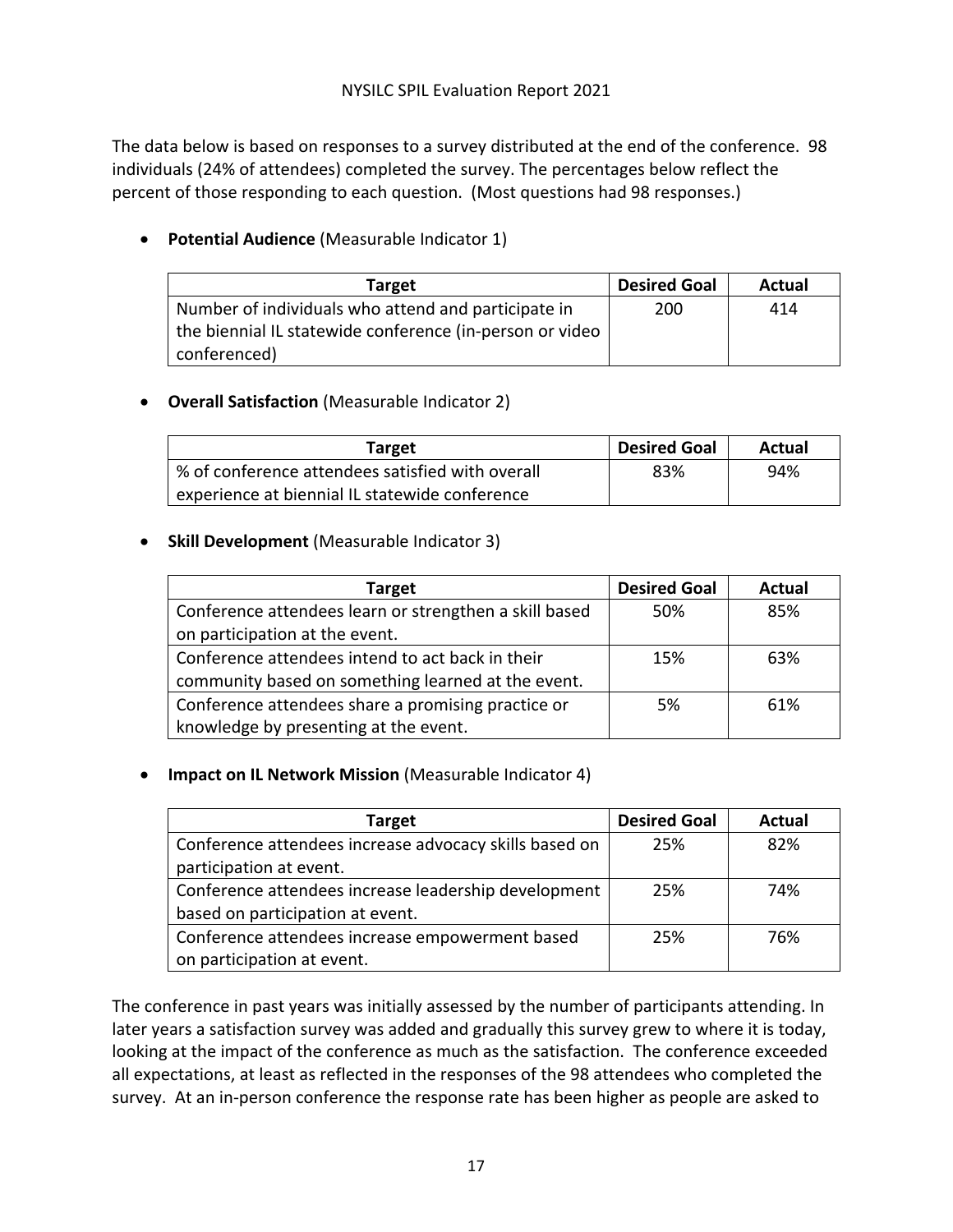The data below is based on responses to a survey distributed at the end of the conference. 98 individuals (24% of attendees) completed the survey. The percentages below reflect the percent of those responding to each question. (Most questions had 98 responses.)

- **Potential Audience** (Measurable Indicator 1)

| Target | Desired Goal | Actual |
|---|---|---|
| Number of individuals who attend and participate in the biennial IL statewide conference (in-person or video conferenced) | 200 | 414 |

- **Overall Satisfaction** (Measurable Indicator 2)

| Target | Desired Goal | Actual |
|---|---|---|
| % of conference attendees satisfied with overall experience at biennial IL statewide conference | 83% | 94% |

- **Skill Development** (Measurable Indicator 3)

| Target | Desired Goal | Actual |
|---|---|---|
| Conference attendees learn or strengthen a skill based on participation at the event. | 50% | 85% |
| Conference attendees intend to act back in their community based on something learned at the event. | 15% | 63% |
| Conference attendees share a promising practice or knowledge by presenting at the event. | 5% | 61% |

- **Impact on IL Network Mission** (Measurable Indicator 4)

| Target | Desired Goal | Actual |
|---|---|---|
| Conference attendees increase advocacy skills based on participation at event. | 25% | 82% |
| Conference attendees increase leadership development based on participation at event. | 25% | 74% |
| Conference attendees increase empowerment based on participation at event. | 25% | 76% |

The conference in past years was initially assessed by the number of participants attending. In later years a satisfaction survey was added and gradually this survey grew to where it is today, looking at the impact of the conference as much as the satisfaction. The conference exceeded all expectations, at least as reflected in the responses of the 98 attendees who completed the survey. At an in-person conference the response rate has been higher as people are asked to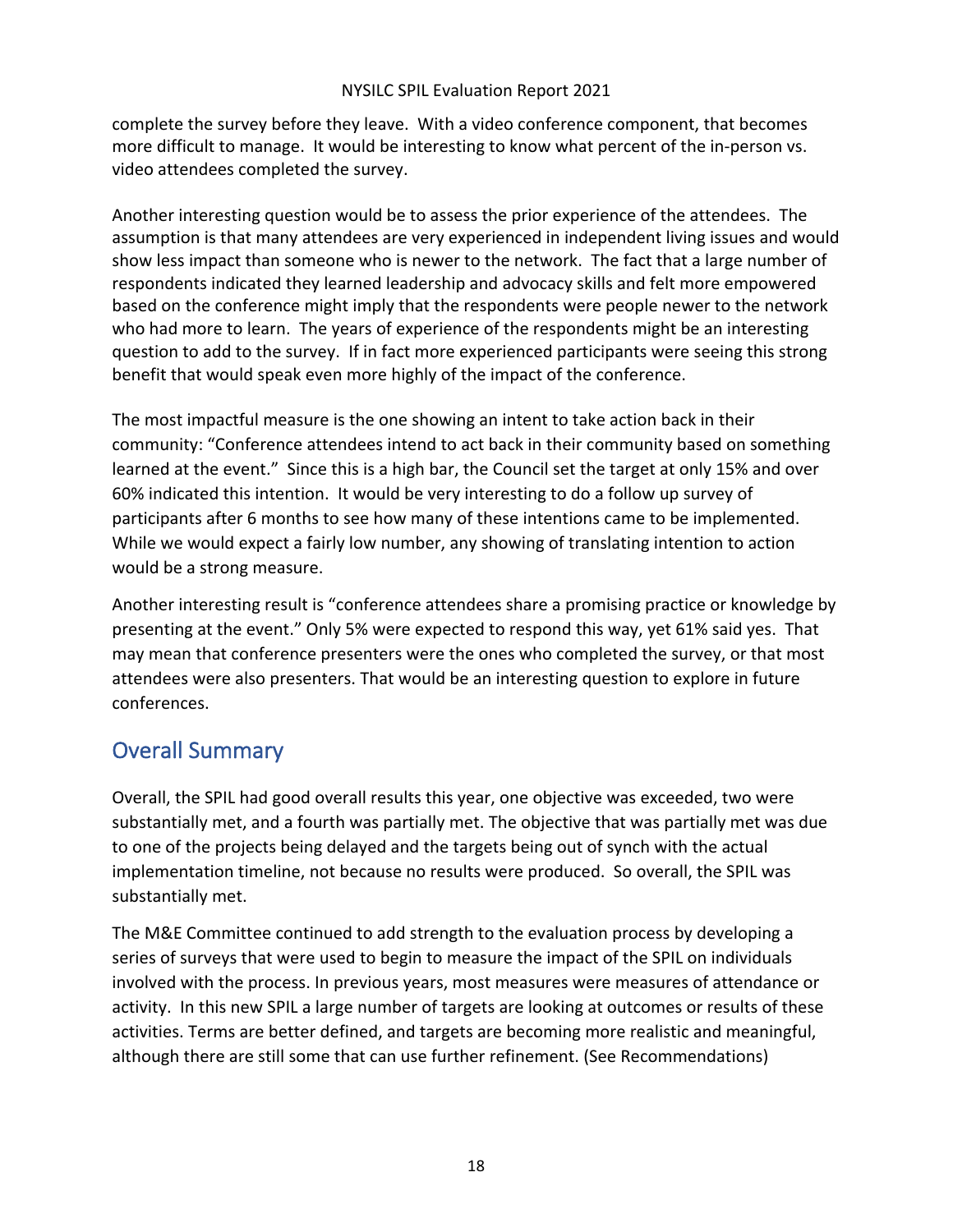complete the survey before they leave. With a video conference component, that becomes more difficult to manage. It would be interesting to know what percent of the in-person vs. video attendees completed the survey.

Another interesting question would be to assess the prior experience of the attendees. The assumption is that many attendees are very experienced in independent living issues and would show less impact than someone who is newer to the network. The fact that a large number of respondents indicated they learned leadership and advocacy skills and felt more empowered based on the conference might imply that the respondents were people newer to the network who had more to learn. The years of experience of the respondents might be an interesting question to add to the survey. If in fact more experienced participants were seeing this strong benefit that would speak even more highly of the impact of the conference.

The most impactful measure is the one showing an intent to take action back in their community: "Conference attendees intend to act back in their community based on something learned at the event." Since this is a high bar, the Council set the target at only 15% and over 60% indicated this intention. It would be very interesting to do a follow up survey of participants after 6 months to see how many of these intentions came to be implemented. While we would expect a fairly low number, any showing of translating intention to action would be a strong measure.

Another interesting result is "conference attendees share a promising practice or knowledge by presenting at the event." Only 5% were expected to respond this way, yet 61% said yes. That may mean that conference presenters were the ones who completed the survey, or that most attendees were also presenters. That would be an interesting question to explore in future conferences.

## Overall Summary

Overall, the SPIL had good overall results this year, one objective was exceeded, two were substantially met, and a fourth was partially met. The objective that was partially met was due to one of the projects being delayed and the targets being out of synch with the actual implementation timeline, not because no results were produced. So overall, the SPIL was substantially met.

The M&E Committee continued to add strength to the evaluation process by developing a series of surveys that were used to begin to measure the impact of the SPIL on individuals involved with the process. In previous years, most measures were measures of attendance or activity. In this new SPIL a large number of targets are looking at outcomes or results of these activities. Terms are better defined, and targets are becoming more realistic and meaningful, although there are still some that can use further refinement. (See Recommendations)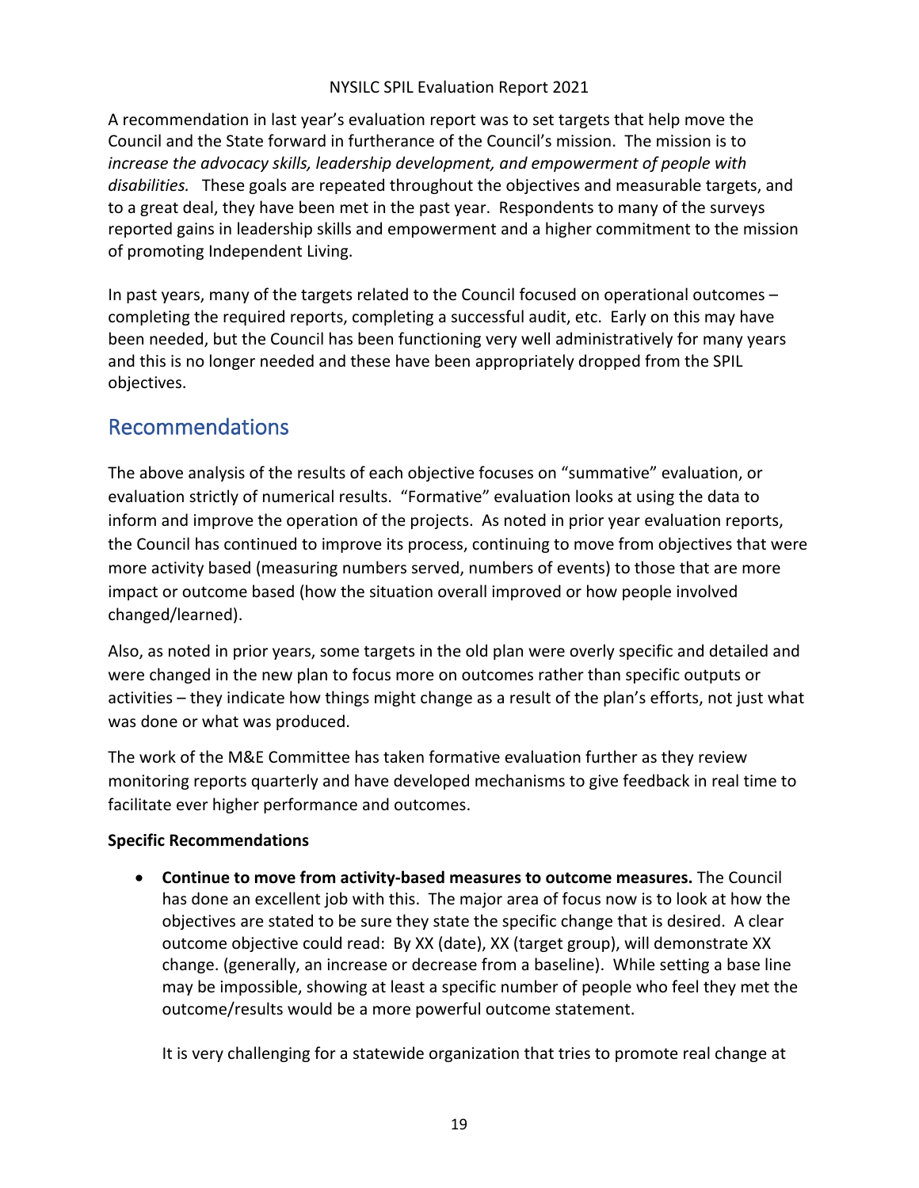A recommendation in last year's evaluation report was to set targets that help move the Council and the State forward in furtherance of the Council's mission. The mission is to *increase the advocacy skills, leadership development, and empowerment of people with disabilities.* These goals are repeated throughout the objectives and measurable targets, and to a great deal, they have been met in the past year. Respondents to many of the surveys reported gains in leadership skills and empowerment and a higher commitment to the mission of promoting Independent Living.

In past years, many of the targets related to the Council focused on operational outcomes – completing the required reports, completing a successful audit, etc. Early on this may have been needed, but the Council has been functioning very well administratively for many years and this is no longer needed and these have been appropriately dropped from the SPIL objectives.

## Recommendations

The above analysis of the results of each objective focuses on "summative" evaluation, or evaluation strictly of numerical results. "Formative" evaluation looks at using the data to inform and improve the operation of the projects. As noted in prior year evaluation reports, the Council has continued to improve its process, continuing to move from objectives that were more activity based (measuring numbers served, numbers of events) to those that are more impact or outcome based (how the situation overall improved or how people involved changed/learned).

Also, as noted in prior years, some targets in the old plan were overly specific and detailed and were changed in the new plan to focus more on outcomes rather than specific outputs or activities – they indicate how things might change as a result of the plan's efforts, not just what was done or what was produced.

The work of the M&E Committee has taken formative evaluation further as they review monitoring reports quarterly and have developed mechanisms to give feedback in real time to facilitate ever higher performance and outcomes.

**Specific Recommendations**

- **Continue to move from activity-based measures to outcome measures.** The Council has done an excellent job with this. The major area of focus now is to look at how the objectives are stated to be sure they state the specific change that is desired. A clear outcome objective could read: By XX (date), XX (target group), will demonstrate XX change. (generally, an increase or decrease from a baseline). While setting a base line may be impossible, showing at least a specific number of people who feel they met the outcome/results would be a more powerful outcome statement.

  It is very challenging for a statewide organization that tries to promote real change at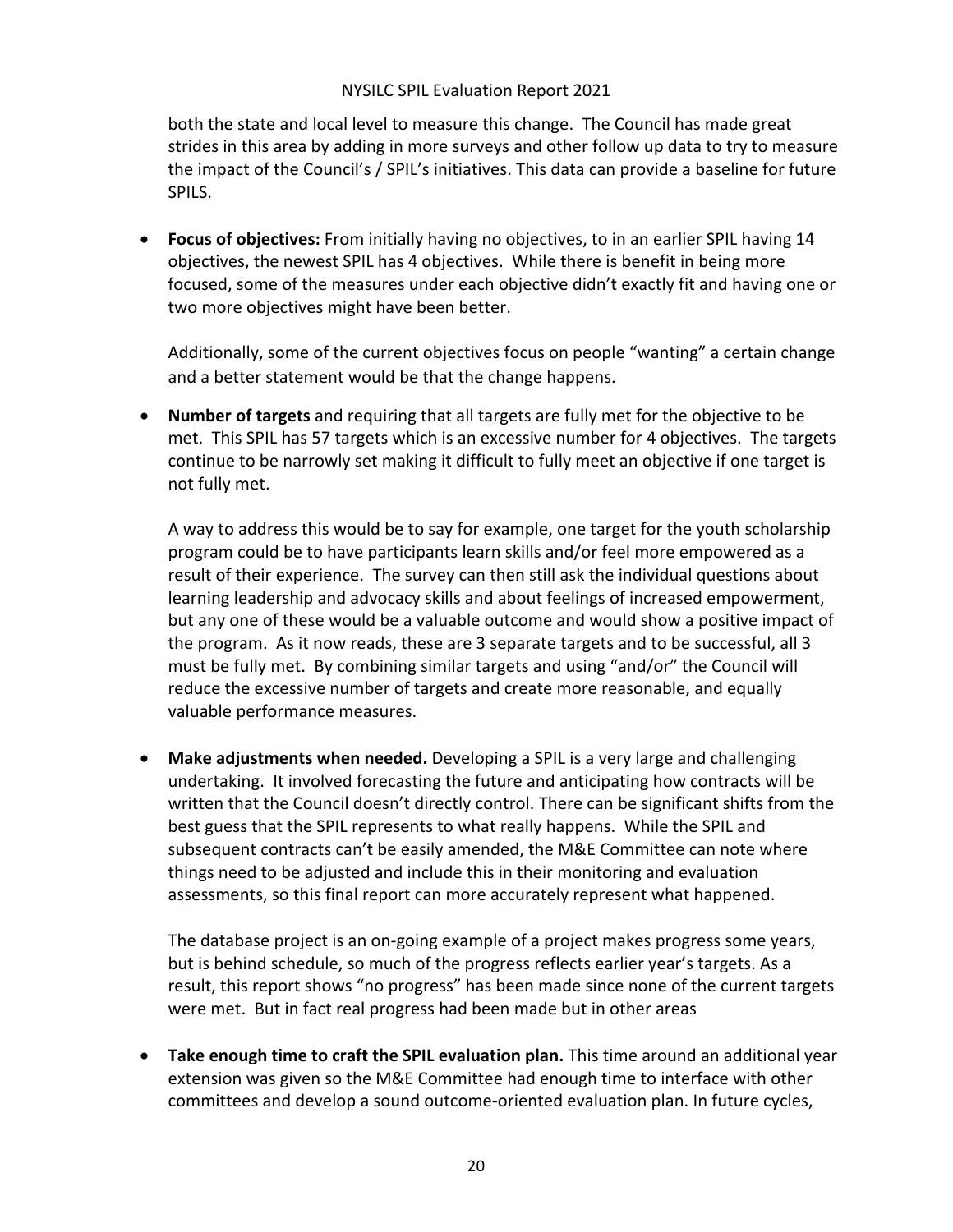both the state and local level to measure this change. The Council has made great strides in this area by adding in more surveys and other follow up data to try to measure the impact of the Council's / SPIL's initiatives. This data can provide a baseline for future SPILS.

- **Focus of objectives:** From initially having no objectives, to in an earlier SPIL having 14 objectives, the newest SPIL has 4 objectives. While there is benefit in being more focused, some of the measures under each objective didn't exactly fit and having one or two more objectives might have been better.

  Additionally, some of the current objectives focus on people "wanting" a certain change and a better statement would be that the change happens.

- **Number of targets** and requiring that all targets are fully met for the objective to be met. This SPIL has 57 targets which is an excessive number for 4 objectives. The targets continue to be narrowly set making it difficult to fully meet an objective if one target is not fully met.

  A way to address this would be to say for example, one target for the youth scholarship program could be to have participants learn skills and/or feel more empowered as a result of their experience. The survey can then still ask the individual questions about learning leadership and advocacy skills and about feelings of increased empowerment, but any one of these would be a valuable outcome and would show a positive impact of the program. As it now reads, these are 3 separate targets and to be successful, all 3 must be fully met. By combining similar targets and using "and/or" the Council will reduce the excessive number of targets and create more reasonable, and equally valuable performance measures.

- **Make adjustments when needed.** Developing a SPIL is a very large and challenging undertaking. It involved forecasting the future and anticipating how contracts will be written that the Council doesn't directly control. There can be significant shifts from the best guess that the SPIL represents to what really happens. While the SPIL and subsequent contracts can't be easily amended, the M&E Committee can note where things need to be adjusted and include this in their monitoring and evaluation assessments, so this final report can more accurately represent what happened.

  The database project is an on-going example of a project makes progress some years, but is behind schedule, so much of the progress reflects earlier year's targets. As a result, this report shows "no progress" has been made since none of the current targets were met. But in fact real progress had been made but in other areas

- **Take enough time to craft the SPIL evaluation plan.** This time around an additional year extension was given so the M&E Committee had enough time to interface with other committees and develop a sound outcome-oriented evaluation plan. In future cycles,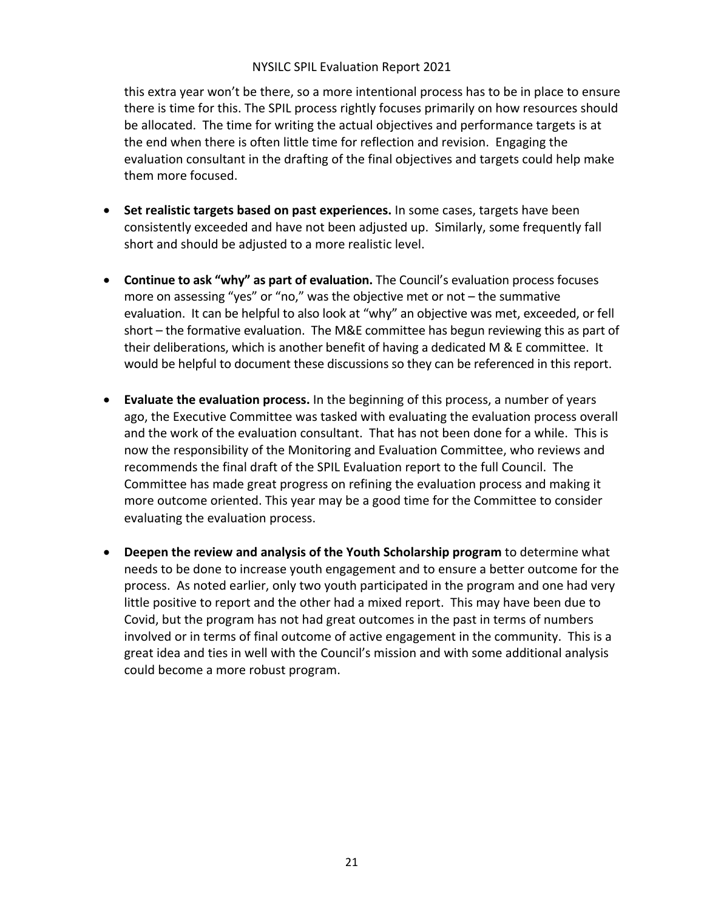this extra year won't be there, so a more intentional process has to be in place to ensure there is time for this. The SPIL process rightly focuses primarily on how resources should be allocated. The time for writing the actual objectives and performance targets is at the end when there is often little time for reflection and revision. Engaging the evaluation consultant in the drafting of the final objectives and targets could help make them more focused.

- **Set realistic targets based on past experiences.** In some cases, targets have been consistently exceeded and have not been adjusted up. Similarly, some frequently fall short and should be adjusted to a more realistic level.

- **Continue to ask "why" as part of evaluation.** The Council's evaluation process focuses more on assessing "yes" or "no," was the objective met or not – the summative evaluation. It can be helpful to also look at "why" an objective was met, exceeded, or fell short – the formative evaluation. The M&E committee has begun reviewing this as part of their deliberations, which is another benefit of having a dedicated M & E committee. It would be helpful to document these discussions so they can be referenced in this report.

- **Evaluate the evaluation process.** In the beginning of this process, a number of years ago, the Executive Committee was tasked with evaluating the evaluation process overall and the work of the evaluation consultant. That has not been done for a while. This is now the responsibility of the Monitoring and Evaluation Committee, who reviews and recommends the final draft of the SPIL Evaluation report to the full Council. The Committee has made great progress on refining the evaluation process and making it more outcome oriented. This year may be a good time for the Committee to consider evaluating the evaluation process.

- **Deepen the review and analysis of the Youth Scholarship program** to determine what needs to be done to increase youth engagement and to ensure a better outcome for the process. As noted earlier, only two youth participated in the program and one had very little positive to report and the other had a mixed report. This may have been due to Covid, but the program has not had great outcomes in the past in terms of numbers involved or in terms of final outcome of active engagement in the community. This is a great idea and ties in well with the Council's mission and with some additional analysis could become a more robust program.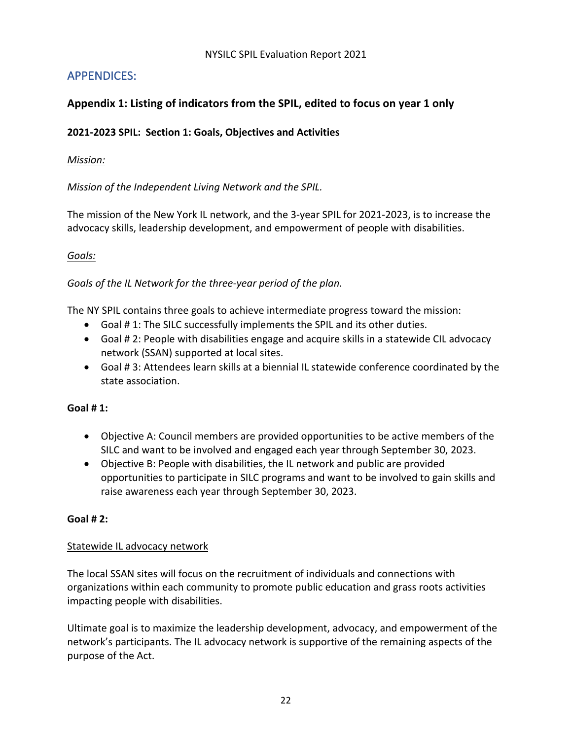## APPENDICES:

### Appendix 1: Listing of indicators from the SPIL, edited to focus on year 1 only

#### 2021-2023 SPIL: Section 1: Goals, Objectives and Activities

*Mission:*

*Mission of the Independent Living Network and the SPIL.*

The mission of the New York IL network, and the 3-year SPIL for 2021-2023, is to increase the advocacy skills, leadership development, and empowerment of people with disabilities.

*Goals:*

*Goals of the IL Network for the three-year period of the plan.*

The NY SPIL contains three goals to achieve intermediate progress toward the mission:

- Goal # 1: The SILC successfully implements the SPIL and its other duties.
- Goal # 2: People with disabilities engage and acquire skills in a statewide CIL advocacy network (SSAN) supported at local sites.
- Goal # 3: Attendees learn skills at a biennial IL statewide conference coordinated by the state association.

**Goal # 1:**

- Objective A: Council members are provided opportunities to be active members of the SILC and want to be involved and engaged each year through September 30, 2023.
- Objective B: People with disabilities, the IL network and public are provided opportunities to participate in SILC programs and want to be involved to gain skills and raise awareness each year through September 30, 2023.

**Goal # 2:**

Statewide IL advocacy network

The local SSAN sites will focus on the recruitment of individuals and connections with organizations within each community to promote public education and grass roots activities impacting people with disabilities.

Ultimate goal is to maximize the leadership development, advocacy, and empowerment of the network's participants. The IL advocacy network is supportive of the remaining aspects of the purpose of the Act.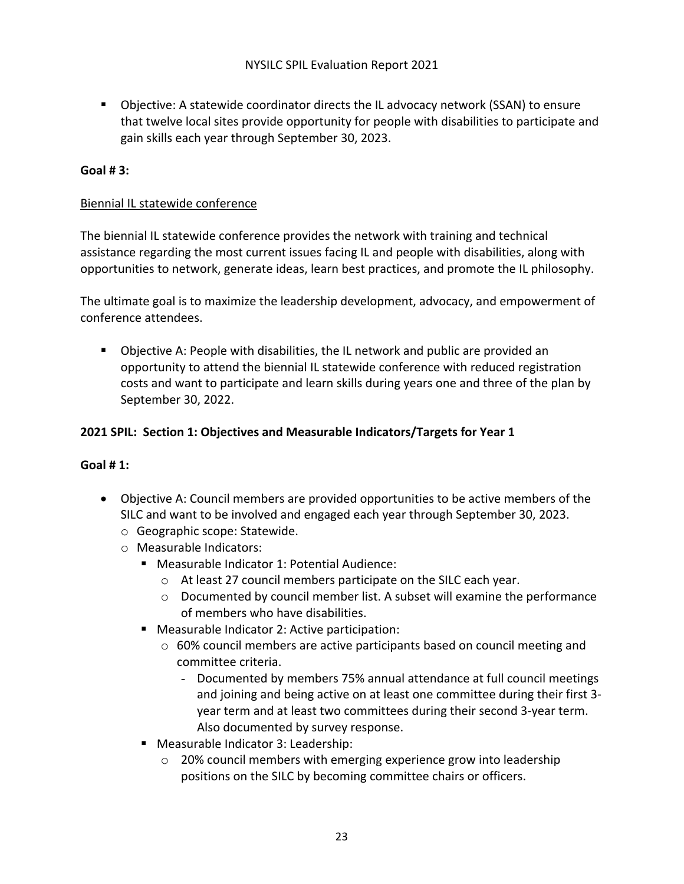- Objective: A statewide coordinator directs the IL advocacy network (SSAN) to ensure that twelve local sites provide opportunity for people with disabilities to participate and gain skills each year through September 30, 2023.

**Goal # 3:**

Biennial IL statewide conference

The biennial IL statewide conference provides the network with training and technical assistance regarding the most current issues facing IL and people with disabilities, along with opportunities to network, generate ideas, learn best practices, and promote the IL philosophy.

The ultimate goal is to maximize the leadership development, advocacy, and empowerment of conference attendees.

- Objective A: People with disabilities, the IL network and public are provided an opportunity to attend the biennial IL statewide conference with reduced registration costs and want to participate and learn skills during years one and three of the plan by September 30, 2022.

**2021 SPIL: Section 1: Objectives and Measurable Indicators/Targets for Year 1**

**Goal # 1:**

- Objective A: Council members are provided opportunities to be active members of the SILC and want to be involved and engaged each year through September 30, 2023.
  - Geographic scope: Statewide.
  - Measurable Indicators:
    - Measurable Indicator 1: Potential Audience:
      - At least 27 council members participate on the SILC each year.
      - Documented by council member list. A subset will examine the performance of members who have disabilities.
    - Measurable Indicator 2: Active participation:
      - 60% council members are active participants based on council meeting and committee criteria.
        - Documented by members 75% annual attendance at full council meetings and joining and being active on at least one committee during their first 3-year term and at least two committees during their second 3-year term. Also documented by survey response.
    - Measurable Indicator 3: Leadership:
      - 20% council members with emerging experience grow into leadership positions on the SILC by becoming committee chairs or officers.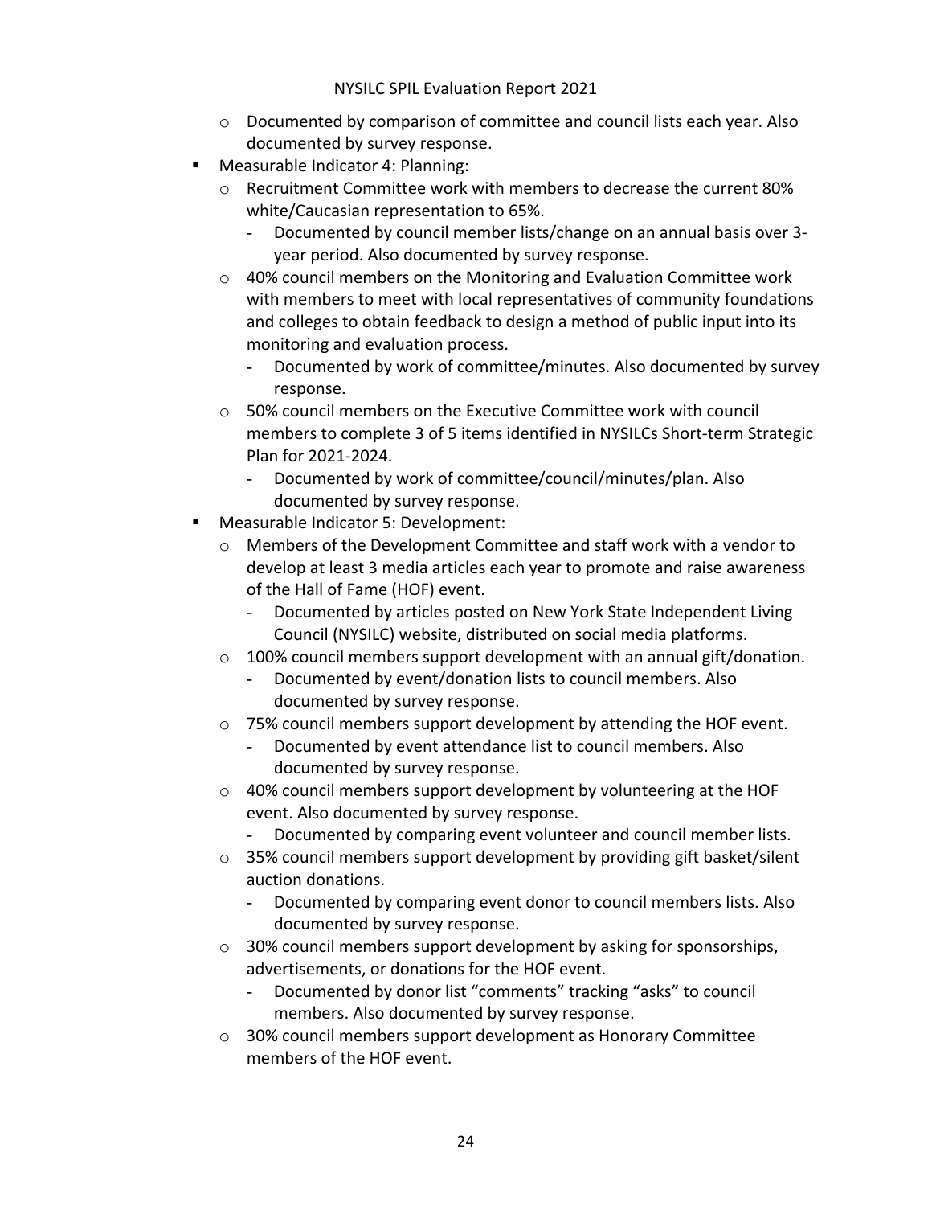- Documented by comparison of committee and council lists each year. Also documented by survey response.
- Measurable Indicator 4: Planning:
  - Recruitment Committee work with members to decrease the current 80% white/Caucasian representation to 65%.
    - Documented by council member lists/change on an annual basis over 3-year period. Also documented by survey response.
  - 40% council members on the Monitoring and Evaluation Committee work with members to meet with local representatives of community foundations and colleges to obtain feedback to design a method of public input into its monitoring and evaluation process.
    - Documented by work of committee/minutes. Also documented by survey response.
  - 50% council members on the Executive Committee work with council members to complete 3 of 5 items identified in NYSILCs Short-term Strategic Plan for 2021-2024.
    - Documented by work of committee/council/minutes/plan. Also documented by survey response.
- Measurable Indicator 5: Development:
  - Members of the Development Committee and staff work with a vendor to develop at least 3 media articles each year to promote and raise awareness of the Hall of Fame (HOF) event.
    - Documented by articles posted on New York State Independent Living Council (NYSILC) website, distributed on social media platforms.
  - 100% council members support development with an annual gift/donation.
    - Documented by event/donation lists to council members. Also documented by survey response.
  - 75% council members support development by attending the HOF event.
    - Documented by event attendance list to council members. Also documented by survey response.
  - 40% council members support development by volunteering at the HOF event. Also documented by survey response.
    - Documented by comparing event volunteer and council member lists.
  - 35% council members support development by providing gift basket/silent auction donations.
    - Documented by comparing event donor to council members lists. Also documented by survey response.
  - 30% council members support development by asking for sponsorships, advertisements, or donations for the HOF event.
    - Documented by donor list "comments" tracking "asks" to council members. Also documented by survey response.
  - 30% council members support development as Honorary Committee members of the HOF event.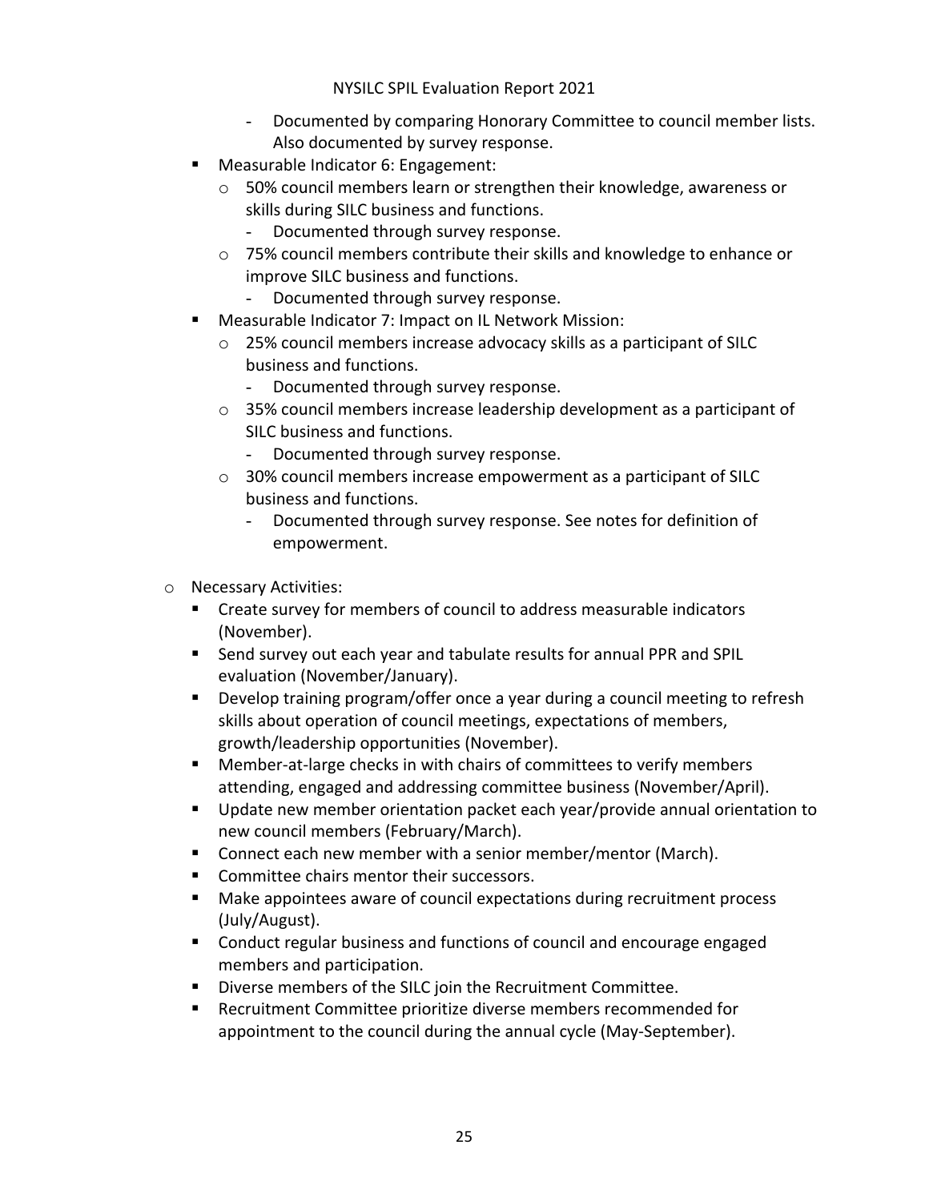- Documented by comparing Honorary Committee to council member lists. Also documented by survey response.
  - Measurable Indicator 6: Engagement:
    - 50% council members learn or strengthen their knowledge, awareness or skills during SILC business and functions.
      - Documented through survey response.
    - 75% council members contribute their skills and knowledge to enhance or improve SILC business and functions.
      - Documented through survey response.
  - Measurable Indicator 7: Impact on IL Network Mission:
    - 25% council members increase advocacy skills as a participant of SILC business and functions.
      - Documented through survey response.
    - 35% council members increase leadership development as a participant of SILC business and functions.
      - Documented through survey response.
    - 30% council members increase empowerment as a participant of SILC business and functions.
      - Documented through survey response. See notes for definition of empowerment.

- Necessary Activities:
  - Create survey for members of council to address measurable indicators (November).
  - Send survey out each year and tabulate results for annual PPR and SPIL evaluation (November/January).
  - Develop training program/offer once a year during a council meeting to refresh skills about operation of council meetings, expectations of members, growth/leadership opportunities (November).
  - Member-at-large checks in with chairs of committees to verify members attending, engaged and addressing committee business (November/April).
  - Update new member orientation packet each year/provide annual orientation to new council members (February/March).
  - Connect each new member with a senior member/mentor (March).
  - Committee chairs mentor their successors.
  - Make appointees aware of council expectations during recruitment process (July/August).
  - Conduct regular business and functions of council and encourage engaged members and participation.
  - Diverse members of the SILC join the Recruitment Committee.
  - Recruitment Committee prioritize diverse members recommended for appointment to the council during the annual cycle (May-September).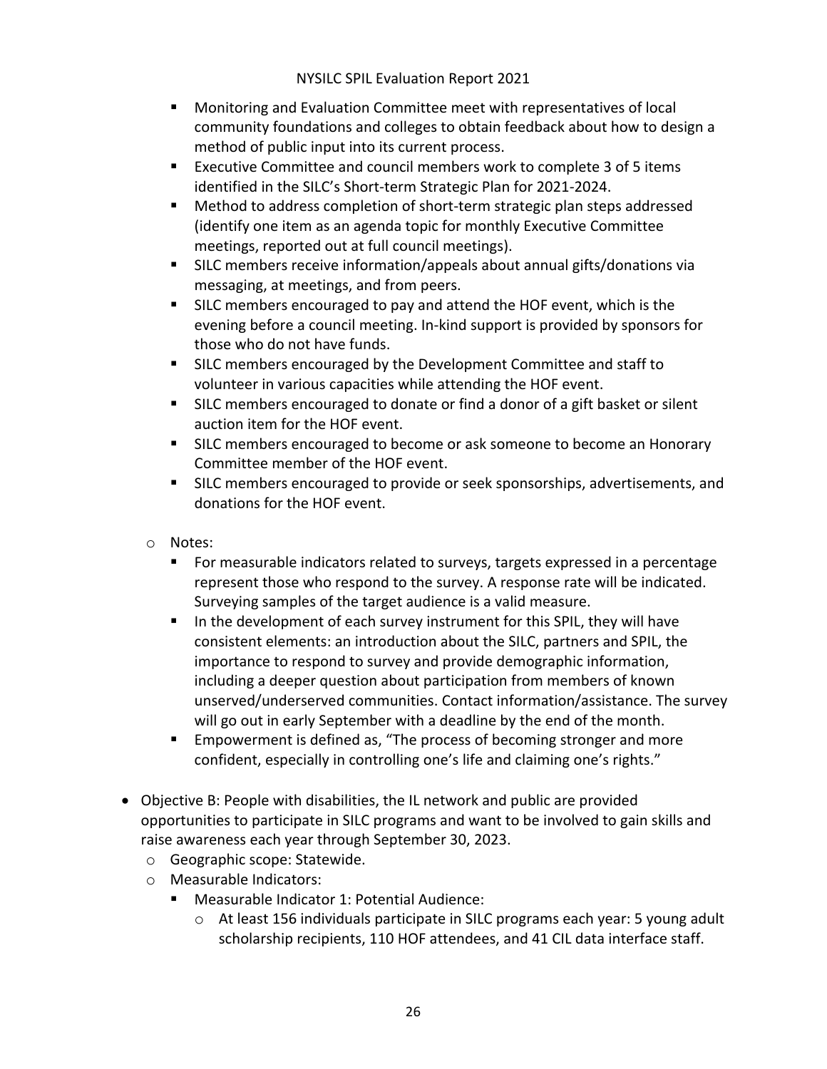- Monitoring and Evaluation Committee meet with representatives of local community foundations and colleges to obtain feedback about how to design a method of public input into its current process.
    - Executive Committee and council members work to complete 3 of 5 items identified in the SILC's Short-term Strategic Plan for 2021-2024.
    - Method to address completion of short-term strategic plan steps addressed (identify one item as an agenda topic for monthly Executive Committee meetings, reported out at full council meetings).
    - SILC members receive information/appeals about annual gifts/donations via messaging, at meetings, and from peers.
    - SILC members encouraged to pay and attend the HOF event, which is the evening before a council meeting. In-kind support is provided by sponsors for those who do not have funds.
    - SILC members encouraged by the Development Committee and staff to volunteer in various capacities while attending the HOF event.
    - SILC members encouraged to donate or find a donor of a gift basket or silent auction item for the HOF event.
    - SILC members encouraged to become or ask someone to become an Honorary Committee member of the HOF event.
    - SILC members encouraged to provide or seek sponsorships, advertisements, and donations for the HOF event.
  - Notes:
    - For measurable indicators related to surveys, targets expressed in a percentage represent those who respond to the survey. A response rate will be indicated. Surveying samples of the target audience is a valid measure.
    - In the development of each survey instrument for this SPIL, they will have consistent elements: an introduction about the SILC, partners and SPIL, the importance to respond to survey and provide demographic information, including a deeper question about participation from members of known unserved/underserved communities. Contact information/assistance. The survey will go out in early September with a deadline by the end of the month.
    - Empowerment is defined as, "The process of becoming stronger and more confident, especially in controlling one's life and claiming one's rights."

- Objective B: People with disabilities, the IL network and public are provided opportunities to participate in SILC programs and want to be involved to gain skills and raise awareness each year through September 30, 2023.
  - Geographic scope: Statewide.
  - Measurable Indicators:
    - Measurable Indicator 1: Potential Audience:
      - At least 156 individuals participate in SILC programs each year: 5 young adult scholarship recipients, 110 HOF attendees, and 41 CIL data interface staff.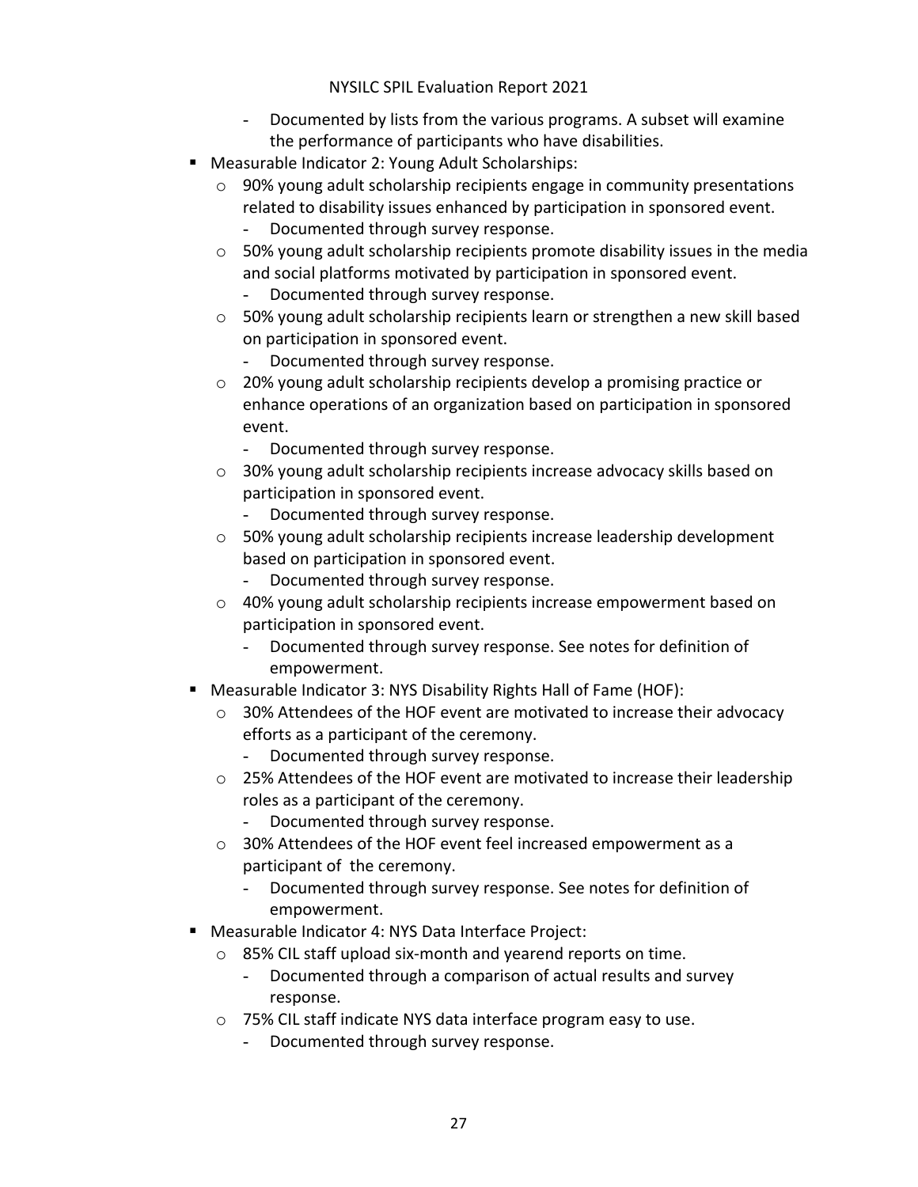- Documented by lists from the various programs. A subset will examine the performance of participants who have disabilities.
- Measurable Indicator 2: Young Adult Scholarships:
  - 90% young adult scholarship recipients engage in community presentations related to disability issues enhanced by participation in sponsored event.
    - Documented through survey response.
  - 50% young adult scholarship recipients promote disability issues in the media and social platforms motivated by participation in sponsored event.
    - Documented through survey response.
  - 50% young adult scholarship recipients learn or strengthen a new skill based on participation in sponsored event.
    - Documented through survey response.
  - 20% young adult scholarship recipients develop a promising practice or enhance operations of an organization based on participation in sponsored event.
    - Documented through survey response.
  - 30% young adult scholarship recipients increase advocacy skills based on participation in sponsored event.
    - Documented through survey response.
  - 50% young adult scholarship recipients increase leadership development based on participation in sponsored event.
    - Documented through survey response.
  - 40% young adult scholarship recipients increase empowerment based on participation in sponsored event.
    - Documented through survey response. See notes for definition of empowerment.
- Measurable Indicator 3: NYS Disability Rights Hall of Fame (HOF):
  - 30% Attendees of the HOF event are motivated to increase their advocacy efforts as a participant of the ceremony.
    - Documented through survey response.
  - 25% Attendees of the HOF event are motivated to increase their leadership roles as a participant of the ceremony.
    - Documented through survey response.
  - 30% Attendees of the HOF event feel increased empowerment as a participant of the ceremony.
    - Documented through survey response. See notes for definition of empowerment.
- Measurable Indicator 4: NYS Data Interface Project:
  - 85% CIL staff upload six-month and yearend reports on time.
    - Documented through a comparison of actual results and survey response.
  - 75% CIL staff indicate NYS data interface program easy to use.
    - Documented through survey response.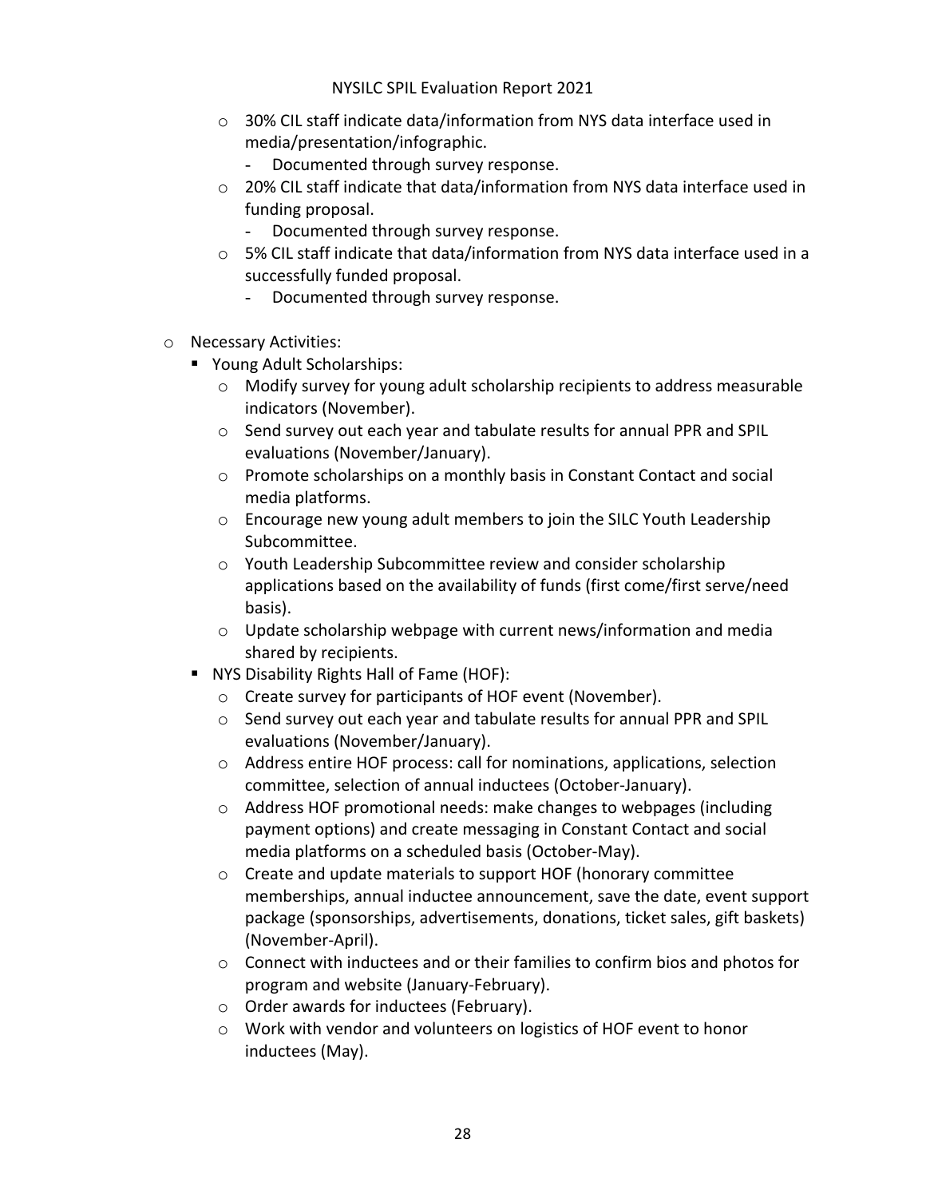- 30% CIL staff indicate data/information from NYS data interface used in media/presentation/infographic.
  - Documented through survey response.
- 20% CIL staff indicate that data/information from NYS data interface used in funding proposal.
  - Documented through survey response.
- 5% CIL staff indicate that data/information from NYS data interface used in a successfully funded proposal.
  - Documented through survey response.

- Necessary Activities:
  - Young Adult Scholarships:
    - Modify survey for young adult scholarship recipients to address measurable indicators (November).
    - Send survey out each year and tabulate results for annual PPR and SPIL evaluations (November/January).
    - Promote scholarships on a monthly basis in Constant Contact and social media platforms.
    - Encourage new young adult members to join the SILC Youth Leadership Subcommittee.
    - Youth Leadership Subcommittee review and consider scholarship applications based on the availability of funds (first come/first serve/need basis).
    - Update scholarship webpage with current news/information and media shared by recipients.
  - NYS Disability Rights Hall of Fame (HOF):
    - Create survey for participants of HOF event (November).
    - Send survey out each year and tabulate results for annual PPR and SPIL evaluations (November/January).
    - Address entire HOF process: call for nominations, applications, selection committee, selection of annual inductees (October-January).
    - Address HOF promotional needs: make changes to webpages (including payment options) and create messaging in Constant Contact and social media platforms on a scheduled basis (October-May).
    - Create and update materials to support HOF (honorary committee memberships, annual inductee announcement, save the date, event support package (sponsorships, advertisements, donations, ticket sales, gift baskets) (November-April).
    - Connect with inductees and or their families to confirm bios and photos for program and website (January-February).
    - Order awards for inductees (February).
    - Work with vendor and volunteers on logistics of HOF event to honor inductees (May).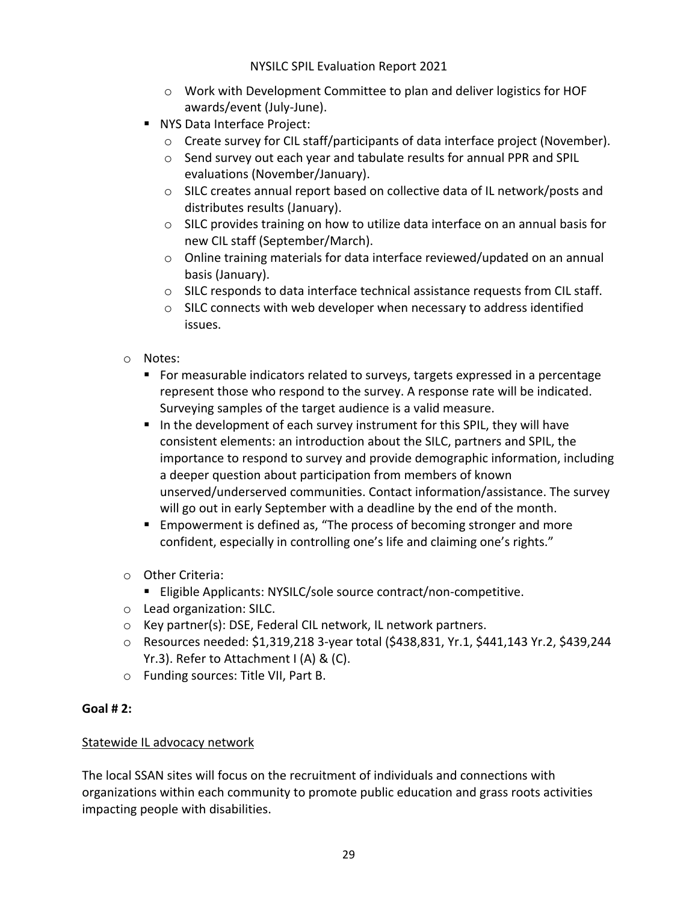- Work with Development Committee to plan and deliver logistics for HOF awards/event (July-June).
  - NYS Data Interface Project:
    - Create survey for CIL staff/participants of data interface project (November).
    - Send survey out each year and tabulate results for annual PPR and SPIL evaluations (November/January).
    - SILC creates annual report based on collective data of IL network/posts and distributes results (January).
    - SILC provides training on how to utilize data interface on an annual basis for new CIL staff (September/March).
    - Online training materials for data interface reviewed/updated on an annual basis (January).
    - SILC responds to data interface technical assistance requests from CIL staff.
    - SILC connects with web developer when necessary to address identified issues.

- Notes:
  - For measurable indicators related to surveys, targets expressed in a percentage represent those who respond to the survey. A response rate will be indicated. Surveying samples of the target audience is a valid measure.
  - In the development of each survey instrument for this SPIL, they will have consistent elements: an introduction about the SILC, partners and SPIL, the importance to respond to survey and provide demographic information, including a deeper question about participation from members of known unserved/underserved communities. Contact information/assistance. The survey will go out in early September with a deadline by the end of the month.
  - Empowerment is defined as, "The process of becoming stronger and more confident, especially in controlling one's life and claiming one's rights."

- Other Criteria:
  - Eligible Applicants: NYSILC/sole source contract/non-competitive.
- Lead organization: SILC.
- Key partner(s): DSE, Federal CIL network, IL network partners.
- Resources needed: $1,319,218 3-year total ($438,831, Yr.1, $441,143 Yr.2, $439,244 Yr.3). Refer to Attachment I (A) & (C).
- Funding sources: Title VII, Part B.

**Goal # 2:**

<u>Statewide IL advocacy network</u>

The local SSAN sites will focus on the recruitment of individuals and connections with organizations within each community to promote public education and grass roots activities impacting people with disabilities.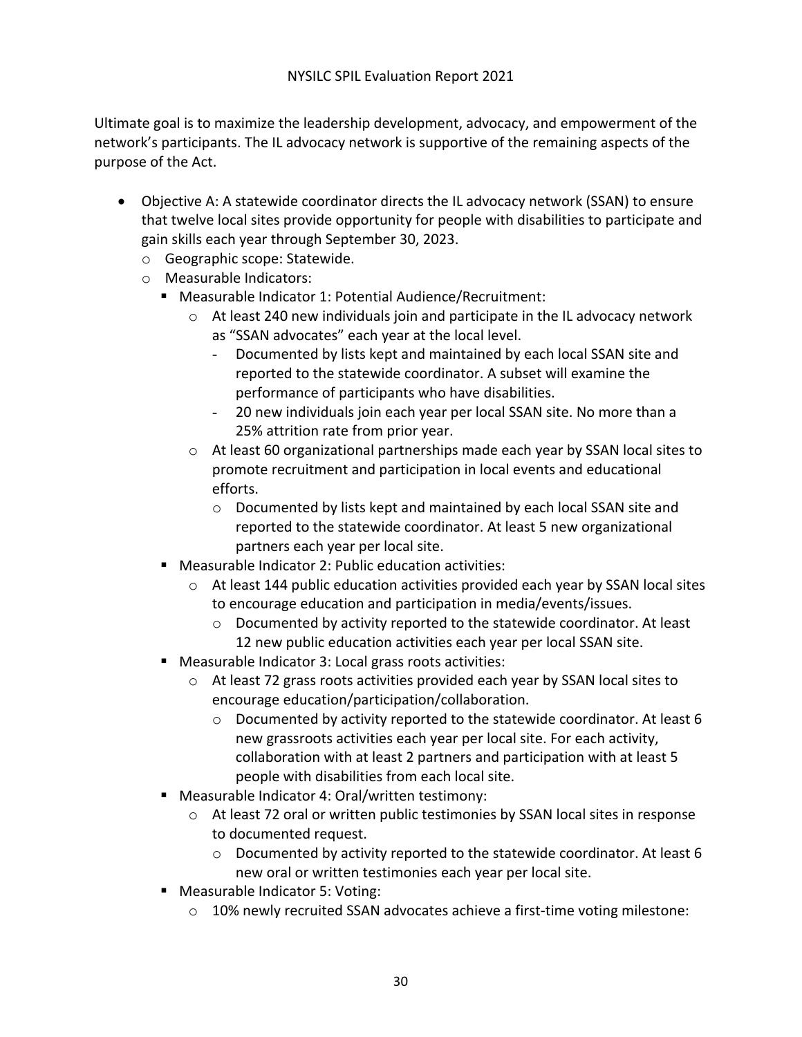Ultimate goal is to maximize the leadership development, advocacy, and empowerment of the network's participants. The IL advocacy network is supportive of the remaining aspects of the purpose of the Act.

- Objective A: A statewide coordinator directs the IL advocacy network (SSAN) to ensure that twelve local sites provide opportunity for people with disabilities to participate and gain skills each year through September 30, 2023.
  - Geographic scope: Statewide.
  - Measurable Indicators:
    - Measurable Indicator 1: Potential Audience/Recruitment:
      - At least 240 new individuals join and participate in the IL advocacy network as "SSAN advocates" each year at the local level.
        - Documented by lists kept and maintained by each local SSAN site and reported to the statewide coordinator. A subset will examine the performance of participants who have disabilities.
        - 20 new individuals join each year per local SSAN site. No more than a 25% attrition rate from prior year.
      - At least 60 organizational partnerships made each year by SSAN local sites to promote recruitment and participation in local events and educational efforts.
        - Documented by lists kept and maintained by each local SSAN site and reported to the statewide coordinator. At least 5 new organizational partners each year per local site.
    - Measurable Indicator 2: Public education activities:
      - At least 144 public education activities provided each year by SSAN local sites to encourage education and participation in media/events/issues.
        - Documented by activity reported to the statewide coordinator. At least 12 new public education activities each year per local SSAN site.
    - Measurable Indicator 3: Local grass roots activities:
      - At least 72 grass roots activities provided each year by SSAN local sites to encourage education/participation/collaboration.
        - Documented by activity reported to the statewide coordinator. At least 6 new grassroots activities each year per local site. For each activity, collaboration with at least 2 partners and participation with at least 5 people with disabilities from each local site.
    - Measurable Indicator 4: Oral/written testimony:
      - At least 72 oral or written public testimonies by SSAN local sites in response to documented request.
        - Documented by activity reported to the statewide coordinator. At least 6 new oral or written testimonies each year per local site.
    - Measurable Indicator 5: Voting:
      - 10% newly recruited SSAN advocates achieve a first-time voting milestone: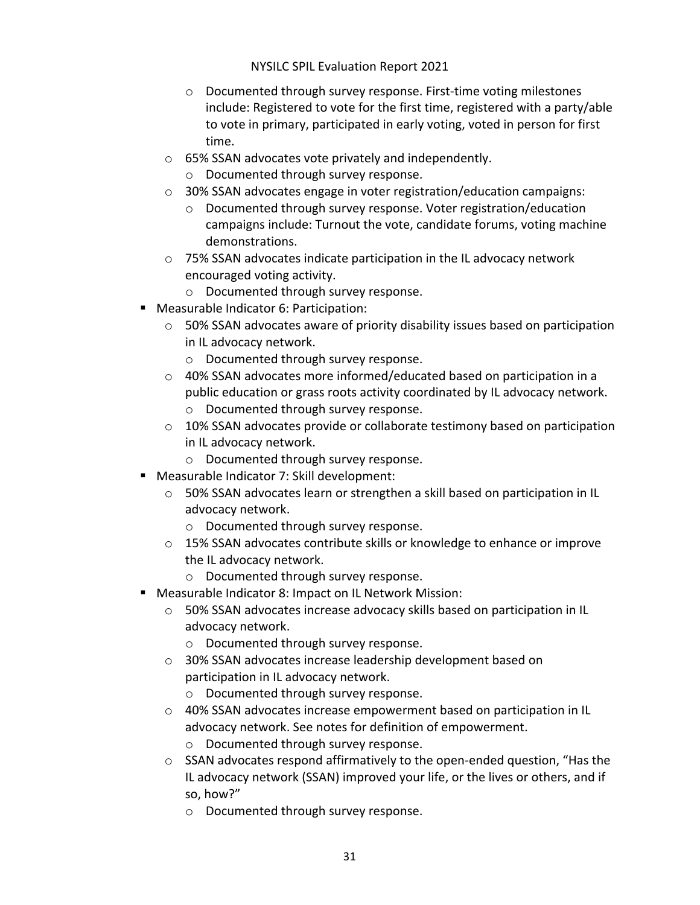- Documented through survey response. First-time voting milestones include: Registered to vote for the first time, registered with a party/able to vote in primary, participated in early voting, voted in person for first time.
- 65% SSAN advocates vote privately and independently.
  - Documented through survey response.
- 30% SSAN advocates engage in voter registration/education campaigns:
  - Documented through survey response. Voter registration/education campaigns include: Turnout the vote, candidate forums, voting machine demonstrations.
- 75% SSAN advocates indicate participation in the IL advocacy network encouraged voting activity.
  - Documented through survey response.

- Measurable Indicator 6: Participation:
  - 50% SSAN advocates aware of priority disability issues based on participation in IL advocacy network.
    - Documented through survey response.
  - 40% SSAN advocates more informed/educated based on participation in a public education or grass roots activity coordinated by IL advocacy network.
    - Documented through survey response.
  - 10% SSAN advocates provide or collaborate testimony based on participation in IL advocacy network.
    - Documented through survey response.
- Measurable Indicator 7: Skill development:
  - 50% SSAN advocates learn or strengthen a skill based on participation in IL advocacy network.
    - Documented through survey response.
  - 15% SSAN advocates contribute skills or knowledge to enhance or improve the IL advocacy network.
    - Documented through survey response.
- Measurable Indicator 8: Impact on IL Network Mission:
  - 50% SSAN advocates increase advocacy skills based on participation in IL advocacy network.
    - Documented through survey response.
  - 30% SSAN advocates increase leadership development based on participation in IL advocacy network.
    - Documented through survey response.
  - 40% SSAN advocates increase empowerment based on participation in IL advocacy network. See notes for definition of empowerment.
    - Documented through survey response.
  - SSAN advocates respond affirmatively to the open-ended question, "Has the IL advocacy network (SSAN) improved your life, or the lives or others, and if so, how?"
    - Documented through survey response.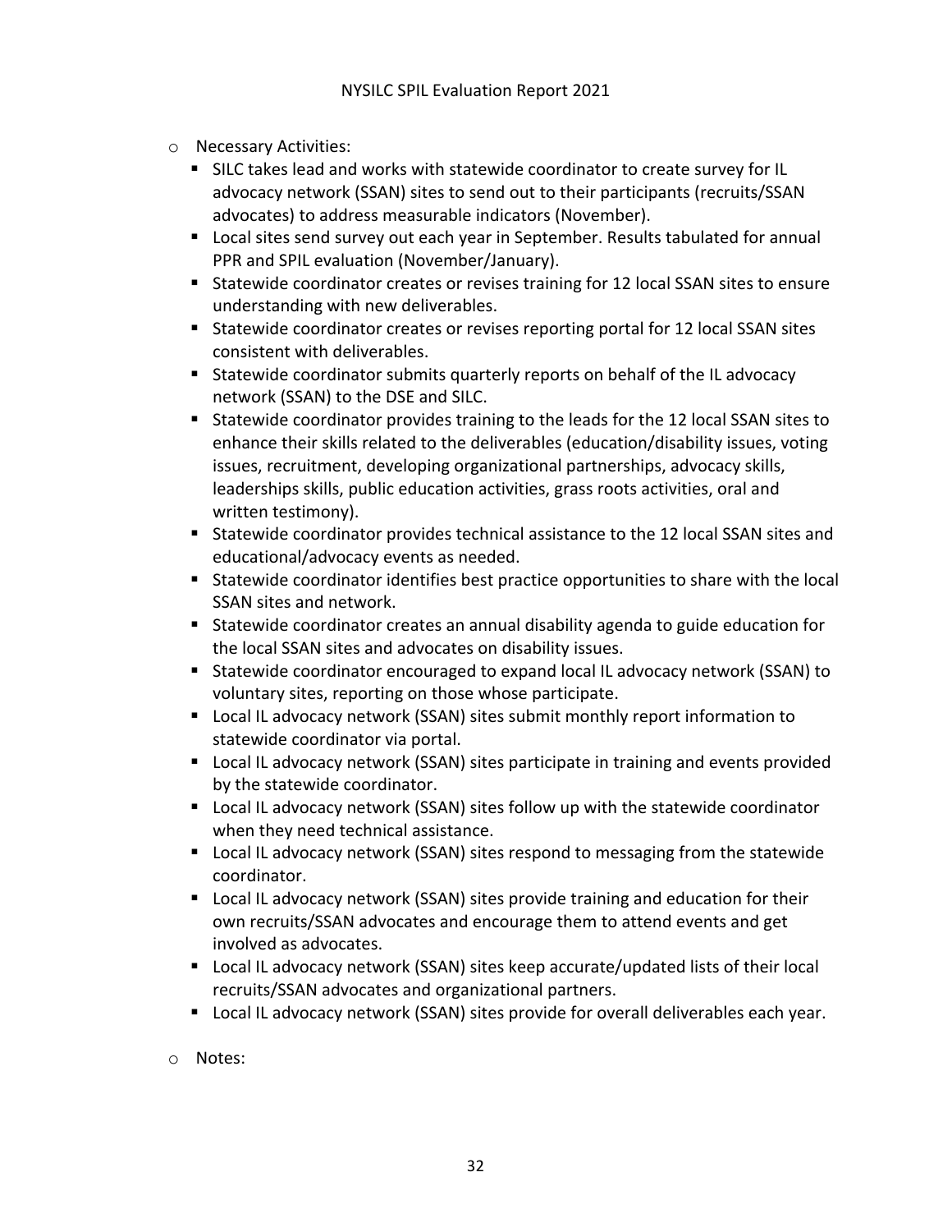- Necessary Activities:
  - SILC takes lead and works with statewide coordinator to create survey for IL advocacy network (SSAN) sites to send out to their participants (recruits/SSAN advocates) to address measurable indicators (November).
  - Local sites send survey out each year in September. Results tabulated for annual PPR and SPIL evaluation (November/January).
  - Statewide coordinator creates or revises training for 12 local SSAN sites to ensure understanding with new deliverables.
  - Statewide coordinator creates or revises reporting portal for 12 local SSAN sites consistent with deliverables.
  - Statewide coordinator submits quarterly reports on behalf of the IL advocacy network (SSAN) to the DSE and SILC.
  - Statewide coordinator provides training to the leads for the 12 local SSAN sites to enhance their skills related to the deliverables (education/disability issues, voting issues, recruitment, developing organizational partnerships, advocacy skills, leaderships skills, public education activities, grass roots activities, oral and written testimony).
  - Statewide coordinator provides technical assistance to the 12 local SSAN sites and educational/advocacy events as needed.
  - Statewide coordinator identifies best practice opportunities to share with the local SSAN sites and network.
  - Statewide coordinator creates an annual disability agenda to guide education for the local SSAN sites and advocates on disability issues.
  - Statewide coordinator encouraged to expand local IL advocacy network (SSAN) to voluntary sites, reporting on those whose participate.
  - Local IL advocacy network (SSAN) sites submit monthly report information to statewide coordinator via portal.
  - Local IL advocacy network (SSAN) sites participate in training and events provided by the statewide coordinator.
  - Local IL advocacy network (SSAN) sites follow up with the statewide coordinator when they need technical assistance.
  - Local IL advocacy network (SSAN) sites respond to messaging from the statewide coordinator.
  - Local IL advocacy network (SSAN) sites provide training and education for their own recruits/SSAN advocates and encourage them to attend events and get involved as advocates.
  - Local IL advocacy network (SSAN) sites keep accurate/updated lists of their local recruits/SSAN advocates and organizational partners.
  - Local IL advocacy network (SSAN) sites provide for overall deliverables each year.
- Notes: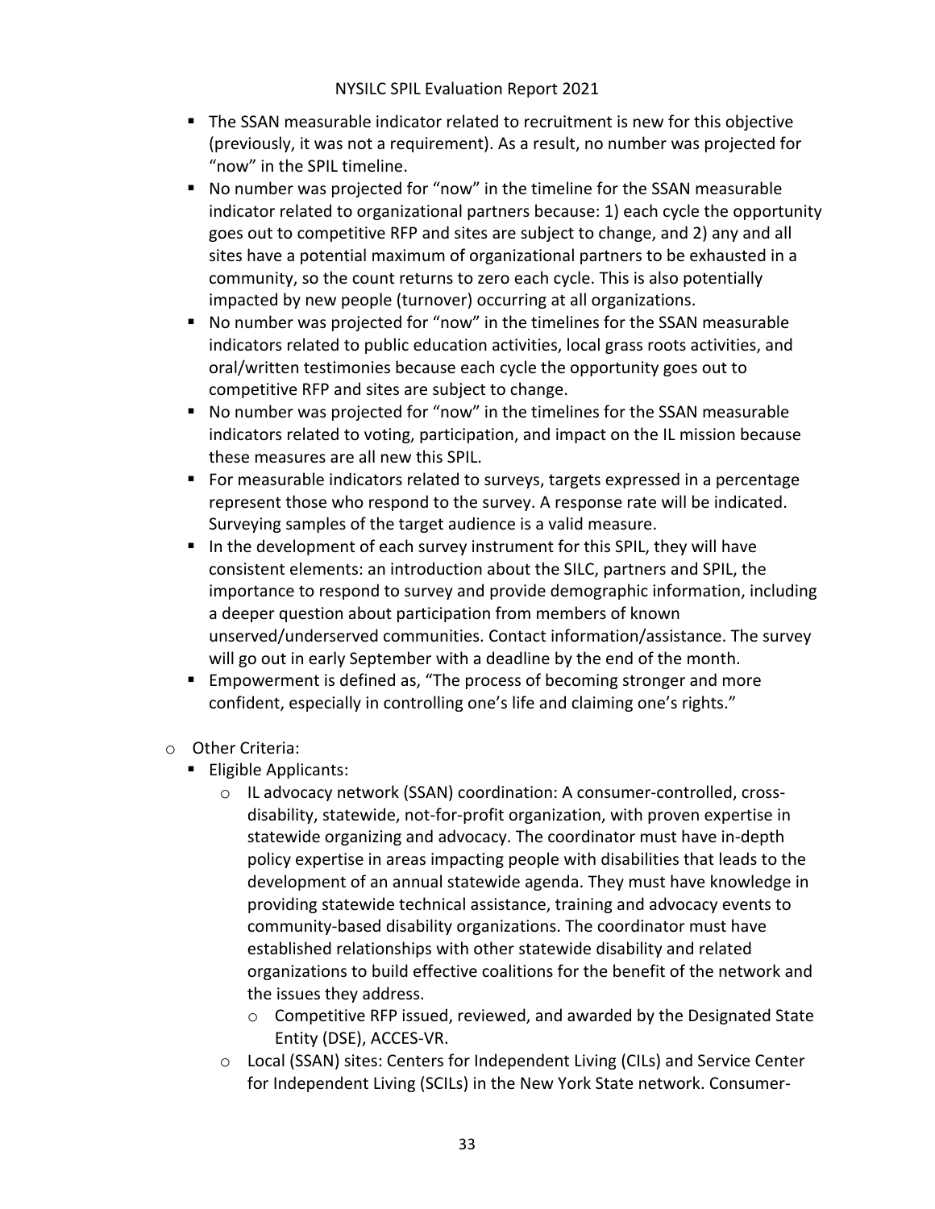- The SSAN measurable indicator related to recruitment is new for this objective (previously, it was not a requirement). As a result, no number was projected for "now" in the SPIL timeline.
- No number was projected for "now" in the timeline for the SSAN measurable indicator related to organizational partners because: 1) each cycle the opportunity goes out to competitive RFP and sites are subject to change, and 2) any and all sites have a potential maximum of organizational partners to be exhausted in a community, so the count returns to zero each cycle. This is also potentially impacted by new people (turnover) occurring at all organizations.
- No number was projected for "now" in the timelines for the SSAN measurable indicators related to public education activities, local grass roots activities, and oral/written testimonies because each cycle the opportunity goes out to competitive RFP and sites are subject to change.
- No number was projected for "now" in the timelines for the SSAN measurable indicators related to voting, participation, and impact on the IL mission because these measures are all new this SPIL.
- For measurable indicators related to surveys, targets expressed in a percentage represent those who respond to the survey. A response rate will be indicated. Surveying samples of the target audience is a valid measure.
- In the development of each survey instrument for this SPIL, they will have consistent elements: an introduction about the SILC, partners and SPIL, the importance to respond to survey and provide demographic information, including a deeper question about participation from members of known unserved/underserved communities. Contact information/assistance. The survey will go out in early September with a deadline by the end of the month.
- Empowerment is defined as, "The process of becoming stronger and more confident, especially in controlling one's life and claiming one's rights."

- Other Criteria:
  - Eligible Applicants:
    - IL advocacy network (SSAN) coordination: A consumer-controlled, cross-disability, statewide, not-for-profit organization, with proven expertise in statewide organizing and advocacy. The coordinator must have in-depth policy expertise in areas impacting people with disabilities that leads to the development of an annual statewide agenda. They must have knowledge in providing statewide technical assistance, training and advocacy events to community-based disability organizations. The coordinator must have established relationships with other statewide disability and related organizations to build effective coalitions for the benefit of the network and the issues they address.
      - Competitive RFP issued, reviewed, and awarded by the Designated State Entity (DSE), ACCES-VR.
    - Local (SSAN) sites: Centers for Independent Living (CILs) and Service Center for Independent Living (SCILs) in the New York State network. Consumer-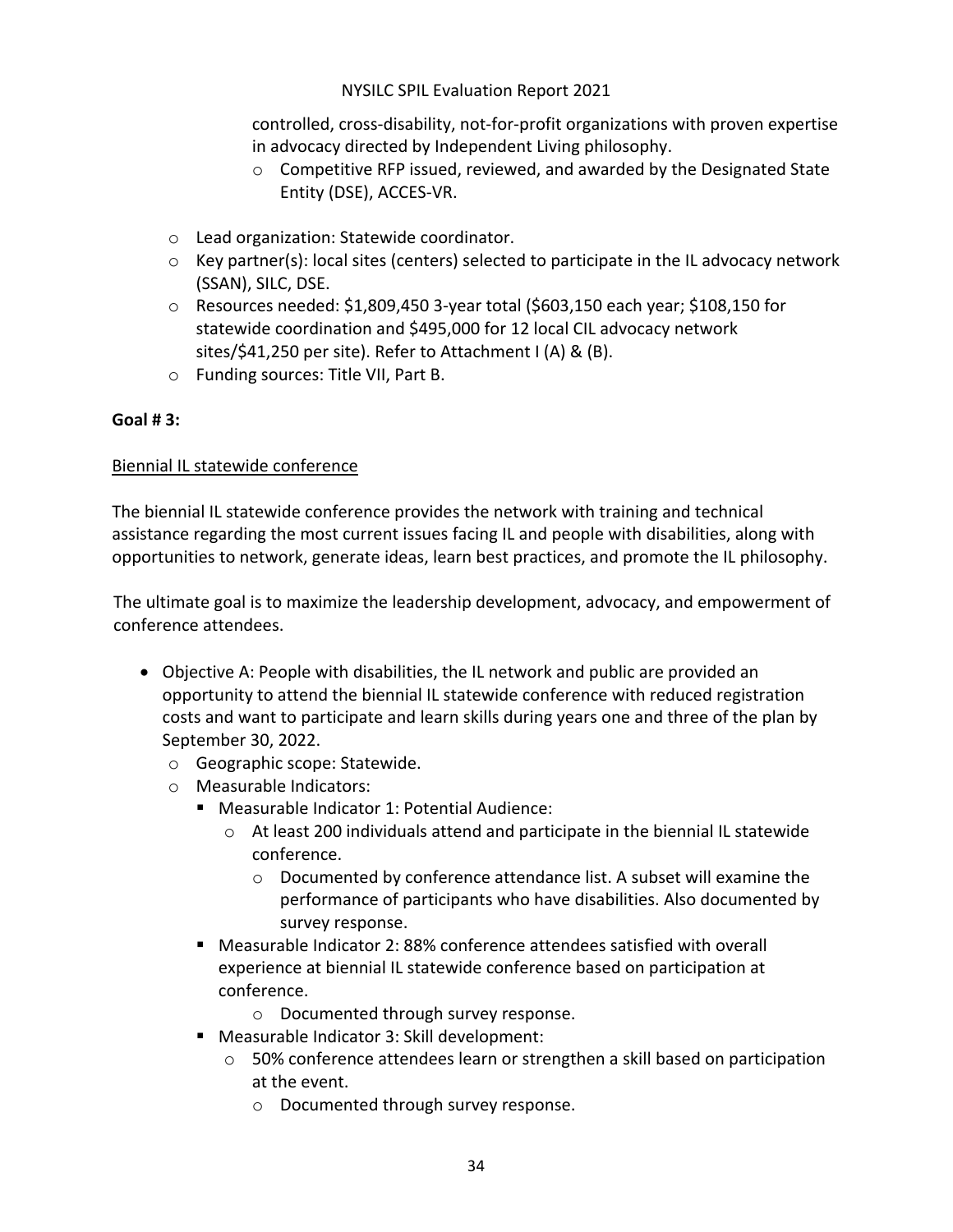controlled, cross-disability, not-for-profit organizations with proven expertise in advocacy directed by Independent Living philosophy.
    - Competitive RFP issued, reviewed, and awarded by the Designated State Entity (DSE), ACCES-VR.

- Lead organization: Statewide coordinator.
- Key partner(s): local sites (centers) selected to participate in the IL advocacy network (SSAN), SILC, DSE.
- Resources needed: $1,809,450 3-year total ($603,150 each year; $108,150 for statewide coordination and $495,000 for 12 local CIL advocacy network sites/$41,250 per site). Refer to Attachment I (A) & (B).
- Funding sources: Title VII, Part B.

**Goal # 3:**

<u>Biennial IL statewide conference</u>

The biennial IL statewide conference provides the network with training and technical assistance regarding the most current issues facing IL and people with disabilities, along with opportunities to network, generate ideas, learn best practices, and promote the IL philosophy.

The ultimate goal is to maximize the leadership development, advocacy, and empowerment of conference attendees.

- Objective A: People with disabilities, the IL network and public are provided an opportunity to attend the biennial IL statewide conference with reduced registration costs and want to participate and learn skills during years one and three of the plan by September 30, 2022.
    - Geographic scope: Statewide.
    - Measurable Indicators:
        - Measurable Indicator 1: Potential Audience:
            - At least 200 individuals attend and participate in the biennial IL statewide conference.
                - Documented by conference attendance list. A subset will examine the performance of participants who have disabilities. Also documented by survey response.
        - Measurable Indicator 2: 88% conference attendees satisfied with overall experience at biennial IL statewide conference based on participation at conference.
            - Documented through survey response.
        - Measurable Indicator 3: Skill development:
            - 50% conference attendees learn or strengthen a skill based on participation at the event.
                - Documented through survey response.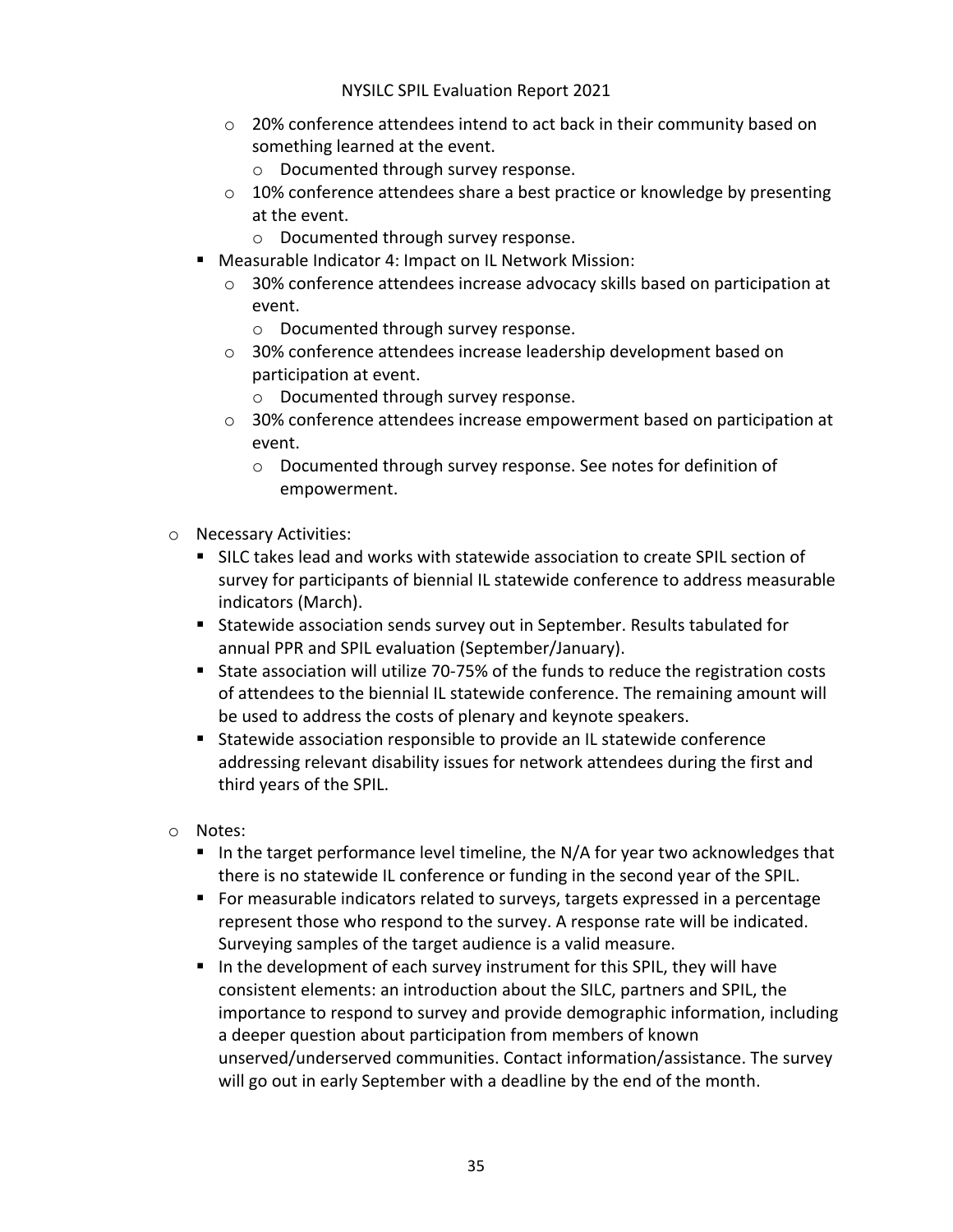- 20% conference attendees intend to act back in their community based on something learned at the event.
    - Documented through survey response.
  - 10% conference attendees share a best practice or knowledge by presenting at the event.
    - Documented through survey response.
- Measurable Indicator 4: Impact on IL Network Mission:
  - 30% conference attendees increase advocacy skills based on participation at event.
    - Documented through survey response.
  - 30% conference attendees increase leadership development based on participation at event.
    - Documented through survey response.
  - 30% conference attendees increase empowerment based on participation at event.
    - Documented through survey response. See notes for definition of empowerment.

- Necessary Activities:
  - SILC takes lead and works with statewide association to create SPIL section of survey for participants of biennial IL statewide conference to address measurable indicators (March).
  - Statewide association sends survey out in September. Results tabulated for annual PPR and SPIL evaluation (September/January).
  - State association will utilize 70-75% of the funds to reduce the registration costs of attendees to the biennial IL statewide conference. The remaining amount will be used to address the costs of plenary and keynote speakers.
  - Statewide association responsible to provide an IL statewide conference addressing relevant disability issues for network attendees during the first and third years of the SPIL.

- Notes:
  - In the target performance level timeline, the N/A for year two acknowledges that there is no statewide IL conference or funding in the second year of the SPIL.
  - For measurable indicators related to surveys, targets expressed in a percentage represent those who respond to the survey. A response rate will be indicated. Surveying samples of the target audience is a valid measure.
  - In the development of each survey instrument for this SPIL, they will have consistent elements: an introduction about the SILC, partners and SPIL, the importance to respond to survey and provide demographic information, including a deeper question about participation from members of known unserved/underserved communities. Contact information/assistance. The survey will go out in early September with a deadline by the end of the month.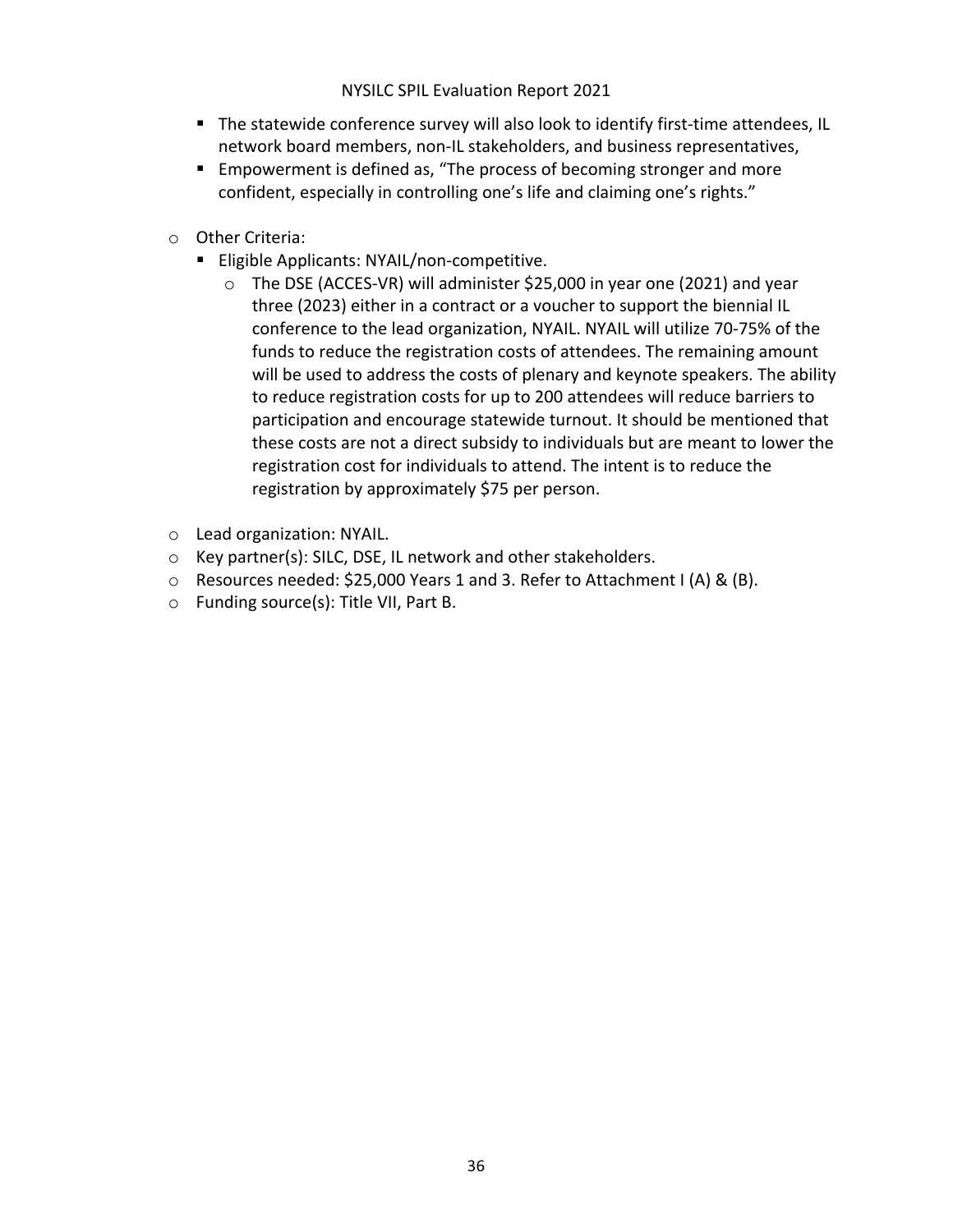- The statewide conference survey will also look to identify first-time attendees, IL network board members, non-IL stakeholders, and business representatives,
    - Empowerment is defined as, "The process of becoming stronger and more confident, especially in controlling one's life and claiming one's rights."

- Other Criteria:
    - Eligible Applicants: NYAIL/non-competitive.
        - The DSE (ACCES-VR) will administer $25,000 in year one (2021) and year three (2023) either in a contract or a voucher to support the biennial IL conference to the lead organization, NYAIL. NYAIL will utilize 70-75% of the funds to reduce the registration costs of attendees. The remaining amount will be used to address the costs of plenary and keynote speakers. The ability to reduce registration costs for up to 200 attendees will reduce barriers to participation and encourage statewide turnout. It should be mentioned that these costs are not a direct subsidy to individuals but are meant to lower the registration cost for individuals to attend. The intent is to reduce the registration by approximately $75 per person.

- Lead organization: NYAIL.
- Key partner(s): SILC, DSE, IL network and other stakeholders.
- Resources needed: $25,000 Years 1 and 3. Refer to Attachment I (A) & (B).
- Funding source(s): Title VII, Part B.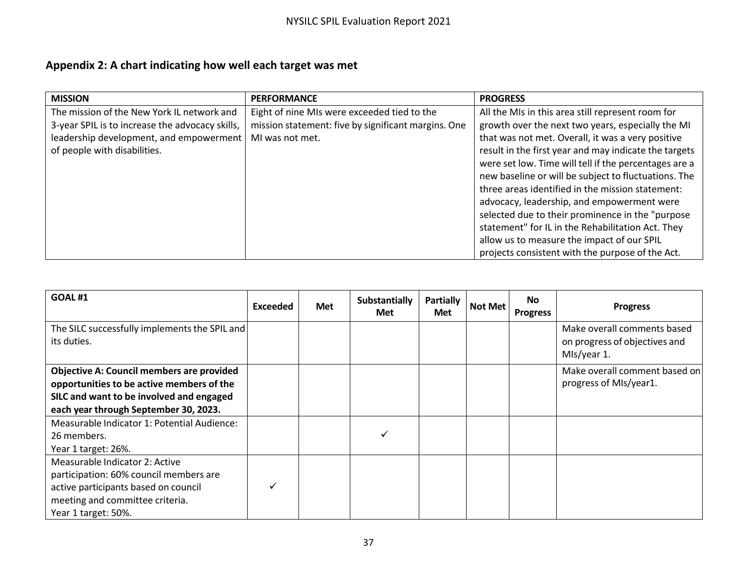## Appendix 2: A chart indicating how well each target was met

| MISSION | PERFORMANCE | PROGRESS |
|---|---|---|
| The mission of the New York IL network and 3-year SPIL is to increase the advocacy skills, leadership development, and empowerment of people with disabilities. | Eight of nine MIs were exceeded tied to the mission statement: five by significant margins. One MI was not met. | All the MIs in this area still represent room for growth over the next two years, especially the MI that was not met. Overall, it was a very positive result in the first year and may indicate the targets were set low. Time will tell if the percentages are a new baseline or will be subject to fluctuations. The three areas identified in the mission statement: advocacy, leadership, and empowerment were selected due to their prominence in the "purpose statement" for IL in the Rehabilitation Act. They allow us to measure the impact of our SPIL projects consistent with the purpose of the Act. |

| GOAL #1 | Exceeded | Met | Substantially Met | Partially Met | Not Met | No Progress | Progress |
|---|---|---|---|---|---|---|---|
| The SILC successfully implements the SPIL and its duties. | | | | | | | Make overall comments based on progress of objectives and MIs/year 1. |
| **Objective A: Council members are provided opportunities to be active members of the SILC and want to be involved and engaged each year through September 30, 2023.** | | | | | | | Make overall comment based on progress of MIs/year1. |
| Measurable Indicator 1: Potential Audience: 26 members.<br>Year 1 target: 26%. | | | ✓ | | | | |
| Measurable Indicator 2: Active participation: 60% council members are active participants based on council meeting and committee criteria.<br>Year 1 target: 50%. | ✓ | | | | | | |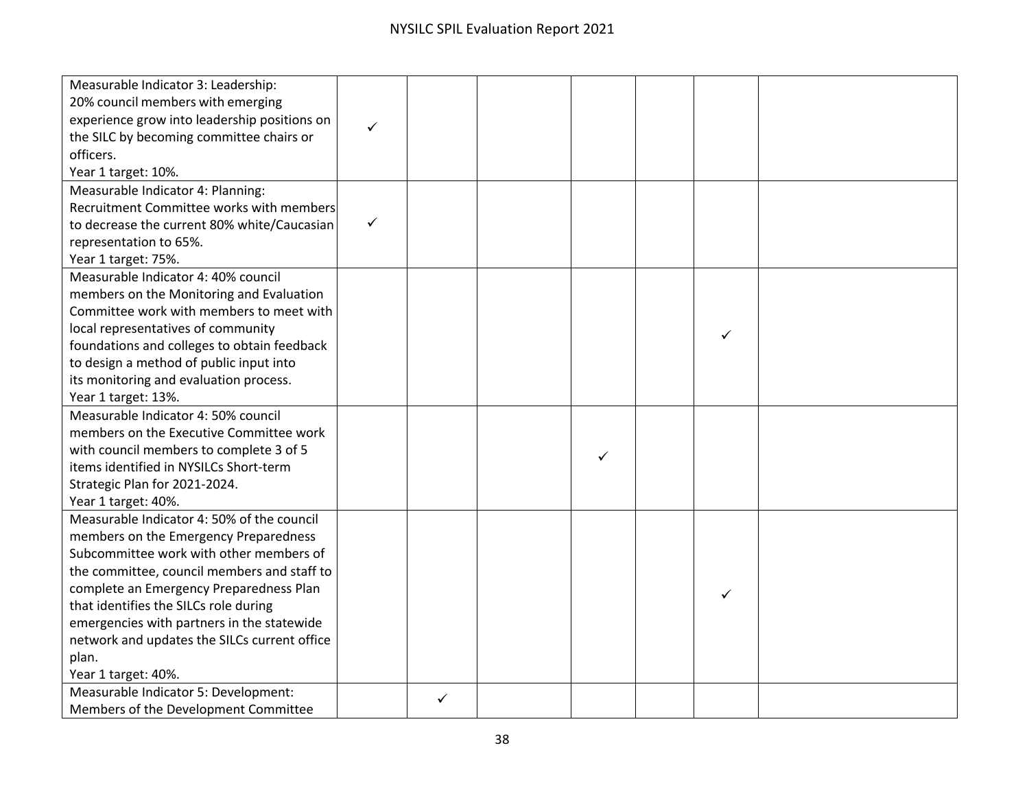| | | | | | | | |
|---|---|---|---|---|---|---|---|
| Measurable Indicator 3: Leadership:<br>20% council members with emerging experience grow into leadership positions on the SILC by becoming committee chairs or officers.<br>Year 1 target: 10%. | ✓ | | | | | | |
| Measurable Indicator 4: Planning:<br>Recruitment Committee works with members to decrease the current 80% white/Caucasian representation to 65%.<br>Year 1 target: 75%. | ✓ | | | | | | |
| Measurable Indicator 4: 40% council members on the Monitoring and Evaluation Committee work with members to meet with local representatives of community foundations and colleges to obtain feedback to design a method of public input into its monitoring and evaluation process.<br>Year 1 target: 13%. | | | | | | ✓ | |
| Measurable Indicator 4: 50% council members on the Executive Committee work with council members to complete 3 of 5 items identified in NYSILCs Short-term Strategic Plan for 2021-2024.<br>Year 1 target: 40%. | | | | ✓ | | | |
| Measurable Indicator 4: 50% of the council members on the Emergency Preparedness Subcommittee work with other members of the committee, council members and staff to complete an Emergency Preparedness Plan that identifies the SILCs role during emergencies with partners in the statewide network and updates the SILCs current office plan.<br>Year 1 target: 40%. | | | | | | ✓ | |
| Measurable Indicator 5: Development:<br>Members of the Development Committee | | ✓ | | | | | |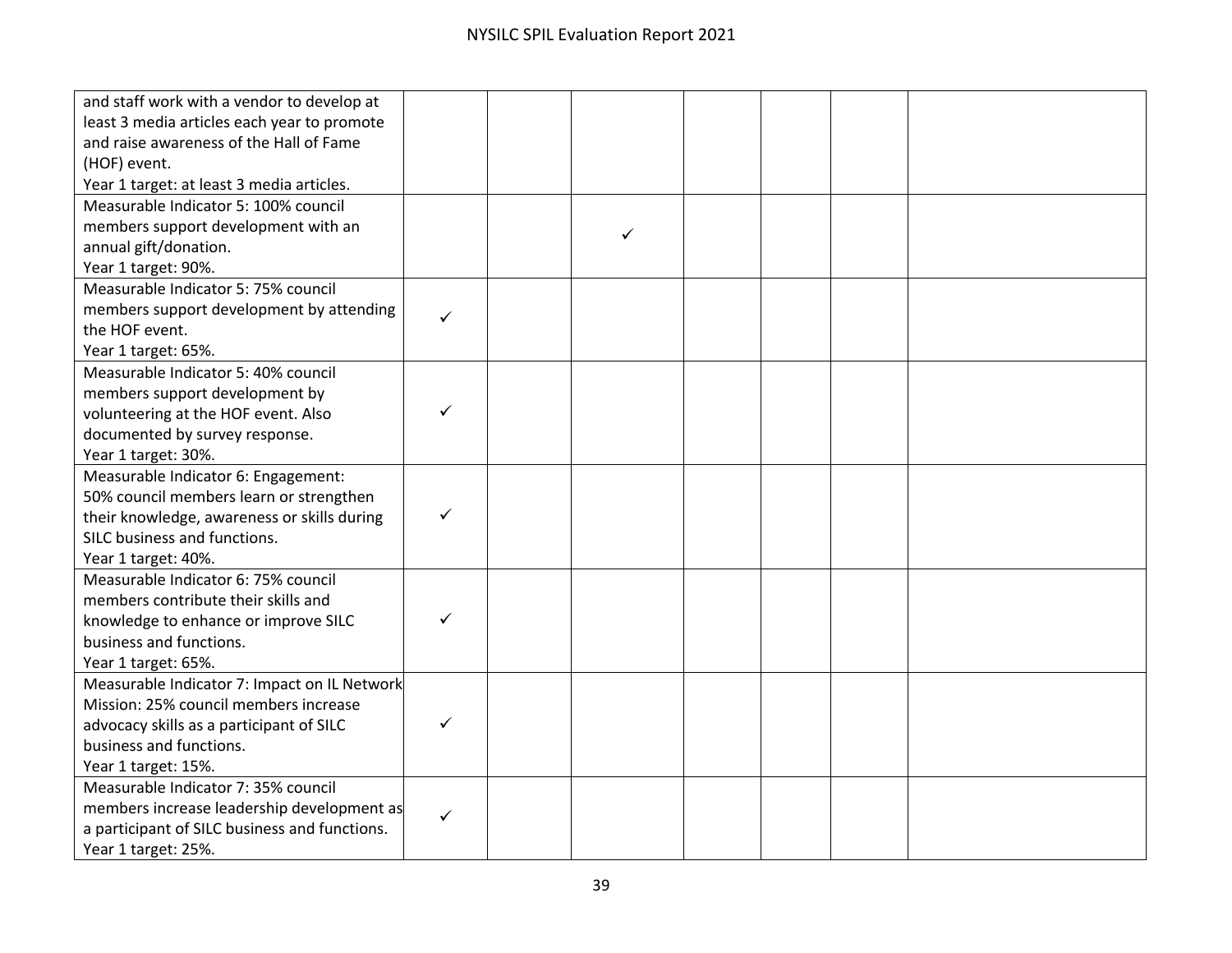| | | | | | | | |
|---|---|---|---|---|---|---|---|
| and staff work with a vendor to develop at least 3 media articles each year to promote and raise awareness of the Hall of Fame (HOF) event.<br>Year 1 target: at least 3 media articles. | | | | | | | |
| Measurable Indicator 5: 100% council members support development with an annual gift/donation.<br>Year 1 target: 90%. | | | ✓ | | | | |
| Measurable Indicator 5: 75% council members support development by attending the HOF event.<br>Year 1 target: 65%. | ✓ | | | | | | |
| Measurable Indicator 5: 40% council members support development by volunteering at the HOF event. Also documented by survey response.<br>Year 1 target: 30%. | ✓ | | | | | | |
| Measurable Indicator 6: Engagement: 50% council members learn or strengthen their knowledge, awareness or skills during SILC business and functions.<br>Year 1 target: 40%. | ✓ | | | | | | |
| Measurable Indicator 6: 75% council members contribute their skills and knowledge to enhance or improve SILC business and functions.<br>Year 1 target: 65%. | ✓ | | | | | | |
| Measurable Indicator 7: Impact on IL Network Mission: 25% council members increase advocacy skills as a participant of SILC business and functions.<br>Year 1 target: 15%. | ✓ | | | | | | |
| Measurable Indicator 7: 35% council members increase leadership development as a participant of SILC business and functions.<br>Year 1 target: 25%. | ✓ | | | | | | |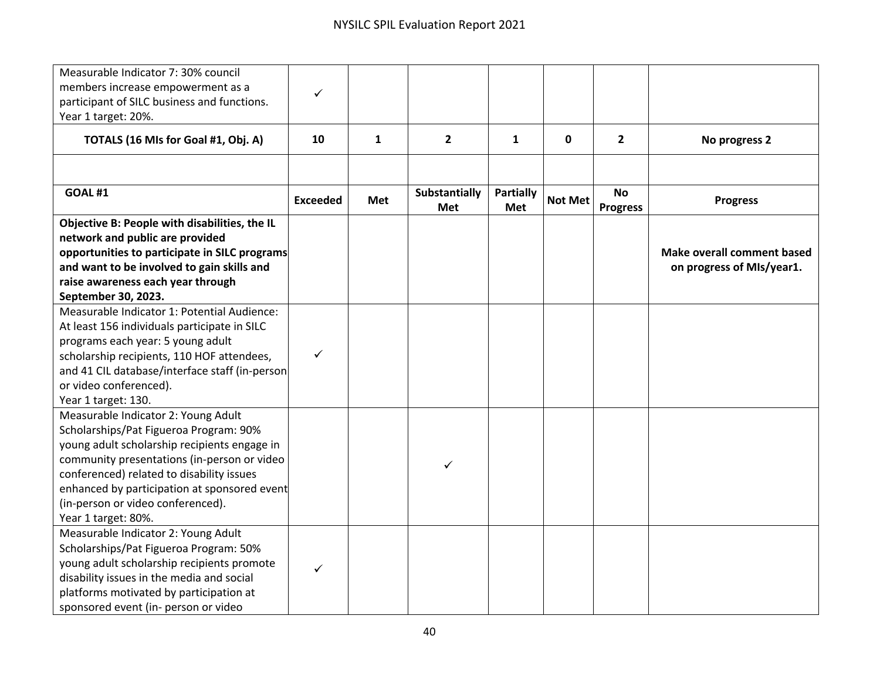| | | | | | | | |
|---|---|---|---|---|---|---|---|
| Measurable Indicator 7: 30% council members increase empowerment as a participant of SILC business and functions. Year 1 target: 20%. | ✓ | | | | | | |
| **TOTALS (16 MIs for Goal #1, Obj. A)** | **10** | **1** | **2** | **1** | **0** | **2** | **No progress 2** |
| | | | | | | | |
| **GOAL #1** | **Exceeded** | **Met** | **Substantially Met** | **Partially Met** | **Not Met** | **No Progress** | **Progress** |
| **Objective B: People with disabilities, the IL network and public are provided opportunities to participate in SILC programs and want to be involved to gain skills and raise awareness each year through September 30, 2023.** | | | | | | | **Make overall comment based on progress of MIs/year1.** |
| Measurable Indicator 1: Potential Audience: At least 156 individuals participate in SILC programs each year: 5 young adult scholarship recipients, 110 HOF attendees, and 41 CIL database/interface staff (in-person or video conferenced). Year 1 target: 130. | ✓ | | | | | | |
| Measurable Indicator 2: Young Adult Scholarships/Pat Figueroa Program: 90% young adult scholarship recipients engage in community presentations (in-person or video conferenced) related to disability issues enhanced by participation at sponsored event (in-person or video conferenced). Year 1 target: 80%. | | | ✓ | | | | |
| Measurable Indicator 2: Young Adult Scholarships/Pat Figueroa Program: 50% young adult scholarship recipients promote disability issues in the media and social platforms motivated by participation at sponsored event (in- person or video | ✓ | | | | | | |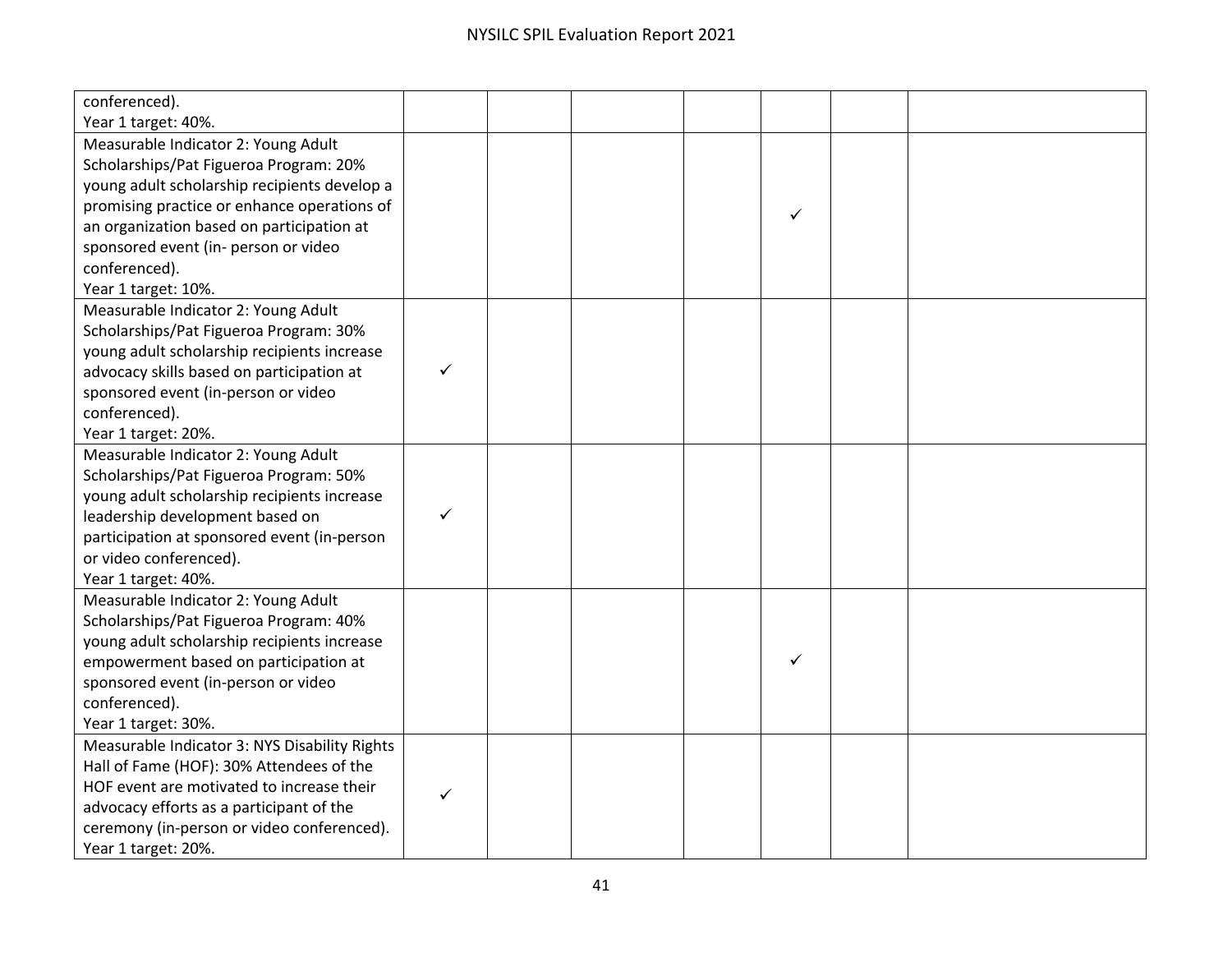| | | | | | | | |
|---|---|---|---|---|---|---|---|
| conferenced). Year 1 target: 40%. | | | | | | | |
| Measurable Indicator 2: Young Adult Scholarships/Pat Figueroa Program: 20% young adult scholarship recipients develop a promising practice or enhance operations of an organization based on participation at sponsored event (in- person or video conferenced). Year 1 target: 10%. | | | | | ✓ | | |
| Measurable Indicator 2: Young Adult Scholarships/Pat Figueroa Program: 30% young adult scholarship recipients increase advocacy skills based on participation at sponsored event (in-person or video conferenced). Year 1 target: 20%. | ✓ | | | | | | |
| Measurable Indicator 2: Young Adult Scholarships/Pat Figueroa Program: 50% young adult scholarship recipients increase leadership development based on participation at sponsored event (in-person or video conferenced). Year 1 target: 40%. | ✓ | | | | | | |
| Measurable Indicator 2: Young Adult Scholarships/Pat Figueroa Program: 40% young adult scholarship recipients increase empowerment based on participation at sponsored event (in-person or video conferenced). Year 1 target: 30%. | | | | | ✓ | | |
| Measurable Indicator 3: NYS Disability Rights Hall of Fame (HOF): 30% Attendees of the HOF event are motivated to increase their advocacy efforts as a participant of the ceremony (in-person or video conferenced). Year 1 target: 20%. | ✓ | | | | | | |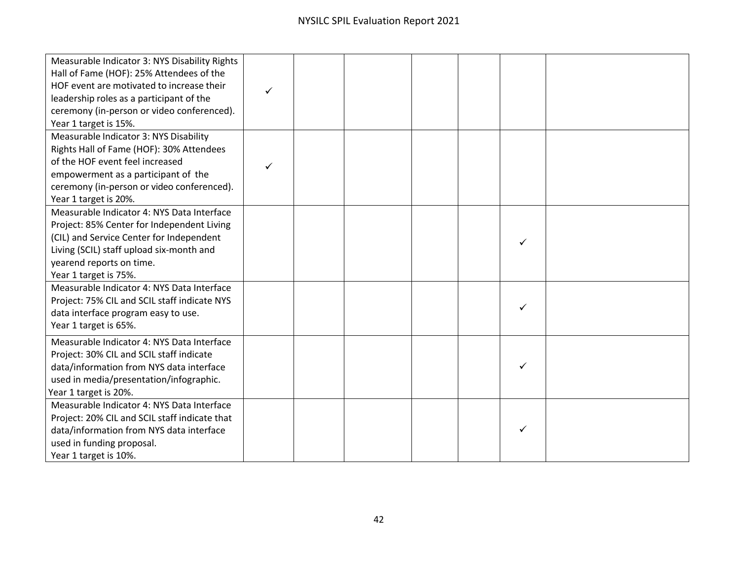| | | | | | | | |
|---|---|---|---|---|---|---|---|
| Measurable Indicator 3: NYS Disability Rights Hall of Fame (HOF): 25% Attendees of the HOF event are motivated to increase their leadership roles as a participant of the ceremony (in-person or video conferenced). Year 1 target is 15%. | ✓ | | | | | | |
| Measurable Indicator 3: NYS Disability Rights Hall of Fame (HOF): 30% Attendees of the HOF event feel increased empowerment as a participant of the ceremony (in-person or video conferenced). Year 1 target is 20%. | ✓ | | | | | | |
| Measurable Indicator 4: NYS Data Interface Project: 85% Center for Independent Living (CIL) and Service Center for Independent Living (SCIL) staff upload six-month and yearend reports on time. Year 1 target is 75%. | | | | | | ✓ | |
| Measurable Indicator 4: NYS Data Interface Project: 75% CIL and SCIL staff indicate NYS data interface program easy to use. Year 1 target is 65%. | | | | | | ✓ | |
| Measurable Indicator 4: NYS Data Interface Project: 30% CIL and SCIL staff indicate data/information from NYS data interface used in media/presentation/infographic. Year 1 target is 20%. | | | | | | ✓ | |
| Measurable Indicator 4: NYS Data Interface Project: 20% CIL and SCIL staff indicate that data/information from NYS data interface used in funding proposal. Year 1 target is 10%. | | | | | | ✓ | |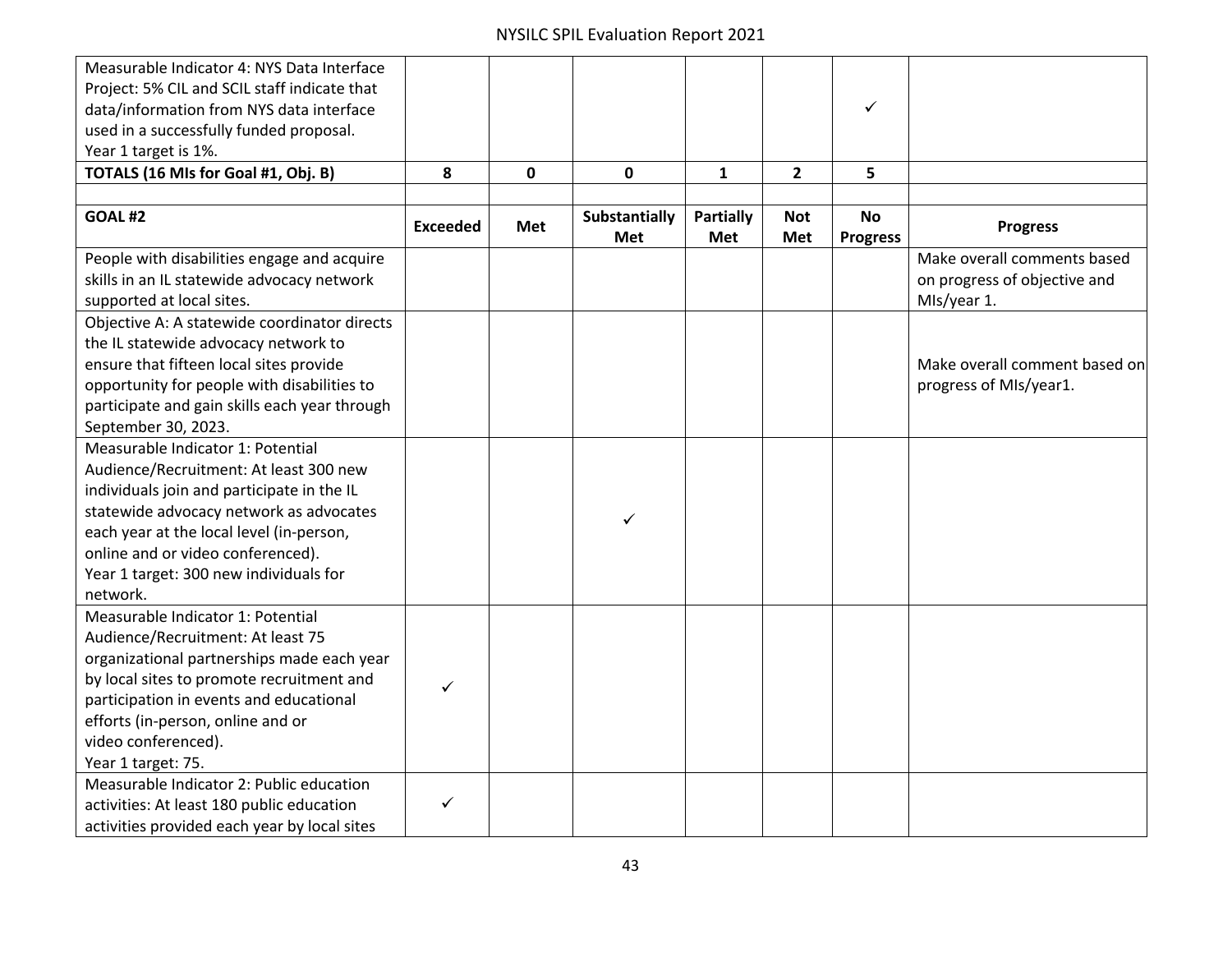| | | | | | | | |
|---|---|---|---|---|---|---|---|
| Measurable Indicator 4: NYS Data Interface Project: 5% CIL and SCIL staff indicate that data/information from NYS data interface used in a successfully funded proposal. Year 1 target is 1%. | | | | | | ✓ | |
| **TOTALS (16 MIs for Goal #1, Obj. B)** | **8** | **0** | **0** | **1** | **2** | **5** | |
| | | | | | | | |
| **GOAL #2** | **Exceeded** | **Met** | **Substantially Met** | **Partially Met** | **Not Met** | **No Progress** | **Progress** |
| People with disabilities engage and acquire skills in an IL statewide advocacy network supported at local sites. | | | | | | | Make overall comments based on progress of objective and MIs/year 1. |
| Objective A: A statewide coordinator directs the IL statewide advocacy network to ensure that fifteen local sites provide opportunity for people with disabilities to participate and gain skills each year through September 30, 2023. | | | | | | | Make overall comment based on progress of MIs/year1. |
| Measurable Indicator 1: Potential Audience/Recruitment: At least 300 new individuals join and participate in the IL statewide advocacy network as advocates each year at the local level (in-person, online and or video conferenced). Year 1 target: 300 new individuals for network. | | | ✓ | | | | |
| Measurable Indicator 1: Potential Audience/Recruitment: At least 75 organizational partnerships made each year by local sites to promote recruitment and participation in events and educational efforts (in-person, online and or video conferenced). Year 1 target: 75. | ✓ | | | | | | |
| Measurable Indicator 2: Public education activities: At least 180 public education activities provided each year by local sites | ✓ | | | | | | |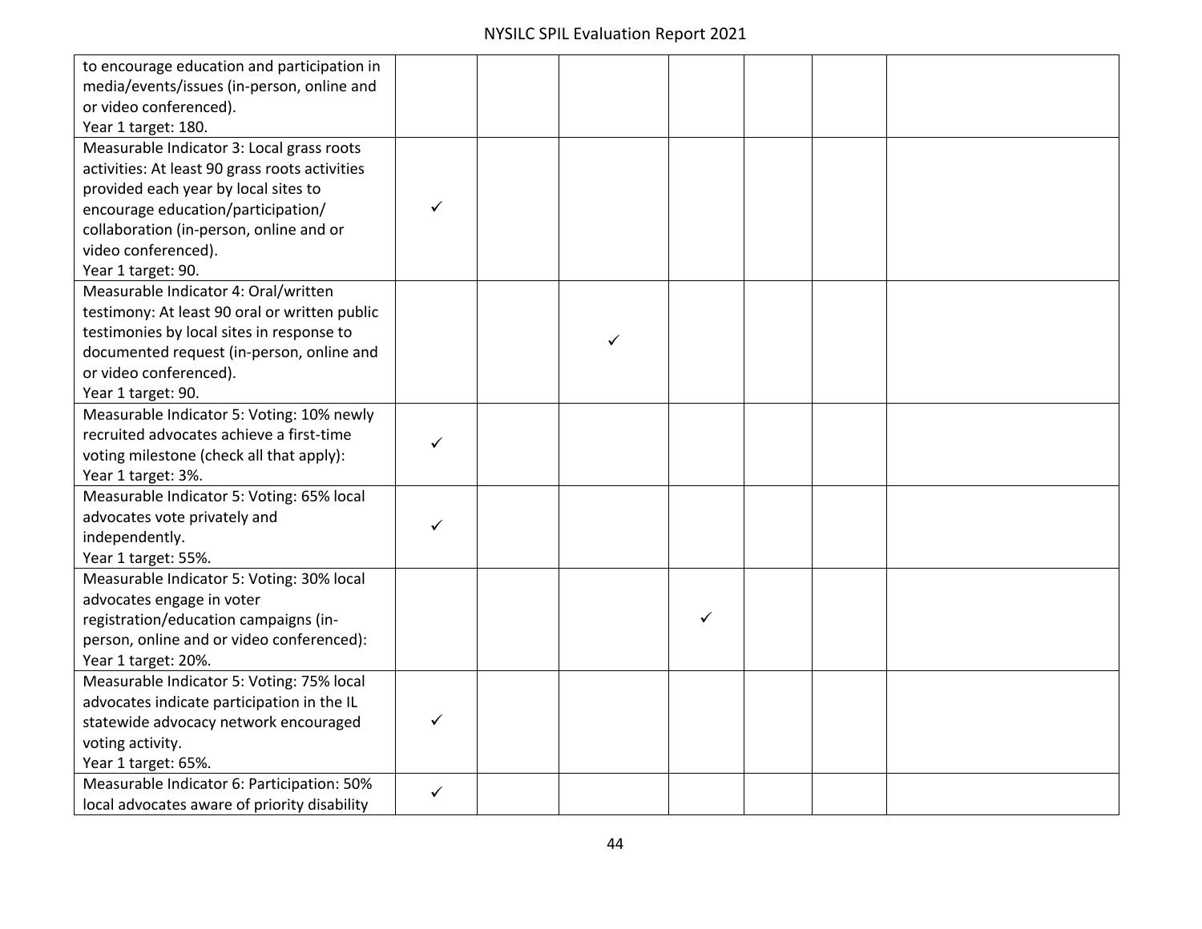| | | | | | | | |
|---|---|---|---|---|---|---|---|
| to encourage education and participation in media/events/issues (in-person, online and or video conferenced).<br>Year 1 target: 180. | | | | | | | |
| Measurable Indicator 3: Local grass roots activities: At least 90 grass roots activities provided each year by local sites to encourage education/participation/ collaboration (in-person, online and or video conferenced).<br>Year 1 target: 90. | ✓ | | | | | | |
| Measurable Indicator 4: Oral/written testimony: At least 90 oral or written public testimonies by local sites in response to documented request (in-person, online and or video conferenced).<br>Year 1 target: 90. | | | ✓ | | | | |
| Measurable Indicator 5: Voting: 10% newly recruited advocates achieve a first-time voting milestone (check all that apply):<br>Year 1 target: 3%. | ✓ | | | | | | |
| Measurable Indicator 5: Voting: 65% local advocates vote privately and independently.<br>Year 1 target: 55%. | ✓ | | | | | | |
| Measurable Indicator 5: Voting: 30% local advocates engage in voter registration/education campaigns (in-person, online and or video conferenced):<br>Year 1 target: 20%. | | | | ✓ | | | |
| Measurable Indicator 5: Voting: 75% local advocates indicate participation in the IL statewide advocacy network encouraged voting activity.<br>Year 1 target: 65%. | ✓ | | | | | | |
| Measurable Indicator 6: Participation: 50% local advocates aware of priority disability | ✓ | | | | | | |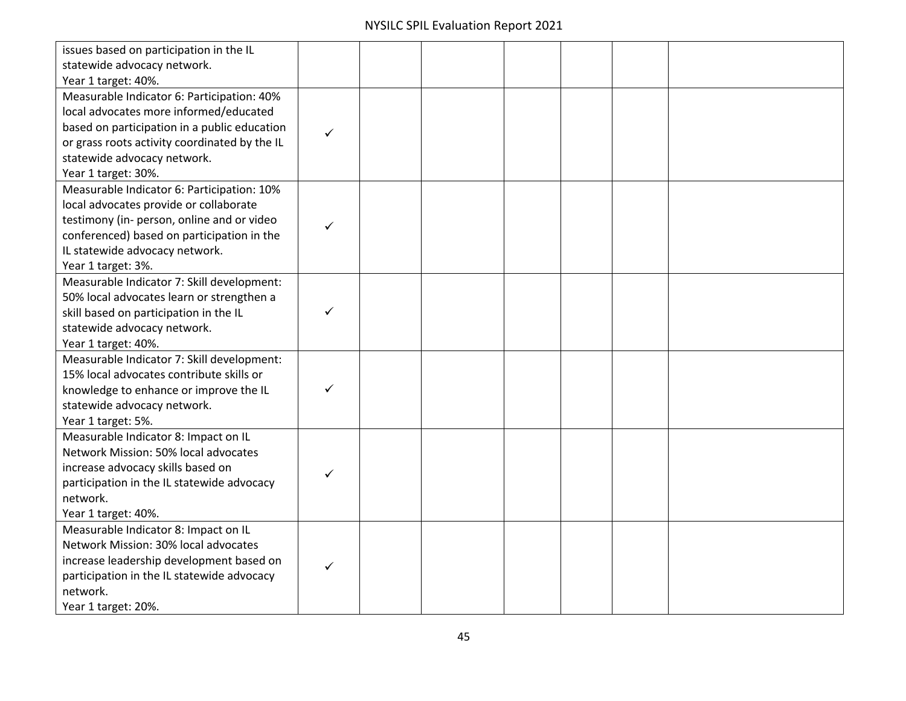| | | | | | | | |
|---|---|---|---|---|---|---|---|
| issues based on participation in the IL statewide advocacy network.<br>Year 1 target: 40%. | | | | | | | |
| Measurable Indicator 6: Participation: 40% local advocates more informed/educated based on participation in a public education or grass roots activity coordinated by the IL statewide advocacy network.<br>Year 1 target: 30%. | ✓ | | | | | | |
| Measurable Indicator 6: Participation: 10% local advocates provide or collaborate testimony (in- person, online and or video conferenced) based on participation in the IL statewide advocacy network.<br>Year 1 target: 3%. | ✓ | | | | | | |
| Measurable Indicator 7: Skill development: 50% local advocates learn or strengthen a skill based on participation in the IL statewide advocacy network.<br>Year 1 target: 40%. | ✓ | | | | | | |
| Measurable Indicator 7: Skill development: 15% local advocates contribute skills or knowledge to enhance or improve the IL statewide advocacy network.<br>Year 1 target: 5%. | ✓ | | | | | | |
| Measurable Indicator 8: Impact on IL Network Mission: 50% local advocates increase advocacy skills based on participation in the IL statewide advocacy network.<br>Year 1 target: 40%. | ✓ | | | | | | |
| Measurable Indicator 8: Impact on IL Network Mission: 30% local advocates increase leadership development based on participation in the IL statewide advocacy network.<br>Year 1 target: 20%. | ✓ | | | | | | |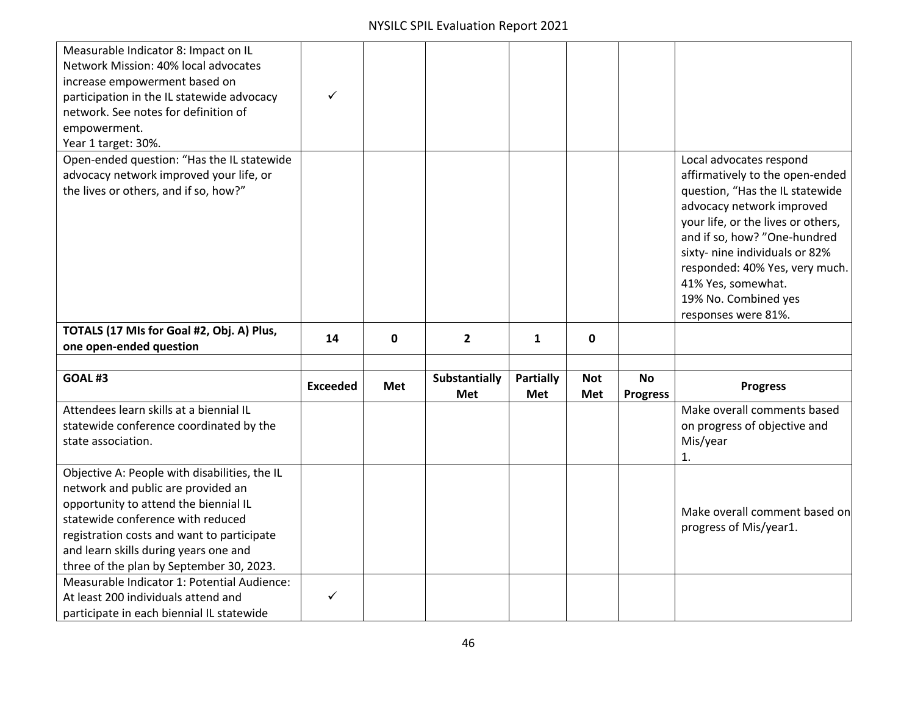| | | | | | | | |
|---|---|---|---|---|---|---|---|
| Measurable Indicator 8: Impact on IL Network Mission: 40% local advocates increase empowerment based on participation in the IL statewide advocacy network. See notes for definition of empowerment.<br>Year 1 target: 30%. | ✓ | | | | | | |
| Open-ended question: "Has the IL statewide advocacy network improved your life, or the lives or others, and if so, how?" | | | | | | | Local advocates respond affirmatively to the open-ended question, "Has the IL statewide advocacy network improved your life, or the lives or others, and if so, how? "One-hundred sixty- nine individuals or 82% responded: 40% Yes, very much. 41% Yes, somewhat.<br>19% No. Combined yes responses were 81%. |
| **TOTALS (17 MIs for Goal #2, Obj. A) Plus, one open-ended question** | **14** | **0** | **2** | **1** | **0** | | |
| | | | | | | | |
| **GOAL #3** | **Exceeded** | **Met** | **Substantially Met** | **Partially Met** | **Not Met** | **No Progress** | **Progress** |
| Attendees learn skills at a biennial IL statewide conference coordinated by the state association. | | | | | | | Make overall comments based on progress of objective and Mis/year<br>1. |
| Objective A: People with disabilities, the IL network and public are provided an opportunity to attend the biennial IL statewide conference with reduced registration costs and want to participate and learn skills during years one and three of the plan by September 30, 2023. | | | | | | | Make overall comment based on progress of Mis/year1. |
| Measurable Indicator 1: Potential Audience: At least 200 individuals attend and participate in each biennial IL statewide | ✓ | | | | | | |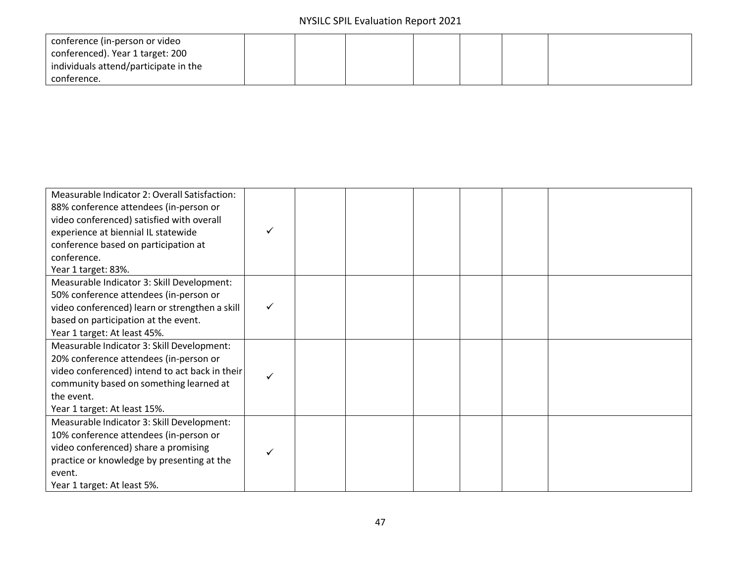| | | | | | | | |
|---|---|---|---|---|---|---|---|
| conference (in-person or video conferenced). Year 1 target: 200 individuals attend/participate in the conference. | | | | | | | |

| | | | | | | | |
|---|---|---|---|---|---|---|---|
| Measurable Indicator 2: Overall Satisfaction: 88% conference attendees (in-person or video conferenced) satisfied with overall experience at biennial IL statewide conference based on participation at conference.<br>Year 1 target: 83%. | ✓ | | | | | | |
| Measurable Indicator 3: Skill Development: 50% conference attendees (in-person or video conferenced) learn or strengthen a skill based on participation at the event.<br>Year 1 target: At least 45%. | ✓ | | | | | | |
| Measurable Indicator 3: Skill Development: 20% conference attendees (in-person or video conferenced) intend to act back in their community based on something learned at the event.<br>Year 1 target: At least 15%. | ✓ | | | | | | |
| Measurable Indicator 3: Skill Development: 10% conference attendees (in-person or video conferenced) share a promising practice or knowledge by presenting at the event.<br>Year 1 target: At least 5%. | ✓ | | | | | | |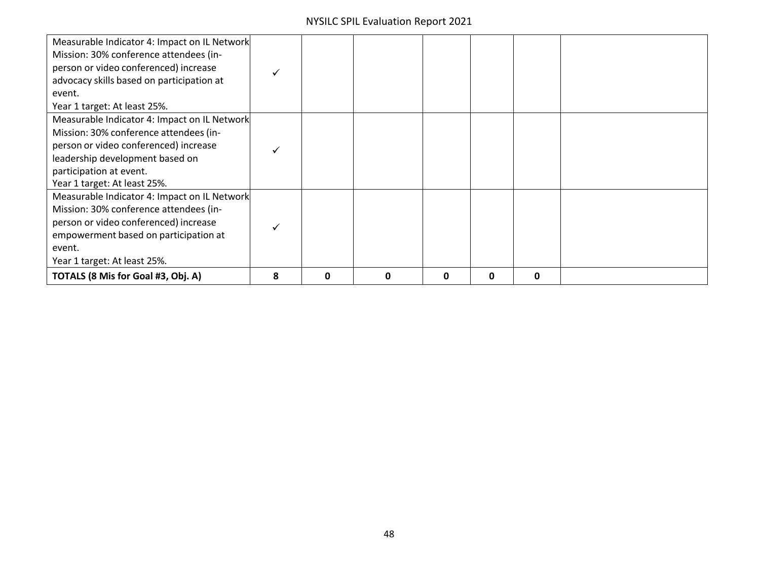| | | | | | | | |
|---|---|---|---|---|---|---|---|
| Measurable Indicator 4: Impact on IL Network Mission: 30% conference attendees (in-person or video conferenced) increase advocacy skills based on participation at event.<br>Year 1 target: At least 25%. | ✓ | | | | | | |
| Measurable Indicator 4: Impact on IL Network Mission: 30% conference attendees (in-person or video conferenced) increase leadership development based on participation at event.<br>Year 1 target: At least 25%. | ✓ | | | | | | |
| Measurable Indicator 4: Impact on IL Network Mission: 30% conference attendees (in-person or video conferenced) increase empowerment based on participation at event.<br>Year 1 target: At least 25%. | ✓ | | | | | | |
| **TOTALS (8 Mis for Goal #3, Obj. A)** | **8** | **0** | **0** | **0** | **0** | **0** | |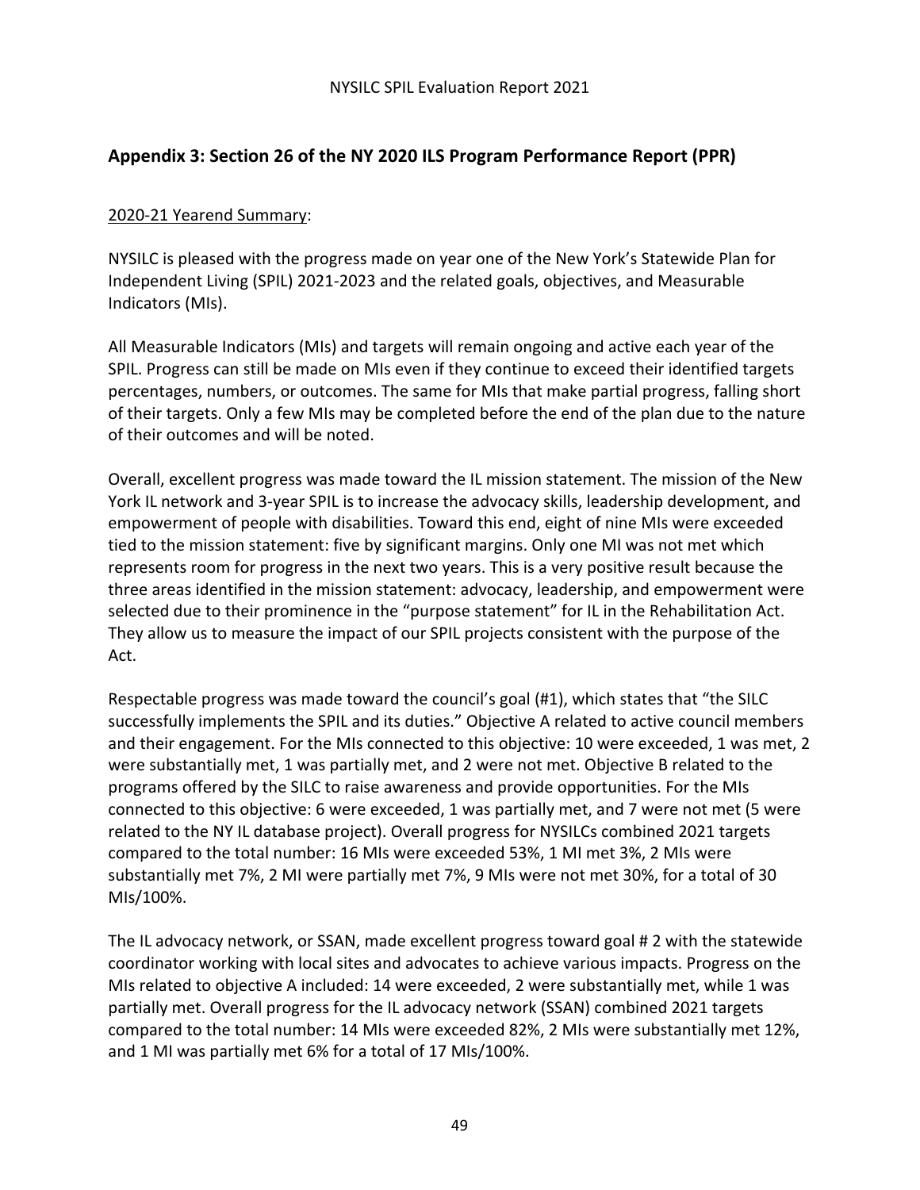## Appendix 3: Section 26 of the NY 2020 ILS Program Performance Report (PPR)

2020-21 Yearend Summary:

NYSILC is pleased with the progress made on year one of the New York's Statewide Plan for Independent Living (SPIL) 2021-2023 and the related goals, objectives, and Measurable Indicators (MIs).

All Measurable Indicators (MIs) and targets will remain ongoing and active each year of the SPIL. Progress can still be made on MIs even if they continue to exceed their identified targets percentages, numbers, or outcomes. The same for MIs that make partial progress, falling short of their targets. Only a few MIs may be completed before the end of the plan due to the nature of their outcomes and will be noted.

Overall, excellent progress was made toward the IL mission statement. The mission of the New York IL network and 3-year SPIL is to increase the advocacy skills, leadership development, and empowerment of people with disabilities. Toward this end, eight of nine MIs were exceeded tied to the mission statement: five by significant margins. Only one MI was not met which represents room for progress in the next two years. This is a very positive result because the three areas identified in the mission statement: advocacy, leadership, and empowerment were selected due to their prominence in the "purpose statement" for IL in the Rehabilitation Act. They allow us to measure the impact of our SPIL projects consistent with the purpose of the Act.

Respectable progress was made toward the council's goal (#1), which states that "the SILC successfully implements the SPIL and its duties." Objective A related to active council members and their engagement. For the MIs connected to this objective: 10 were exceeded, 1 was met, 2 were substantially met, 1 was partially met, and 2 were not met. Objective B related to the programs offered by the SILC to raise awareness and provide opportunities. For the MIs connected to this objective: 6 were exceeded, 1 was partially met, and 7 were not met (5 were related to the NY IL database project). Overall progress for NYSILCs combined 2021 targets compared to the total number: 16 MIs were exceeded 53%, 1 MI met 3%, 2 MIs were substantially met 7%, 2 MI were partially met 7%, 9 MIs were not met 30%, for a total of 30 MIs/100%.

The IL advocacy network, or SSAN, made excellent progress toward goal # 2 with the statewide coordinator working with local sites and advocates to achieve various impacts. Progress on the MIs related to objective A included: 14 were exceeded, 2 were substantially met, while 1 was partially met. Overall progress for the IL advocacy network (SSAN) combined 2021 targets compared to the total number: 14 MIs were exceeded 82%, 2 MIs were substantially met 12%, and 1 MI was partially met 6% for a total of 17 MIs/100%.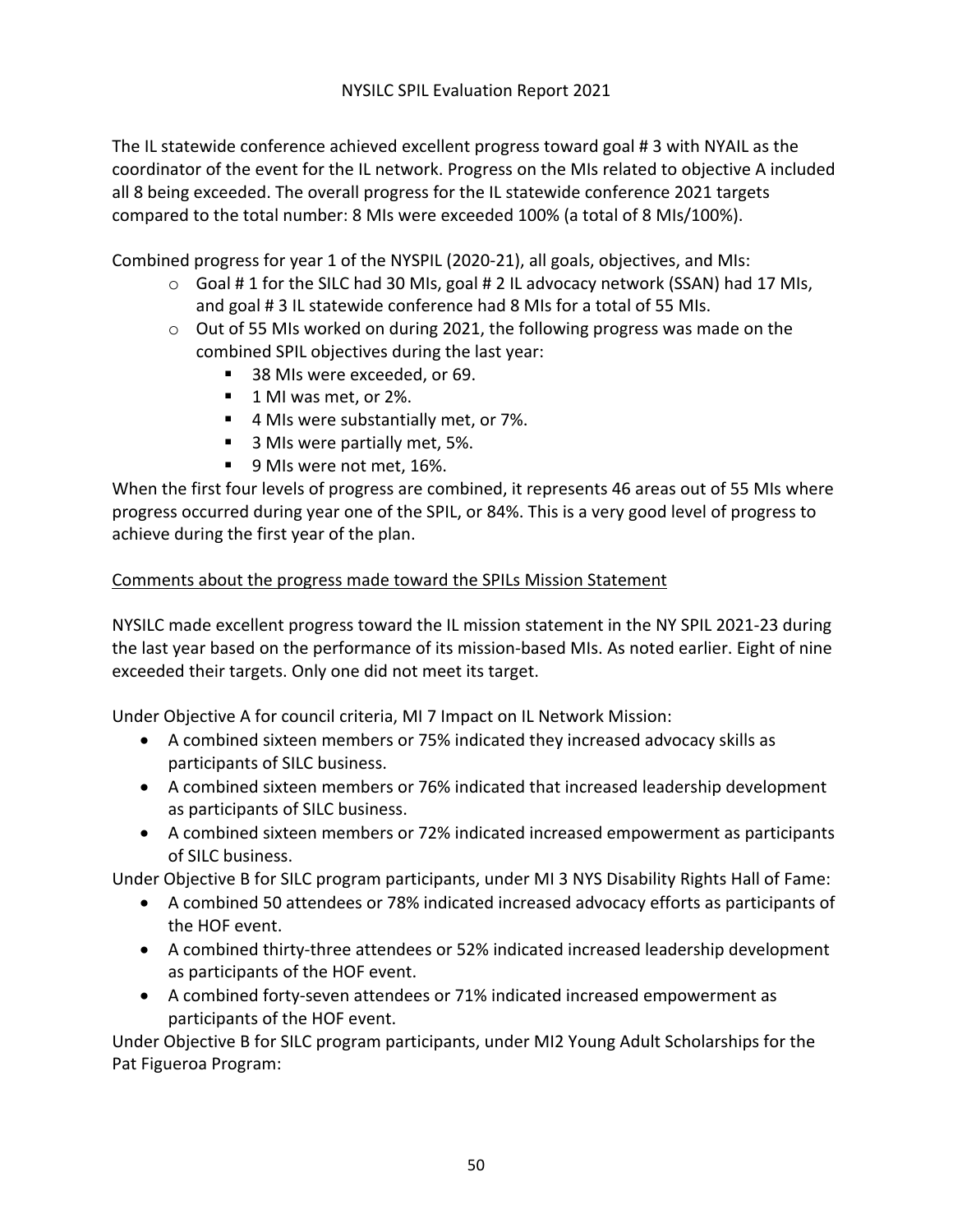The IL statewide conference achieved excellent progress toward goal # 3 with NYAIL as the coordinator of the event for the IL network. Progress on the MIs related to objective A included all 8 being exceeded. The overall progress for the IL statewide conference 2021 targets compared to the total number: 8 MIs were exceeded 100% (a total of 8 MIs/100%).

Combined progress for year 1 of the NYSPIL (2020-21), all goals, objectives, and MIs:

- Goal # 1 for the SILC had 30 MIs, goal # 2 IL advocacy network (SSAN) had 17 MIs, and goal # 3 IL statewide conference had 8 MIs for a total of 55 MIs.
- Out of 55 MIs worked on during 2021, the following progress was made on the combined SPIL objectives during the last year:
  - 38 MIs were exceeded, or 69.
  - 1 MI was met, or 2%.
  - 4 MIs were substantially met, or 7%.
  - 3 MIs were partially met, 5%.
  - 9 MIs were not met, 16%.

When the first four levels of progress are combined, it represents 46 areas out of 55 MIs where progress occurred during year one of the SPIL, or 84%. This is a very good level of progress to achieve during the first year of the plan.

<u>Comments about the progress made toward the SPILs Mission Statement</u>

NYSILC made excellent progress toward the IL mission statement in the NY SPIL 2021-23 during the last year based on the performance of its mission-based MIs. As noted earlier. Eight of nine exceeded their targets. Only one did not meet its target.

Under Objective A for council criteria, MI 7 Impact on IL Network Mission:

- A combined sixteen members or 75% indicated they increased advocacy skills as participants of SILC business.
- A combined sixteen members or 76% indicated that increased leadership development as participants of SILC business.
- A combined sixteen members or 72% indicated increased empowerment as participants of SILC business.

Under Objective B for SILC program participants, under MI 3 NYS Disability Rights Hall of Fame:

- A combined 50 attendees or 78% indicated increased advocacy efforts as participants of the HOF event.
- A combined thirty-three attendees or 52% indicated increased leadership development as participants of the HOF event.
- A combined forty-seven attendees or 71% indicated increased empowerment as participants of the HOF event.

Under Objective B for SILC program participants, under MI2 Young Adult Scholarships for the Pat Figueroa Program: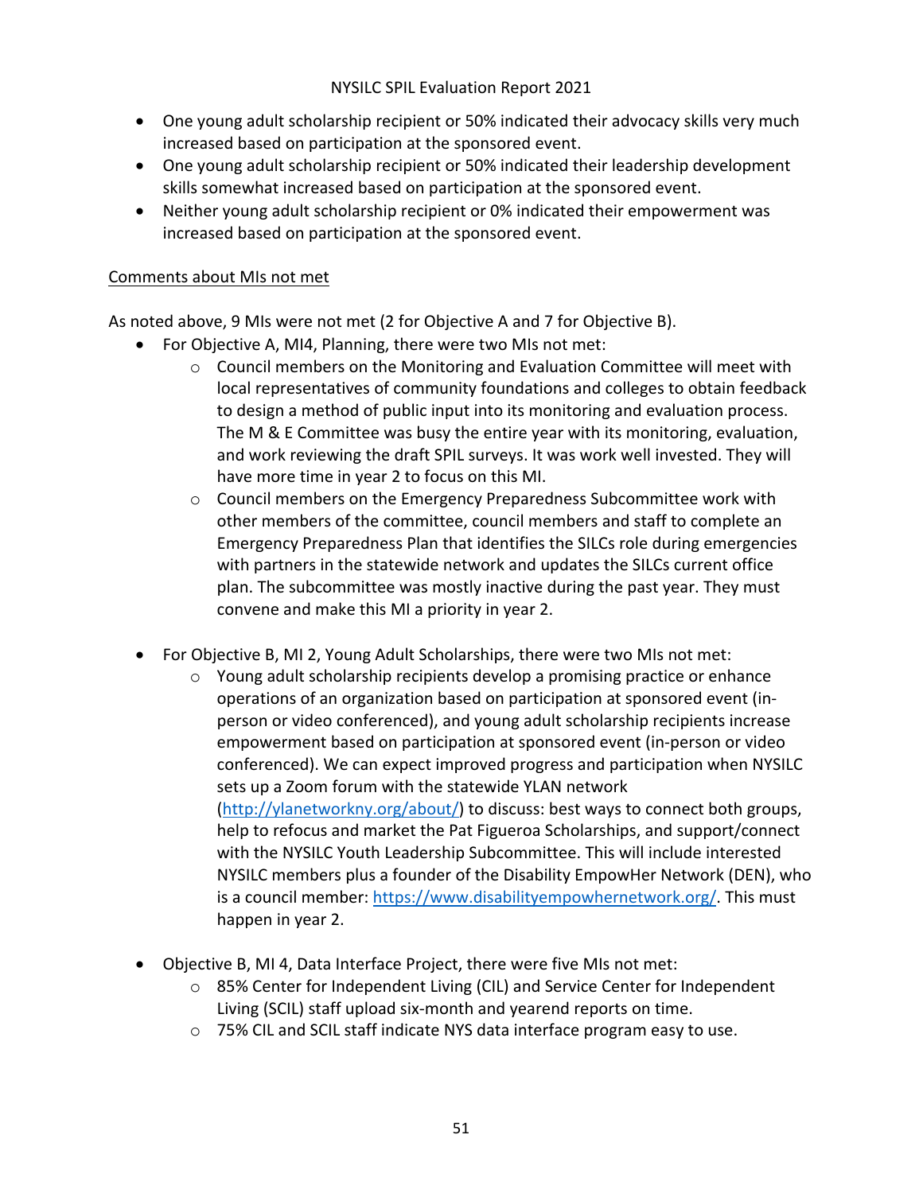- One young adult scholarship recipient or 50% indicated their advocacy skills very much increased based on participation at the sponsored event.
- One young adult scholarship recipient or 50% indicated their leadership development skills somewhat increased based on participation at the sponsored event.
- Neither young adult scholarship recipient or 0% indicated their empowerment was increased based on participation at the sponsored event.

<u>Comments about MIs not met</u>

As noted above, 9 MIs were not met (2 for Objective A and 7 for Objective B).

- For Objective A, MI4, Planning, there were two MIs not met:
  - Council members on the Monitoring and Evaluation Committee will meet with local representatives of community foundations and colleges to obtain feedback to design a method of public input into its monitoring and evaluation process. The M & E Committee was busy the entire year with its monitoring, evaluation, and work reviewing the draft SPIL surveys. It was work well invested. They will have more time in year 2 to focus on this MI.
  - Council members on the Emergency Preparedness Subcommittee work with other members of the committee, council members and staff to complete an Emergency Preparedness Plan that identifies the SILCs role during emergencies with partners in the statewide network and updates the SILCs current office plan. The subcommittee was mostly inactive during the past year. They must convene and make this MI a priority in year 2.

- For Objective B, MI 2, Young Adult Scholarships, there were two MIs not met:
  - Young adult scholarship recipients develop a promising practice or enhance operations of an organization based on participation at sponsored event (in-person or video conferenced), and young adult scholarship recipients increase empowerment based on participation at sponsored event (in-person or video conferenced). We can expect improved progress and participation when NYSILC sets up a Zoom forum with the statewide YLAN network (http://ylanetworkny.org/about/) to discuss: best ways to connect both groups, help to refocus and market the Pat Figueroa Scholarships, and support/connect with the NYSILC Youth Leadership Subcommittee. This will include interested NYSILC members plus a founder of the Disability EmpowHer Network (DEN), who is a council member: https://www.disabilityempowhernetwork.org/. This must happen in year 2.

- Objective B, MI 4, Data Interface Project, there were five MIs not met:
  - 85% Center for Independent Living (CIL) and Service Center for Independent Living (SCIL) staff upload six-month and yearend reports on time.
  - 75% CIL and SCIL staff indicate NYS data interface program easy to use.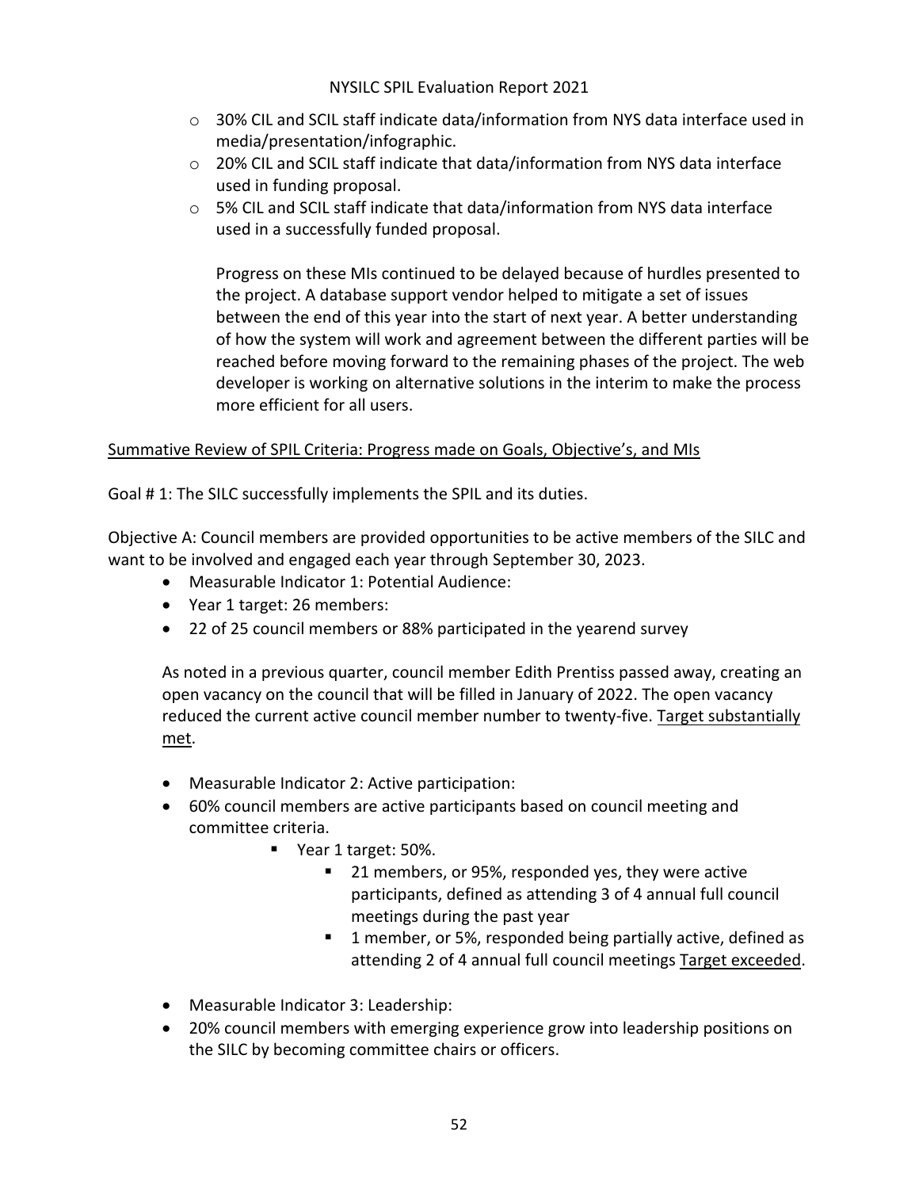- 30% CIL and SCIL staff indicate data/information from NYS data interface used in media/presentation/infographic.
- 20% CIL and SCIL staff indicate that data/information from NYS data interface used in funding proposal.
- 5% CIL and SCIL staff indicate that data/information from NYS data interface used in a successfully funded proposal.

  Progress on these MIs continued to be delayed because of hurdles presented to the project. A database support vendor helped to mitigate a set of issues between the end of this year into the start of next year. A better understanding of how the system will work and agreement between the different parties will be reached before moving forward to the remaining phases of the project. The web developer is working on alternative solutions in the interim to make the process more efficient for all users.

<u>Summative Review of SPIL Criteria: Progress made on Goals, Objective's, and MIs</u>

Goal # 1: The SILC successfully implements the SPIL and its duties.

Objective A: Council members are provided opportunities to be active members of the SILC and want to be involved and engaged each year through September 30, 2023.

- Measurable Indicator 1: Potential Audience:
- Year 1 target: 26 members:
- 22 of 25 council members or 88% participated in the yearend survey

  As noted in a previous quarter, council member Edith Prentiss passed away, creating an open vacancy on the council that will be filled in January of 2022. The open vacancy reduced the current active council member number to twenty-five. <u>Target substantially met</u>.

- Measurable Indicator 2: Active participation:
- 60% council members are active participants based on council meeting and committee criteria.
  - Year 1 target: 50%.
    - 21 members, or 95%, responded yes, they were active participants, defined as attending 3 of 4 annual full council meetings during the past year
    - 1 member, or 5%, responded being partially active, defined as attending 2 of 4 annual full council meetings <u>Target exceeded</u>.

- Measurable Indicator 3: Leadership:
- 20% council members with emerging experience grow into leadership positions on the SILC by becoming committee chairs or officers.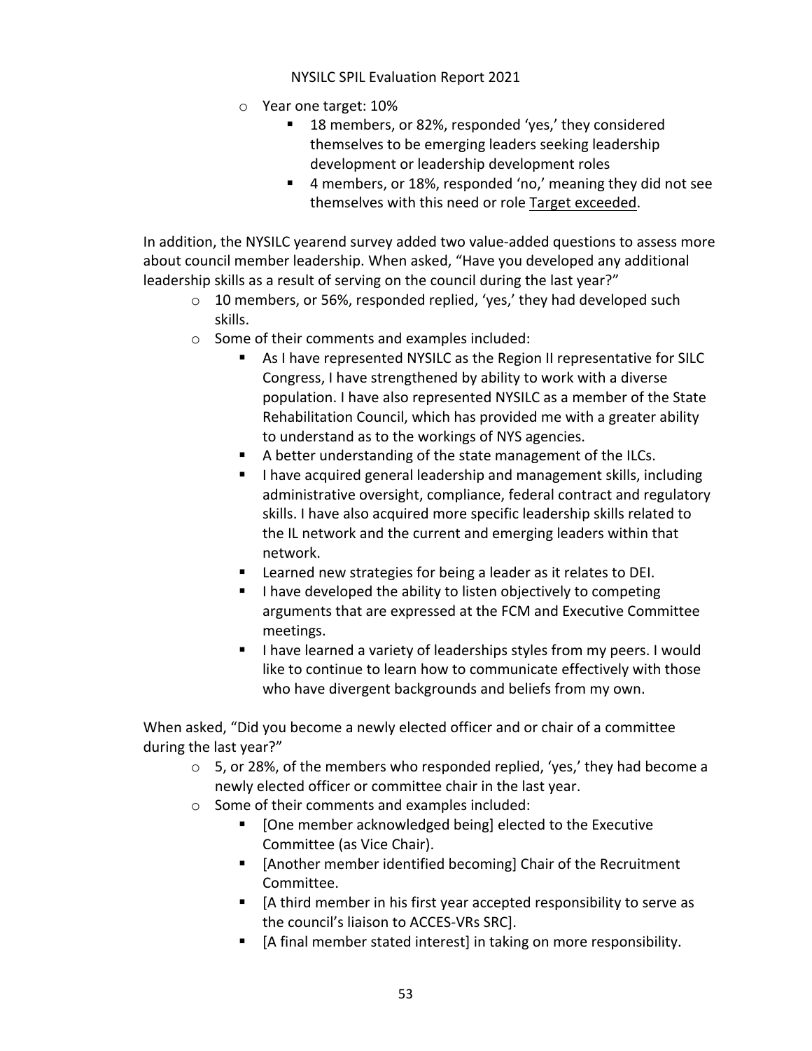- Year one target: 10%
  - 18 members, or 82%, responded 'yes,' they considered themselves to be emerging leaders seeking leadership development or leadership development roles
  - 4 members, or 18%, responded 'no,' meaning they did not see themselves with this need or role Target exceeded.

In addition, the NYSILC yearend survey added two value-added questions to assess more about council member leadership. When asked, "Have you developed any additional leadership skills as a result of serving on the council during the last year?"

- 10 members, or 56%, responded replied, 'yes,' they had developed such skills.
- Some of their comments and examples included:
  - As I have represented NYSILC as the Region II representative for SILC Congress, I have strengthened by ability to work with a diverse population. I have also represented NYSILC as a member of the State Rehabilitation Council, which has provided me with a greater ability to understand as to the workings of NYS agencies.
  - A better understanding of the state management of the ILCs.
  - I have acquired general leadership and management skills, including administrative oversight, compliance, federal contract and regulatory skills. I have also acquired more specific leadership skills related to the IL network and the current and emerging leaders within that network.
  - Learned new strategies for being a leader as it relates to DEI.
  - I have developed the ability to listen objectively to competing arguments that are expressed at the FCM and Executive Committee meetings.
  - I have learned a variety of leaderships styles from my peers. I would like to continue to learn how to communicate effectively with those who have divergent backgrounds and beliefs from my own.

When asked, "Did you become a newly elected officer and or chair of a committee during the last year?"

- 5, or 28%, of the members who responded replied, 'yes,' they had become a newly elected officer or committee chair in the last year.
- Some of their comments and examples included:
  - [One member acknowledged being] elected to the Executive Committee (as Vice Chair).
  - [Another member identified becoming] Chair of the Recruitment Committee.
  - [A third member in his first year accepted responsibility to serve as the council's liaison to ACCES-VRs SRC].
  - [A final member stated interest] in taking on more responsibility.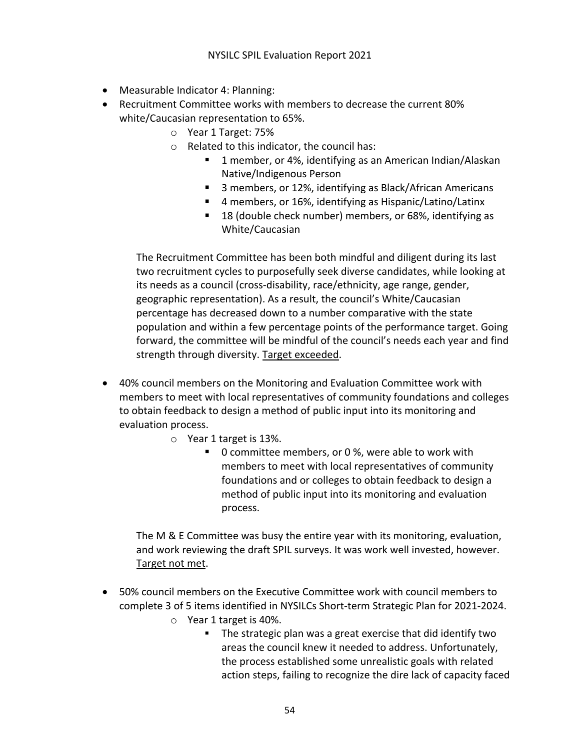- Measurable Indicator 4: Planning:
- Recruitment Committee works with members to decrease the current 80% white/Caucasian representation to 65%.
    - Year 1 Target: 75%
    - Related to this indicator, the council has:
        - 1 member, or 4%, identifying as an American Indian/Alaskan Native/Indigenous Person
        - 3 members, or 12%, identifying as Black/African Americans
        - 4 members, or 16%, identifying as Hispanic/Latino/Latinx
        - 18 (double check number) members, or 68%, identifying as White/Caucasian

  The Recruitment Committee has been both mindful and diligent during its last two recruitment cycles to purposefully seek diverse candidates, while looking at its needs as a council (cross-disability, race/ethnicity, age range, gender, geographic representation). As a result, the council's White/Caucasian percentage has decreased down to a number comparative with the state population and within a few percentage points of the performance target. Going forward, the committee will be mindful of the council's needs each year and find strength through diversity. Target exceeded.

- 40% council members on the Monitoring and Evaluation Committee work with members to meet with local representatives of community foundations and colleges to obtain feedback to design a method of public input into its monitoring and evaluation process.
    - Year 1 target is 13%.
        - 0 committee members, or 0 %, were able to work with members to meet with local representatives of community foundations and or colleges to obtain feedback to design a method of public input into its monitoring and evaluation process.

  The M & E Committee was busy the entire year with its monitoring, evaluation, and work reviewing the draft SPIL surveys. It was work well invested, however. Target not met.

- 50% council members on the Executive Committee work with council members to complete 3 of 5 items identified in NYSILCs Short-term Strategic Plan for 2021-2024.
    - Year 1 target is 40%.
        - The strategic plan was a great exercise that did identify two areas the council knew it needed to address. Unfortunately, the process established some unrealistic goals with related action steps, failing to recognize the dire lack of capacity faced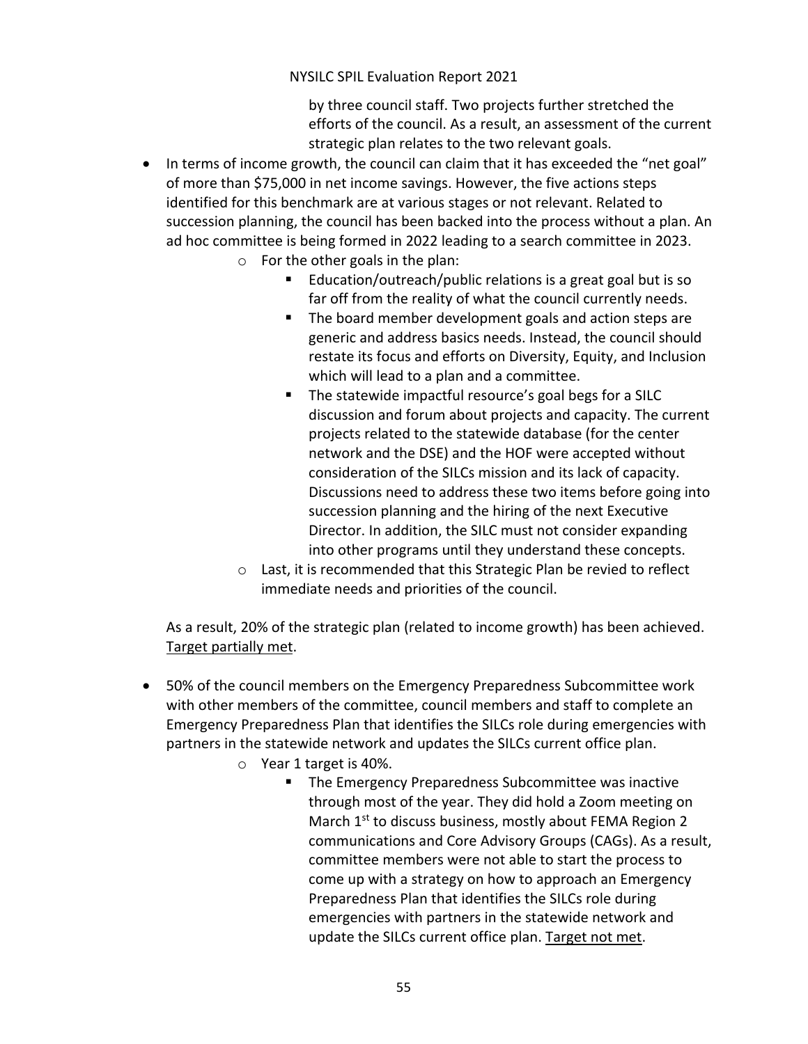by three council staff. Two projects further stretched the efforts of the council. As a result, an assessment of the current strategic plan relates to the two relevant goals.

- In terms of income growth, the council can claim that it has exceeded the "net goal" of more than $75,000 in net income savings. However, the five actions steps identified for this benchmark are at various stages or not relevant. Related to succession planning, the council has been backed into the process without a plan. An ad hoc committee is being formed in 2022 leading to a search committee in 2023.
    - For the other goals in the plan:
        - Education/outreach/public relations is a great goal but is so far off from the reality of what the council currently needs.
        - The board member development goals and action steps are generic and address basics needs. Instead, the council should restate its focus and efforts on Diversity, Equity, and Inclusion which will lead to a plan and a committee.
        - The statewide impactful resource's goal begs for a SILC discussion and forum about projects and capacity. The current projects related to the statewide database (for the center network and the DSE) and the HOF were accepted without consideration of the SILCs mission and its lack of capacity. Discussions need to address these two items before going into succession planning and the hiring of the next Executive Director. In addition, the SILC must not consider expanding into other programs until they understand these concepts.
    - Last, it is recommended that this Strategic Plan be revied to reflect immediate needs and priorities of the council.

As a result, 20% of the strategic plan (related to income growth) has been achieved. Target partially met.

- 50% of the council members on the Emergency Preparedness Subcommittee work with other members of the committee, council members and staff to complete an Emergency Preparedness Plan that identifies the SILCs role during emergencies with partners in the statewide network and updates the SILCs current office plan.
    - Year 1 target is 40%.
        - The Emergency Preparedness Subcommittee was inactive through most of the year. They did hold a Zoom meeting on March 1st to discuss business, mostly about FEMA Region 2 communications and Core Advisory Groups (CAGs). As a result, committee members were not able to start the process to come up with a strategy on how to approach an Emergency Preparedness Plan that identifies the SILCs role during emergencies with partners in the statewide network and update the SILCs current office plan. Target not met.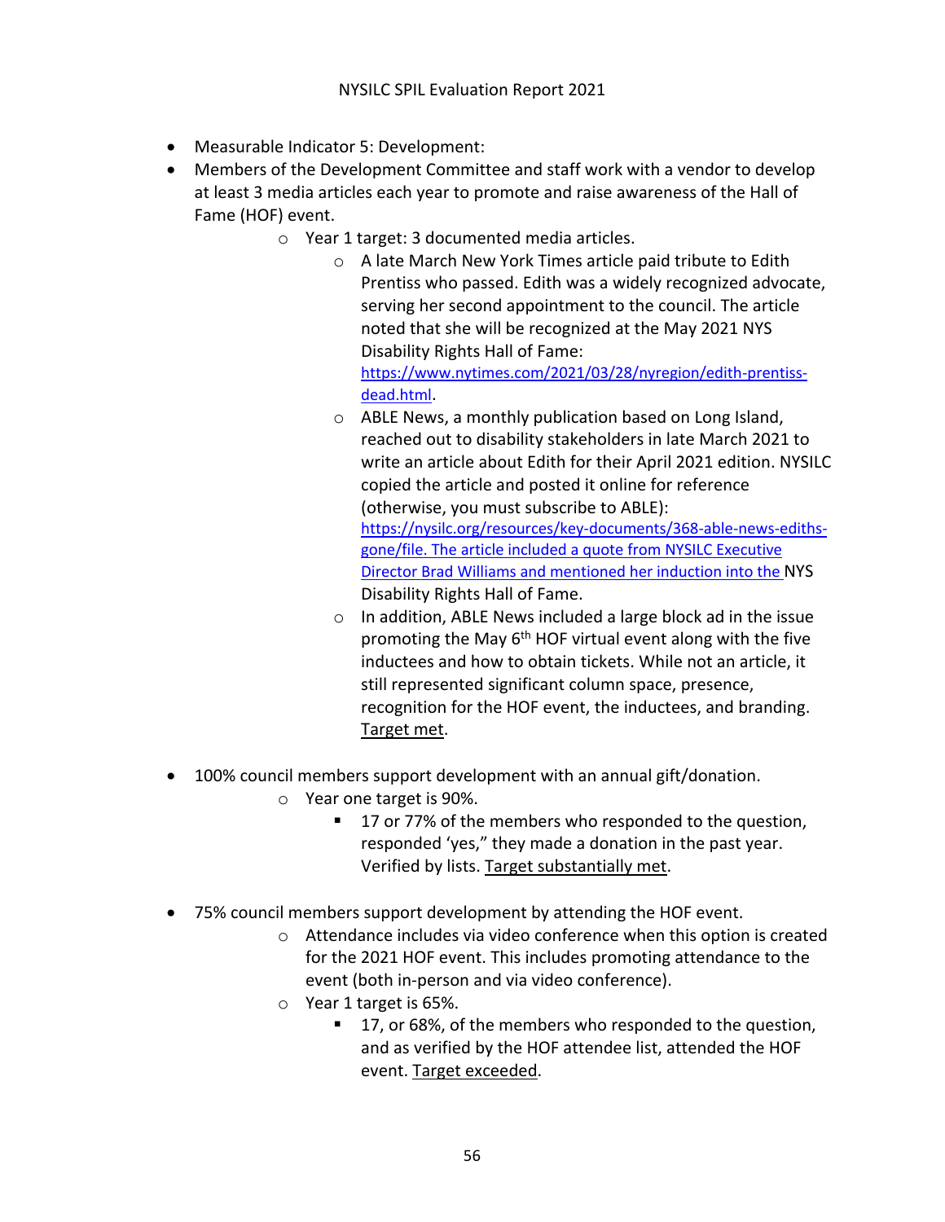- Measurable Indicator 5: Development:
- Members of the Development Committee and staff work with a vendor to develop at least 3 media articles each year to promote and raise awareness of the Hall of Fame (HOF) event.
  - Year 1 target: 3 documented media articles.
    - A late March New York Times article paid tribute to Edith Prentiss who passed. Edith was a widely recognized advocate, serving her second appointment to the council. The article noted that she will be recognized at the May 2021 NYS Disability Rights Hall of Fame: https://www.nytimes.com/2021/03/28/nyregion/edith-prentiss-dead.html.
    - ABLE News, a monthly publication based on Long Island, reached out to disability stakeholders in late March 2021 to write an article about Edith for their April 2021 edition. NYSILC copied the article and posted it online for reference (otherwise, you must subscribe to ABLE): https://nysilc.org/resources/key-documents/368-able-news-ediths-gone/file. The article included a quote from NYSILC Executive Director Brad Williams and mentioned her induction into the NYS Disability Rights Hall of Fame.
    - In addition, ABLE News included a large block ad in the issue promoting the May 6th HOF virtual event along with the five inductees and how to obtain tickets. While not an article, it still represented significant column space, presence, recognition for the HOF event, the inductees, and branding. <u>Target met</u>.

- 100% council members support development with an annual gift/donation.
  - Year one target is 90%.
    - 17 or 77% of the members who responded to the question, responded 'yes," they made a donation in the past year. Verified by lists. <u>Target substantially met</u>.

- 75% council members support development by attending the HOF event.
  - Attendance includes via video conference when this option is created for the 2021 HOF event. This includes promoting attendance to the event (both in-person and via video conference).
  - Year 1 target is 65%.
    - 17, or 68%, of the members who responded to the question, and as verified by the HOF attendee list, attended the HOF event. <u>Target exceeded</u>.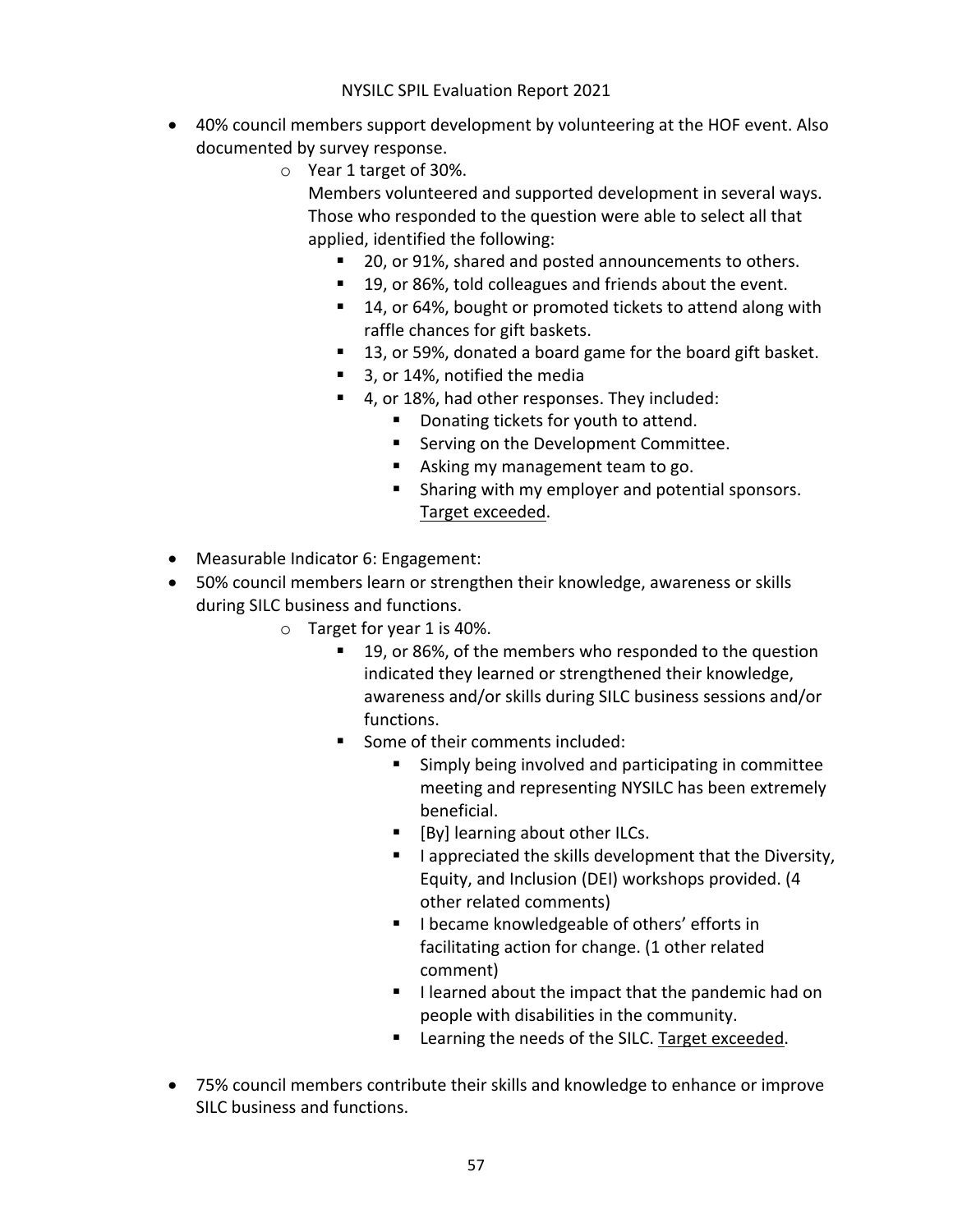- 40% council members support development by volunteering at the HOF event. Also documented by survey response.
  - Year 1 target of 30%.
    Members volunteered and supported development in several ways. Those who responded to the question were able to select all that applied, identified the following:
    - 20, or 91%, shared and posted announcements to others.
    - 19, or 86%, told colleagues and friends about the event.
    - 14, or 64%, bought or promoted tickets to attend along with raffle chances for gift baskets.
    - 13, or 59%, donated a board game for the board gift basket.
    - 3, or 14%, notified the media
    - 4, or 18%, had other responses. They included:
      - Donating tickets for youth to attend.
      - Serving on the Development Committee.
      - Asking my management team to go.
      - Sharing with my employer and potential sponsors. <u>Target exceeded</u>.
- Measurable Indicator 6: Engagement:
- 50% council members learn or strengthen their knowledge, awareness or skills during SILC business and functions.
  - Target for year 1 is 40%.
    - 19, or 86%, of the members who responded to the question indicated they learned or strengthened their knowledge, awareness and/or skills during SILC business sessions and/or functions.
    - Some of their comments included:
      - Simply being involved and participating in committee meeting and representing NYSILC has been extremely beneficial.
      - [By] learning about other ILCs.
      - I appreciated the skills development that the Diversity, Equity, and Inclusion (DEI) workshops provided. (4 other related comments)
      - I became knowledgeable of others' efforts in facilitating action for change. (1 other related comment)
      - I learned about the impact that the pandemic had on people with disabilities in the community.
      - Learning the needs of the SILC. <u>Target exceeded</u>.
- 75% council members contribute their skills and knowledge to enhance or improve SILC business and functions.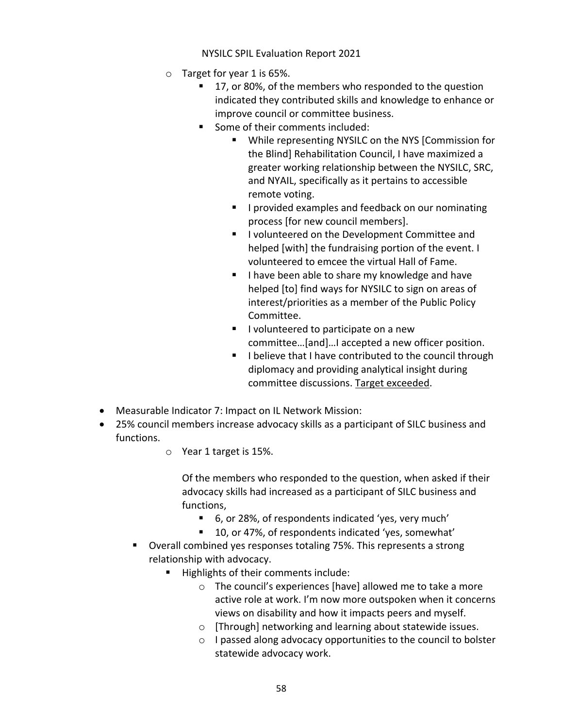- Target for year 1 is 65%.
  - 17, or 80%, of the members who responded to the question indicated they contributed skills and knowledge to enhance or improve council or committee business.
  - Some of their comments included:
    - While representing NYSILC on the NYS [Commission for the Blind] Rehabilitation Council, I have maximized a greater working relationship between the NYSILC, SRC, and NYAIL, specifically as it pertains to accessible remote voting.
    - I provided examples and feedback on our nominating process [for new council members].
    - I volunteered on the Development Committee and helped [with] the fundraising portion of the event. I volunteered to emcee the virtual Hall of Fame.
    - I have been able to share my knowledge and have helped [to] find ways for NYSILC to sign on areas of interest/priorities as a member of the Public Policy Committee.
    - I volunteered to participate on a new committee…[and]…I accepted a new officer position.
    - I believe that I have contributed to the council through diplomacy and providing analytical insight during committee discussions. Target exceeded.

- Measurable Indicator 7: Impact on IL Network Mission:
- 25% council members increase advocacy skills as a participant of SILC business and functions.
  - Year 1 target is 15%.

    Of the members who responded to the question, when asked if their advocacy skills had increased as a participant of SILC business and functions,

    - 6, or 28%, of respondents indicated 'yes, very much'
    - 10, or 47%, of respondents indicated 'yes, somewhat'
  - Overall combined yes responses totaling 75%. This represents a strong relationship with advocacy.
    - Highlights of their comments include:
      - The council's experiences [have] allowed me to take a more active role at work. I'm now more outspoken when it concerns views on disability and how it impacts peers and myself.
      - [Through] networking and learning about statewide issues.
      - I passed along advocacy opportunities to the council to bolster statewide advocacy work.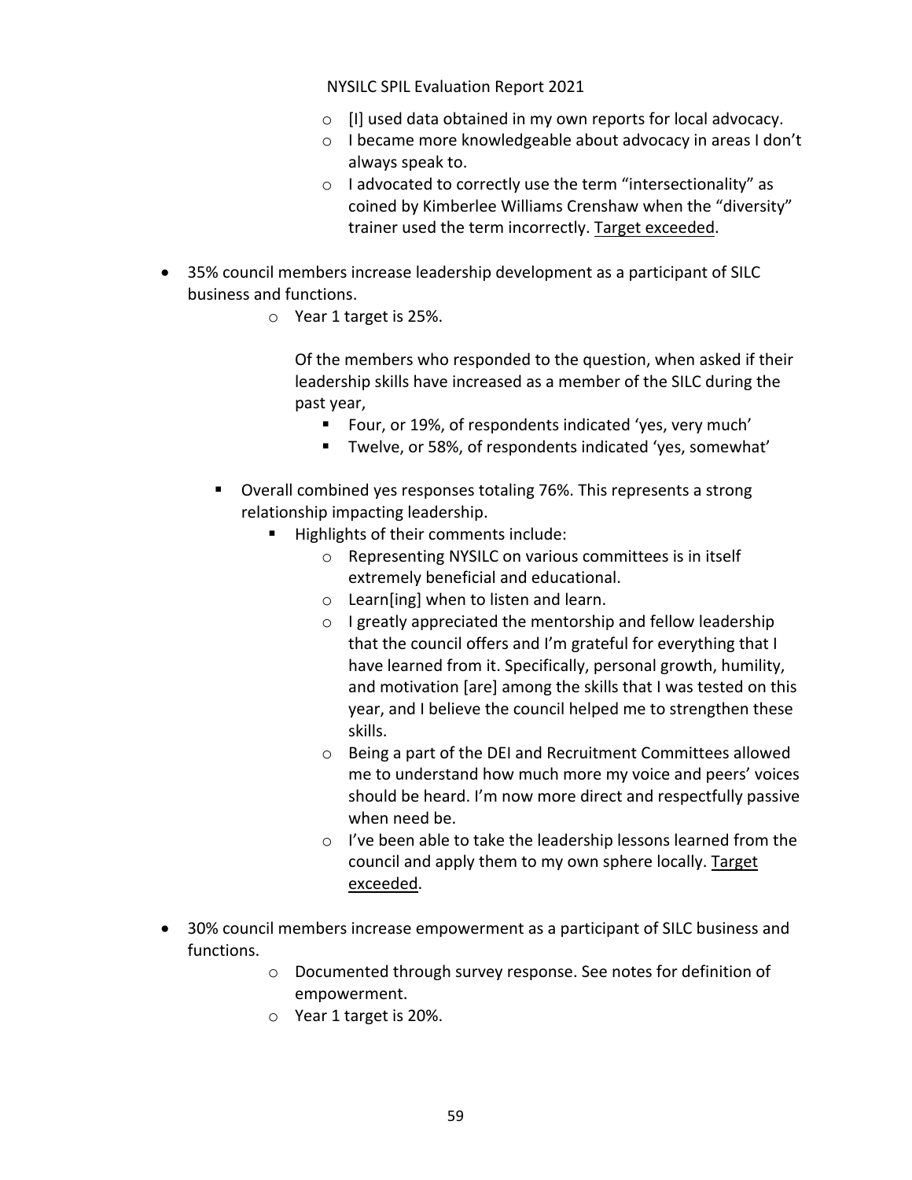- [I] used data obtained in my own reports for local advocacy.
- I became more knowledgeable about advocacy in areas I don't always speak to.
- I advocated to correctly use the term "intersectionality" as coined by Kimberlee Williams Crenshaw when the "diversity" trainer used the term incorrectly. <u>Target exceeded</u>.

- 35% council members increase leadership development as a participant of SILC business and functions.
  - Year 1 target is 25%.

    Of the members who responded to the question, when asked if their leadership skills have increased as a member of the SILC during the past year,

    - Four, or 19%, of respondents indicated 'yes, very much'
    - Twelve, or 58%, of respondents indicated 'yes, somewhat'

  - Overall combined yes responses totaling 76%. This represents a strong relationship impacting leadership.
    - Highlights of their comments include:
      - Representing NYSILC on various committees is in itself extremely beneficial and educational.
      - Learn[ing] when to listen and learn.
      - I greatly appreciated the mentorship and fellow leadership that the council offers and I'm grateful for everything that I have learned from it. Specifically, personal growth, humility, and motivation [are] among the skills that I was tested on this year, and I believe the council helped me to strengthen these skills.
      - Being a part of the DEI and Recruitment Committees allowed me to understand how much more my voice and peers' voices should be heard. I'm now more direct and respectfully passive when need be.
      - I've been able to take the leadership lessons learned from the council and apply them to my own sphere locally. <u>Target exceeded</u>.

- 30% council members increase empowerment as a participant of SILC business and functions.
  - Documented through survey response. See notes for definition of empowerment.
  - Year 1 target is 20%.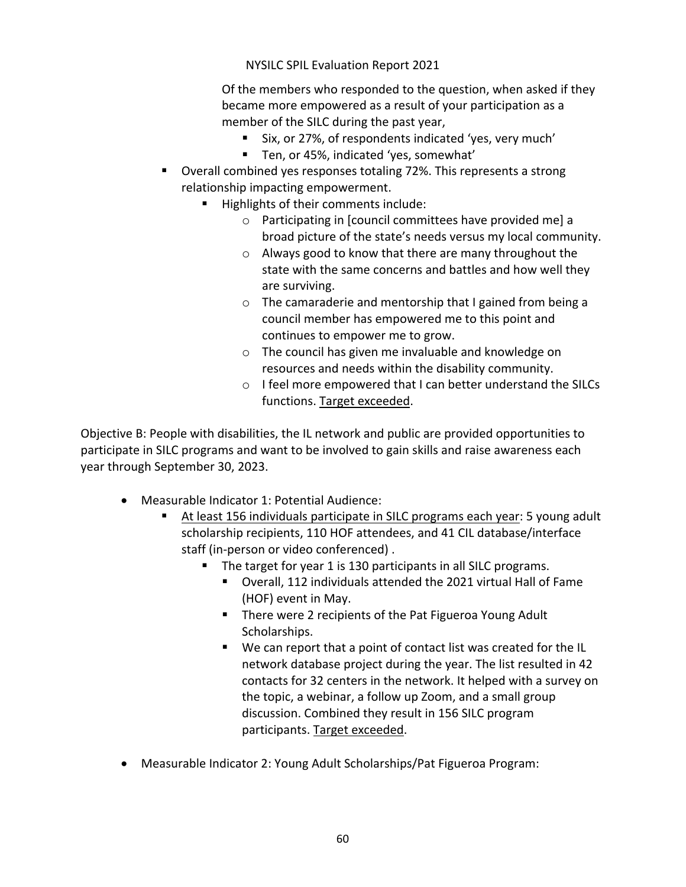Of the members who responded to the question, when asked if they became more empowered as a result of your participation as a member of the SILC during the past year,

- Six, or 27%, of respondents indicated 'yes, very much'
- Ten, or 45%, indicated 'yes, somewhat'

- Overall combined yes responses totaling 72%. This represents a strong relationship impacting empowerment.
  - Highlights of their comments include:
    - Participating in [council committees have provided me] a broad picture of the state's needs versus my local community.
    - Always good to know that there are many throughout the state with the same concerns and battles and how well they are surviving.
    - The camaraderie and mentorship that I gained from being a council member has empowered me to this point and continues to empower me to grow.
    - The council has given me invaluable and knowledge on resources and needs within the disability community.
    - I feel more empowered that I can better understand the SILCs functions. <u>Target exceeded</u>.

Objective B: People with disabilities, the IL network and public are provided opportunities to participate in SILC programs and want to be involved to gain skills and raise awareness each year through September 30, 2023.

- Measurable Indicator 1: Potential Audience:
  - <u>At least 156 individuals participate in SILC programs each year</u>: 5 young adult scholarship recipients, 110 HOF attendees, and 41 CIL database/interface staff (in-person or video conferenced) .
    - The target for year 1 is 130 participants in all SILC programs.
      - Overall, 112 individuals attended the 2021 virtual Hall of Fame (HOF) event in May.
      - There were 2 recipients of the Pat Figueroa Young Adult Scholarships.
      - We can report that a point of contact list was created for the IL network database project during the year. The list resulted in 42 contacts for 32 centers in the network. It helped with a survey on the topic, a webinar, a follow up Zoom, and a small group discussion. Combined they result in 156 SILC program participants. <u>Target exceeded</u>.

- Measurable Indicator 2: Young Adult Scholarships/Pat Figueroa Program: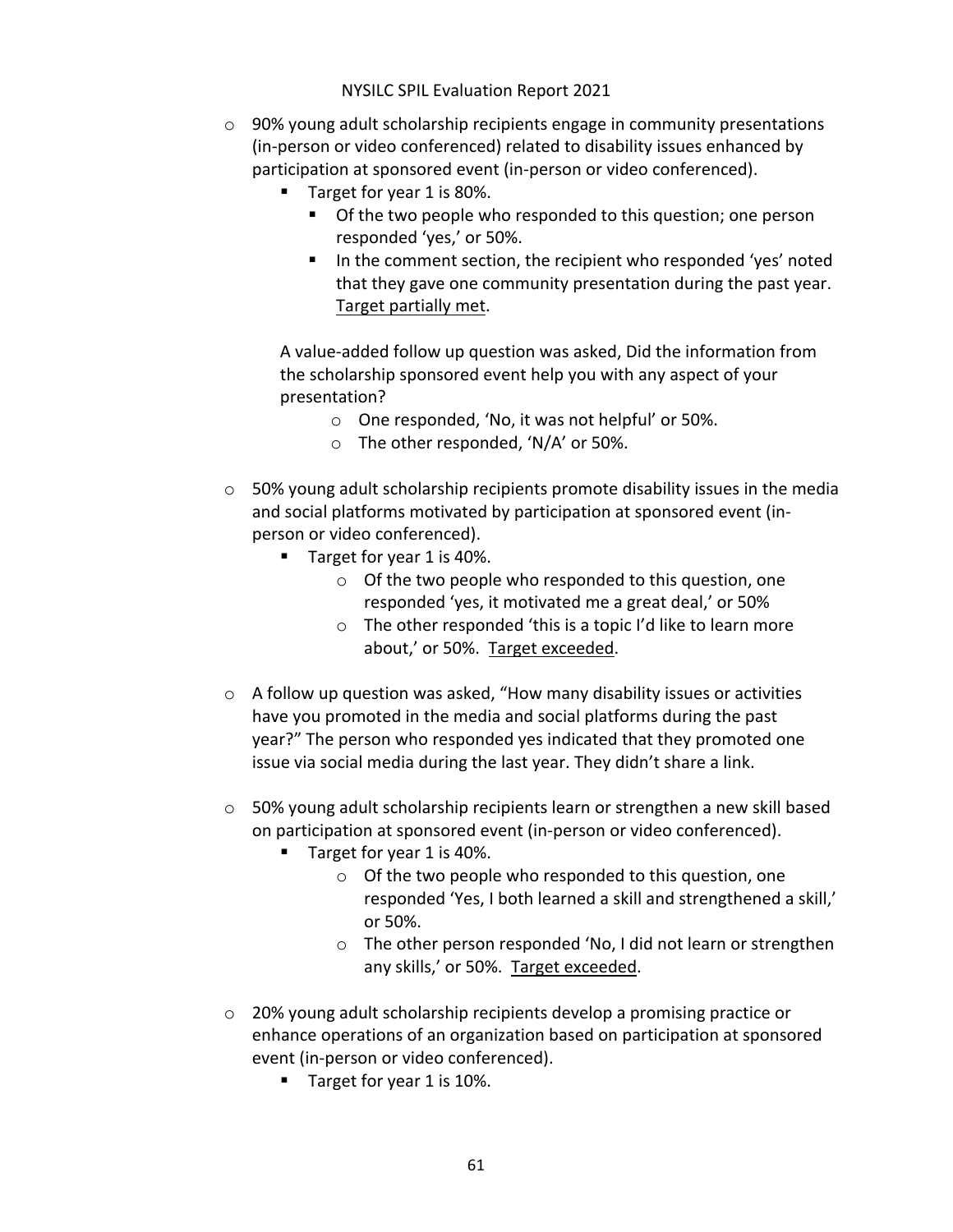- 90% young adult scholarship recipients engage in community presentations (in-person or video conferenced) related to disability issues enhanced by participation at sponsored event (in-person or video conferenced).
    - Target for year 1 is 80%.
        - Of the two people who responded to this question; one person responded 'yes,' or 50%.
        - In the comment section, the recipient who responded 'yes' noted that they gave one community presentation during the past year. <u>Target partially met</u>.

    A value-added follow up question was asked, Did the information from the scholarship sponsored event help you with any aspect of your presentation?

    - One responded, 'No, it was not helpful' or 50%.
    - The other responded, 'N/A' or 50%.

- 50% young adult scholarship recipients promote disability issues in the media and social platforms motivated by participation at sponsored event (in-person or video conferenced).
    - Target for year 1 is 40%.
        - Of the two people who responded to this question, one responded 'yes, it motivated me a great deal,' or 50%
        - The other responded 'this is a topic I'd like to learn more about,' or 50%. <u>Target exceeded</u>.

- A follow up question was asked, "How many disability issues or activities have you promoted in the media and social platforms during the past year?" The person who responded yes indicated that they promoted one issue via social media during the last year. They didn't share a link.

- 50% young adult scholarship recipients learn or strengthen a new skill based on participation at sponsored event (in-person or video conferenced).
    - Target for year 1 is 40%.
        - Of the two people who responded to this question, one responded 'Yes, I both learned a skill and strengthened a skill,' or 50%.
        - The other person responded 'No, I did not learn or strengthen any skills,' or 50%. <u>Target exceeded</u>.

- 20% young adult scholarship recipients develop a promising practice or enhance operations of an organization based on participation at sponsored event (in-person or video conferenced).
    - Target for year 1 is 10%.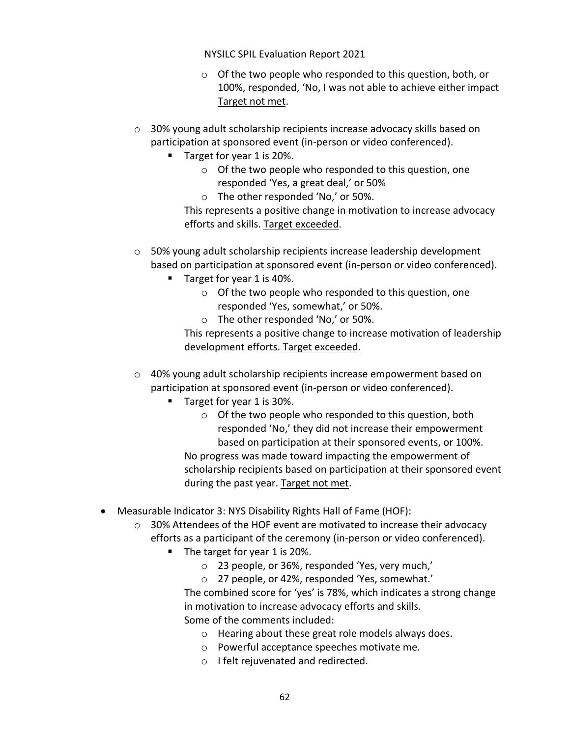- Of the two people who responded to this question, both, or 100%, responded, 'No, I was not able to achieve either impact <u>Target not met</u>.

  - 30% young adult scholarship recipients increase advocacy skills based on participation at sponsored event (in-person or video conferenced).
    - Target for year 1 is 20%.
      - Of the two people who responded to this question, one responded 'Yes, a great deal,' or 50%
      - The other responded 'No,' or 50%.

      This represents a positive change in motivation to increase advocacy efforts and skills. <u>Target exceeded</u>.

  - 50% young adult scholarship recipients increase leadership development based on participation at sponsored event (in-person or video conferenced).
    - Target for year 1 is 40%.
      - Of the two people who responded to this question, one responded 'Yes, somewhat,' or 50%.
      - The other responded 'No,' or 50%.

      This represents a positive change to increase motivation of leadership development efforts. <u>Target exceeded</u>.

  - 40% young adult scholarship recipients increase empowerment based on participation at sponsored event (in-person or video conferenced).
    - Target for year 1 is 30%.
      - Of the two people who responded to this question, both responded 'No,' they did not increase their empowerment based on participation at their sponsored events, or 100%.

      No progress was made toward impacting the empowerment of scholarship recipients based on participation at their sponsored event during the past year. <u>Target not met</u>.

- Measurable Indicator 3: NYS Disability Rights Hall of Fame (HOF):
  - 30% Attendees of the HOF event are motivated to increase their advocacy efforts as a participant of the ceremony (in-person or video conferenced).
    - The target for year 1 is 20%.
      - 23 people, or 36%, responded 'Yes, very much,'
      - 27 people, or 42%, responded 'Yes, somewhat.'

      The combined score for 'yes' is 78%, which indicates a strong change in motivation to increase advocacy efforts and skills.

      Some of the comments included:
      - Hearing about these great role models always does.
      - Powerful acceptance speeches motivate me.
      - I felt rejuvenated and redirected.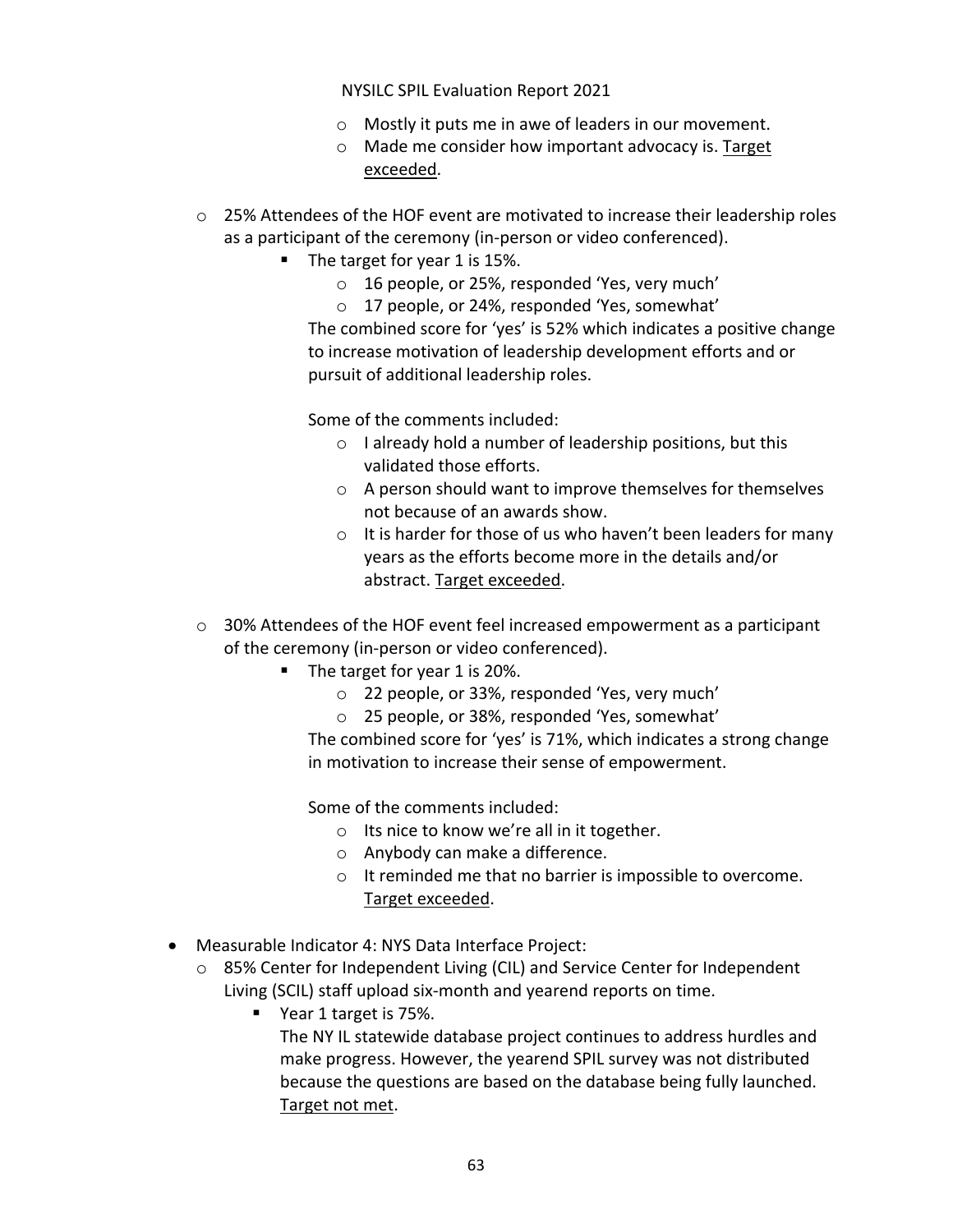- Mostly it puts me in awe of leaders in our movement.
- Made me consider how important advocacy is. <u>Target exceeded</u>.

- 25% Attendees of the HOF event are motivated to increase their leadership roles as a participant of the ceremony (in-person or video conferenced).
  - The target for year 1 is 15%.
    - 16 people, or 25%, responded 'Yes, very much'
    - 17 people, or 24%, responded 'Yes, somewhat'

    The combined score for 'yes' is 52% which indicates a positive change to increase motivation of leadership development efforts and or pursuit of additional leadership roles.

    Some of the comments included:
    - I already hold a number of leadership positions, but this validated those efforts.
    - A person should want to improve themselves for themselves not because of an awards show.
    - It is harder for those of us who haven't been leaders for many years as the efforts become more in the details and/or abstract. <u>Target exceeded</u>.

- 30% Attendees of the HOF event feel increased empowerment as a participant of the ceremony (in-person or video conferenced).
  - The target for year 1 is 20%.
    - 22 people, or 33%, responded 'Yes, very much'
    - 25 people, or 38%, responded 'Yes, somewhat'

    The combined score for 'yes' is 71%, which indicates a strong change in motivation to increase their sense of empowerment.

    Some of the comments included:
    - Its nice to know we're all in it together.
    - Anybody can make a difference.
    - It reminded me that no barrier is impossible to overcome. <u>Target exceeded</u>.

- Measurable Indicator 4: NYS Data Interface Project:
  - 85% Center for Independent Living (CIL) and Service Center for Independent Living (SCIL) staff upload six-month and yearend reports on time.
    - Year 1 target is 75%.

      The NY IL statewide database project continues to address hurdles and make progress. However, the yearend SPIL survey was not distributed because the questions are based on the database being fully launched. <u>Target not met</u>.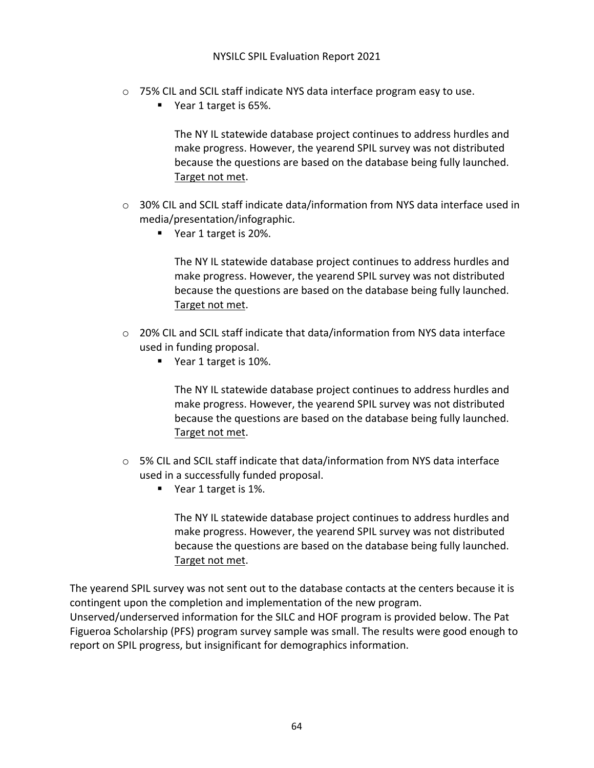- 75% CIL and SCIL staff indicate NYS data interface program easy to use.
  - Year 1 target is 65%.

    The NY IL statewide database project continues to address hurdles and make progress. However, the yearend SPIL survey was not distributed because the questions are based on the database being fully launched. Target not met.

- 30% CIL and SCIL staff indicate data/information from NYS data interface used in media/presentation/infographic.
  - Year 1 target is 20%.

    The NY IL statewide database project continues to address hurdles and make progress. However, the yearend SPIL survey was not distributed because the questions are based on the database being fully launched. Target not met.

- 20% CIL and SCIL staff indicate that data/information from NYS data interface used in funding proposal.
  - Year 1 target is 10%.

    The NY IL statewide database project continues to address hurdles and make progress. However, the yearend SPIL survey was not distributed because the questions are based on the database being fully launched. Target not met.

- 5% CIL and SCIL staff indicate that data/information from NYS data interface used in a successfully funded proposal.
  - Year 1 target is 1%.

    The NY IL statewide database project continues to address hurdles and make progress. However, the yearend SPIL survey was not distributed because the questions are based on the database being fully launched. Target not met.

The yearend SPIL survey was not sent out to the database contacts at the centers because it is contingent upon the completion and implementation of the new program. Unserved/underserved information for the SILC and HOF program is provided below. The Pat Figueroa Scholarship (PFS) program survey sample was small. The results were good enough to report on SPIL progress, but insignificant for demographics information.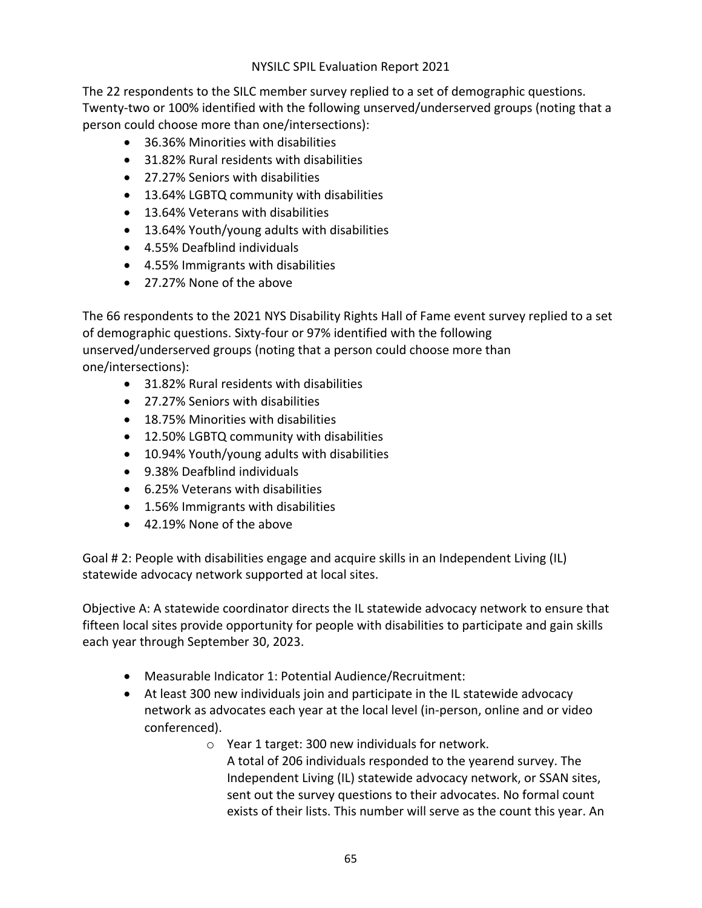The 22 respondents to the SILC member survey replied to a set of demographic questions. Twenty-two or 100% identified with the following unserved/underserved groups (noting that a person could choose more than one/intersections):

- 36.36% Minorities with disabilities
- 31.82% Rural residents with disabilities
- 27.27% Seniors with disabilities
- 13.64% LGBTQ community with disabilities
- 13.64% Veterans with disabilities
- 13.64% Youth/young adults with disabilities
- 4.55% Deafblind individuals
- 4.55% Immigrants with disabilities
- 27.27% None of the above

The 66 respondents to the 2021 NYS Disability Rights Hall of Fame event survey replied to a set of demographic questions. Sixty-four or 97% identified with the following unserved/underserved groups (noting that a person could choose more than one/intersections):

- 31.82% Rural residents with disabilities
- 27.27% Seniors with disabilities
- 18.75% Minorities with disabilities
- 12.50% LGBTQ community with disabilities
- 10.94% Youth/young adults with disabilities
- 9.38% Deafblind individuals
- 6.25% Veterans with disabilities
- 1.56% Immigrants with disabilities
- 42.19% None of the above

Goal # 2: People with disabilities engage and acquire skills in an Independent Living (IL) statewide advocacy network supported at local sites.

Objective A: A statewide coordinator directs the IL statewide advocacy network to ensure that fifteen local sites provide opportunity for people with disabilities to participate and gain skills each year through September 30, 2023.

- Measurable Indicator 1: Potential Audience/Recruitment:
- At least 300 new individuals join and participate in the IL statewide advocacy network as advocates each year at the local level (in-person, online and or video conferenced).
    - Year 1 target: 300 new individuals for network.
      A total of 206 individuals responded to the yearend survey. The Independent Living (IL) statewide advocacy network, or SSAN sites, sent out the survey questions to their advocates. No formal count exists of their lists. This number will serve as the count this year. An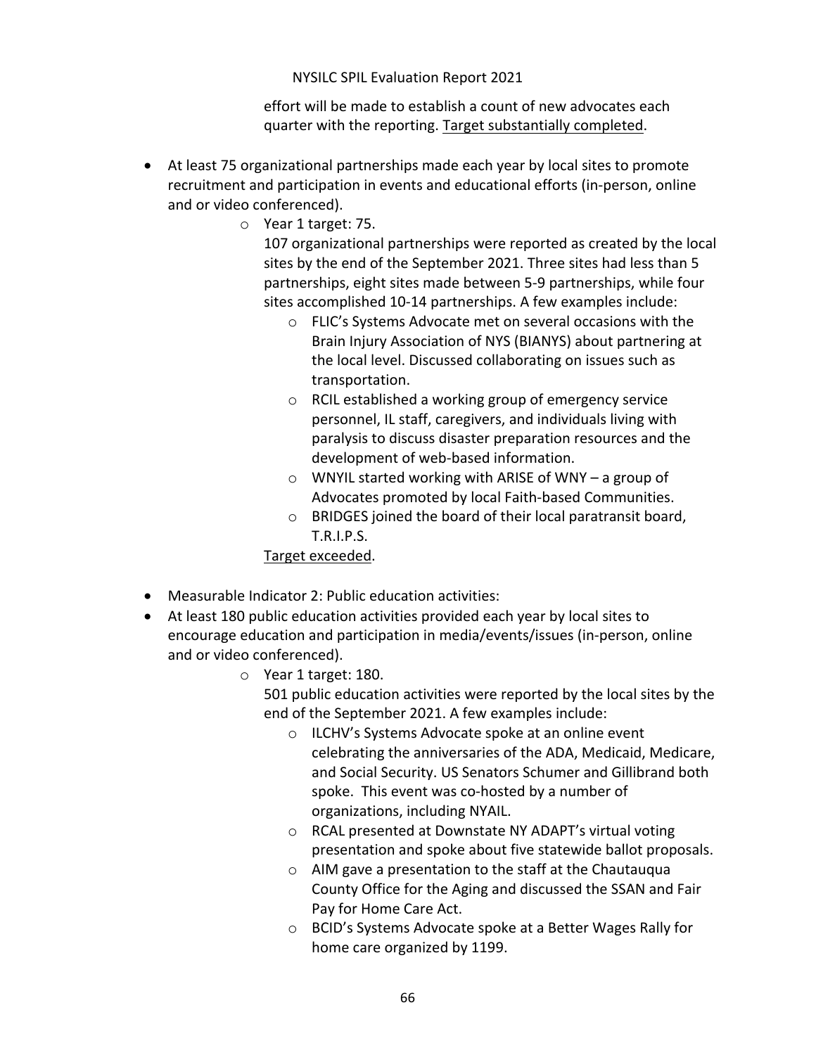effort will be made to establish a count of new advocates each quarter with the reporting. <u>Target substantially completed</u>.

- At least 75 organizational partnerships made each year by local sites to promote recruitment and participation in events and educational efforts (in-person, online and or video conferenced).
  - Year 1 target: 75.

    107 organizational partnerships were reported as created by the local sites by the end of the September 2021. Three sites had less than 5 partnerships, eight sites made between 5-9 partnerships, while four sites accomplished 10-14 partnerships. A few examples include:
    - FLIC's Systems Advocate met on several occasions with the Brain Injury Association of NYS (BIANYS) about partnering at the local level. Discussed collaborating on issues such as transportation.
    - RCIL established a working group of emergency service personnel, IL staff, caregivers, and individuals living with paralysis to discuss disaster preparation resources and the development of web-based information.
    - WNYIL started working with ARISE of WNY – a group of Advocates promoted by local Faith-based Communities.
    - BRIDGES joined the board of their local paratransit board, T.R.I.P.S.

    <u>Target exceeded</u>.

- Measurable Indicator 2: Public education activities:
- At least 180 public education activities provided each year by local sites to encourage education and participation in media/events/issues (in-person, online and or video conferenced).
  - Year 1 target: 180.

    501 public education activities were reported by the local sites by the end of the September 2021. A few examples include:
    - ILCHV's Systems Advocate spoke at an online event celebrating the anniversaries of the ADA, Medicaid, Medicare, and Social Security. US Senators Schumer and Gillibrand both spoke. This event was co-hosted by a number of organizations, including NYAIL.
    - RCAL presented at Downstate NY ADAPT's virtual voting presentation and spoke about five statewide ballot proposals.
    - AIM gave a presentation to the staff at the Chautauqua County Office for the Aging and discussed the SSAN and Fair Pay for Home Care Act.
    - BCID's Systems Advocate spoke at a Better Wages Rally for home care organized by 1199.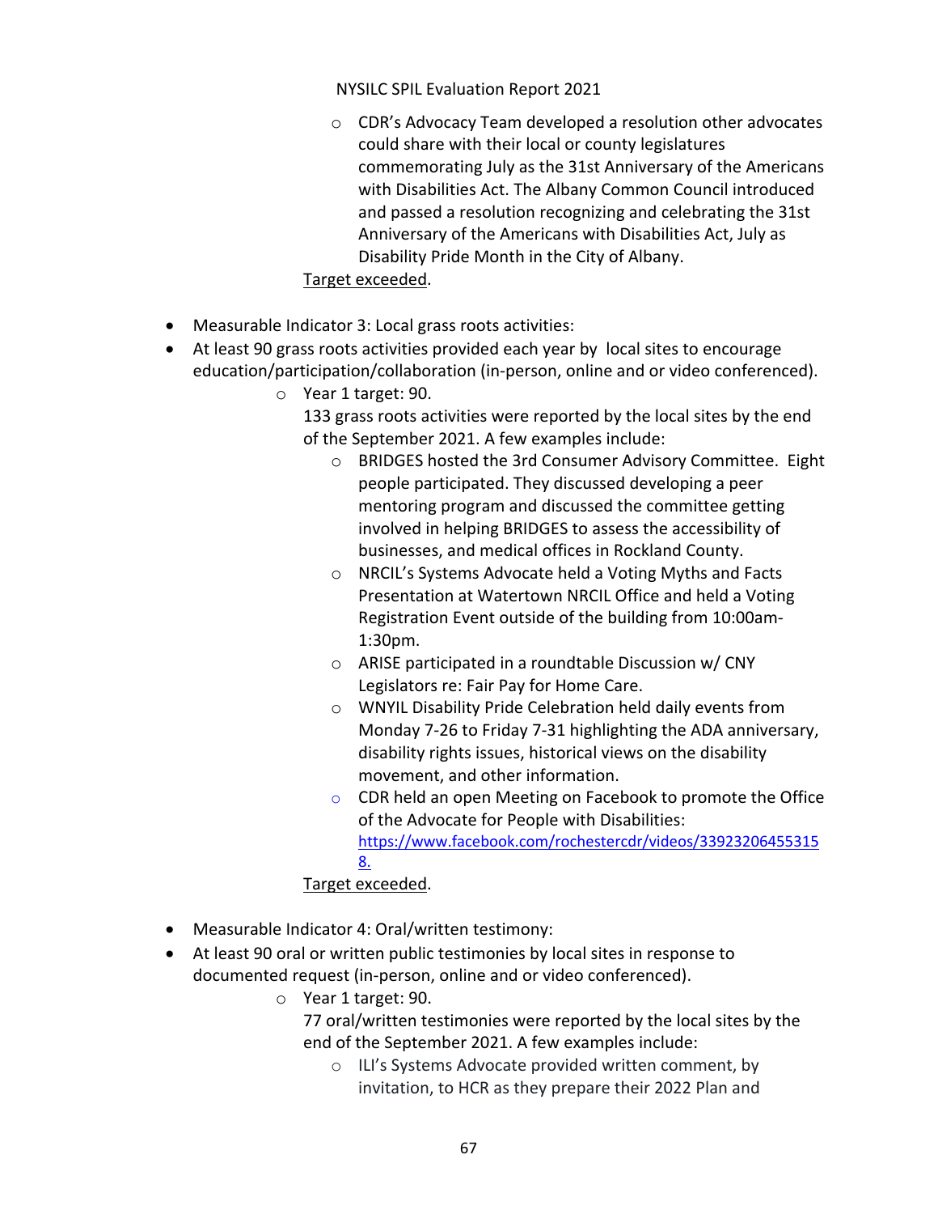- CDR's Advocacy Team developed a resolution other advocates could share with their local or county legislatures commemorating July as the 31st Anniversary of the Americans with Disabilities Act. The Albany Common Council introduced and passed a resolution recognizing and celebrating the 31st Anniversary of the Americans with Disabilities Act, July as Disability Pride Month in the City of Albany.

  Target exceeded.

- Measurable Indicator 3: Local grass roots activities:
- At least 90 grass roots activities provided each year by local sites to encourage education/participation/collaboration (in-person, online and or video conferenced).
  - Year 1 target: 90.

    133 grass roots activities were reported by the local sites by the end of the September 2021. A few examples include:
    - BRIDGES hosted the 3rd Consumer Advisory Committee. Eight people participated. They discussed developing a peer mentoring program and discussed the committee getting involved in helping BRIDGES to assess the accessibility of businesses, and medical offices in Rockland County.
    - NRCIL's Systems Advocate held a Voting Myths and Facts Presentation at Watertown NRCIL Office and held a Voting Registration Event outside of the building from 10:00am-1:30pm.
    - ARISE participated in a roundtable Discussion w/ CNY Legislators re: Fair Pay for Home Care.
    - WNYIL Disability Pride Celebration held daily events from Monday 7-26 to Friday 7-31 highlighting the ADA anniversary, disability rights issues, historical views on the disability movement, and other information.
    - CDR held an open Meeting on Facebook to promote the Office of the Advocate for People with Disabilities: https://www.facebook.com/rochestercdr/videos/339232064553158.

    Target exceeded.

- Measurable Indicator 4: Oral/written testimony:
- At least 90 oral or written public testimonies by local sites in response to documented request (in-person, online and or video conferenced).
  - Year 1 target: 90.

    77 oral/written testimonies were reported by the local sites by the end of the September 2021. A few examples include:
    - ILI's Systems Advocate provided written comment, by invitation, to HCR as they prepare their 2022 Plan and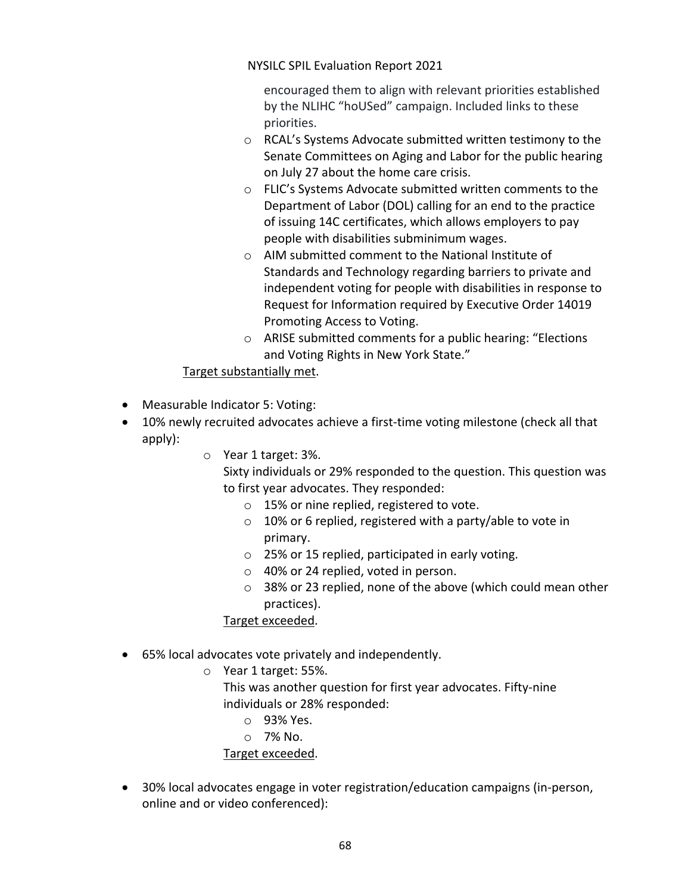encouraged them to align with relevant priorities established by the NLIHC "hoUSed" campaign. Included links to these priorities.

  - RCAL's Systems Advocate submitted written testimony to the Senate Committees on Aging and Labor for the public hearing on July 27 about the home care crisis.
  - FLIC's Systems Advocate submitted written comments to the Department of Labor (DOL) calling for an end to the practice of issuing 14C certificates, which allows employers to pay people with disabilities subminimum wages.
  - AIM submitted comment to the National Institute of Standards and Technology regarding barriers to private and independent voting for people with disabilities in response to Request for Information required by Executive Order 14019 Promoting Access to Voting.
  - ARISE submitted comments for a public hearing: "Elections and Voting Rights in New York State."

  <u>Target substantially met</u>.

- Measurable Indicator 5: Voting:
- 10% newly recruited advocates achieve a first-time voting milestone (check all that apply):
  - Year 1 target: 3%.

    Sixty individuals or 29% responded to the question. This question was to first year advocates. They responded:
    - 15% or nine replied, registered to vote.
    - 10% or 6 replied, registered with a party/able to vote in primary.
    - 25% or 15 replied, participated in early voting.
    - 40% or 24 replied, voted in person.
    - 38% or 23 replied, none of the above (which could mean other practices).

    <u>Target exceeded</u>.

- 65% local advocates vote privately and independently.
  - Year 1 target: 55%.

    This was another question for first year advocates. Fifty-nine individuals or 28% responded:
    - 93% Yes.
    - 7% No.

    <u>Target exceeded</u>.

- 30% local advocates engage in voter registration/education campaigns (in-person, online and or video conferenced):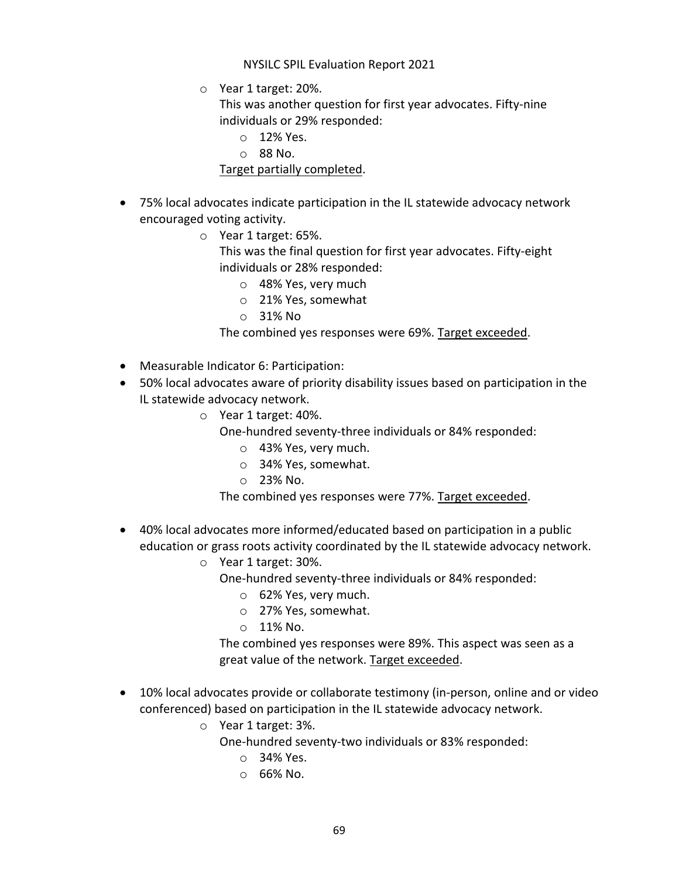- Year 1 target: 20%.

  This was another question for first year advocates. Fifty-nine individuals or 29% responded:

  - 12% Yes.
  - 88 No.

  Target partially completed.

- 75% local advocates indicate participation in the IL statewide advocacy network encouraged voting activity.
  - Year 1 target: 65%.

    This was the final question for first year advocates. Fifty-eight individuals or 28% responded:

    - 48% Yes, very much
    - 21% Yes, somewhat
    - 31% No

    The combined yes responses were 69%. Target exceeded.

- Measurable Indicator 6: Participation:
- 50% local advocates aware of priority disability issues based on participation in the IL statewide advocacy network.
  - Year 1 target: 40%.

    One-hundred seventy-three individuals or 84% responded:

    - 43% Yes, very much.
    - 34% Yes, somewhat.
    - 23% No.

    The combined yes responses were 77%. Target exceeded.

- 40% local advocates more informed/educated based on participation in a public education or grass roots activity coordinated by the IL statewide advocacy network.
  - Year 1 target: 30%.

    One-hundred seventy-three individuals or 84% responded:

    - 62% Yes, very much.
    - 27% Yes, somewhat.
    - 11% No.

    The combined yes responses were 89%. This aspect was seen as a great value of the network. Target exceeded.

- 10% local advocates provide or collaborate testimony (in-person, online and or video conferenced) based on participation in the IL statewide advocacy network.
  - Year 1 target: 3%.

    One-hundred seventy-two individuals or 83% responded:

    - 34% Yes.
    - 66% No.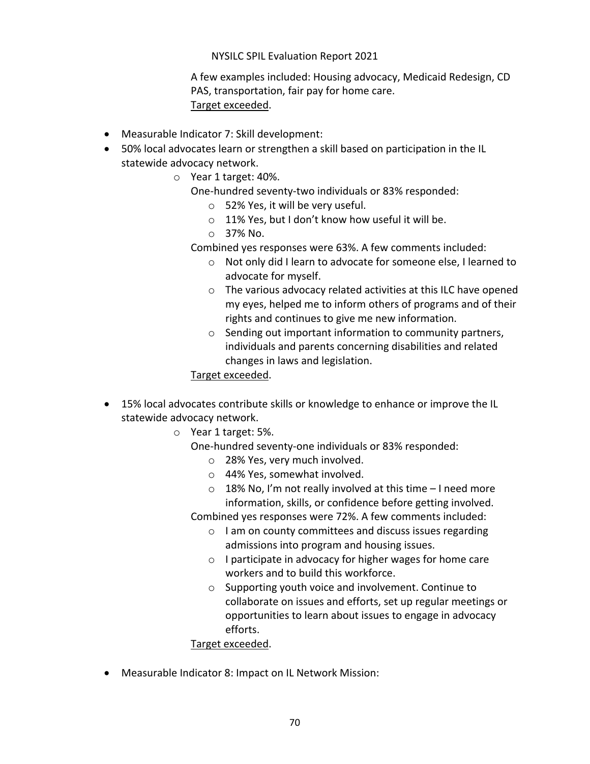A few examples included: Housing advocacy, Medicaid Redesign, CD PAS, transportation, fair pay for home care.
Target exceeded.

- Measurable Indicator 7: Skill development:
- 50% local advocates learn or strengthen a skill based on participation in the IL statewide advocacy network.
    - Year 1 target: 40%.

      One-hundred seventy-two individuals or 83% responded:
        - 52% Yes, it will be very useful.
        - 11% Yes, but I don't know how useful it will be.
        - 37% No.

      Combined yes responses were 63%. A few comments included:
        - Not only did I learn to advocate for someone else, I learned to advocate for myself.
        - The various advocacy related activities at this ILC have opened my eyes, helped me to inform others of programs and of their rights and continues to give me new information.
        - Sending out important information to community partners, individuals and parents concerning disabilities and related changes in laws and legislation.

      Target exceeded.

- 15% local advocates contribute skills or knowledge to enhance or improve the IL statewide advocacy network.
    - Year 1 target: 5%.

      One-hundred seventy-one individuals or 83% responded:
        - 28% Yes, very much involved.
        - 44% Yes, somewhat involved.
        - 18% No, I'm not really involved at this time – I need more information, skills, or confidence before getting involved.

      Combined yes responses were 72%. A few comments included:
        - I am on county committees and discuss issues regarding admissions into program and housing issues.
        - I participate in advocacy for higher wages for home care workers and to build this workforce.
        - Supporting youth voice and involvement. Continue to collaborate on issues and efforts, set up regular meetings or opportunities to learn about issues to engage in advocacy efforts.

      Target exceeded.

- Measurable Indicator 8: Impact on IL Network Mission: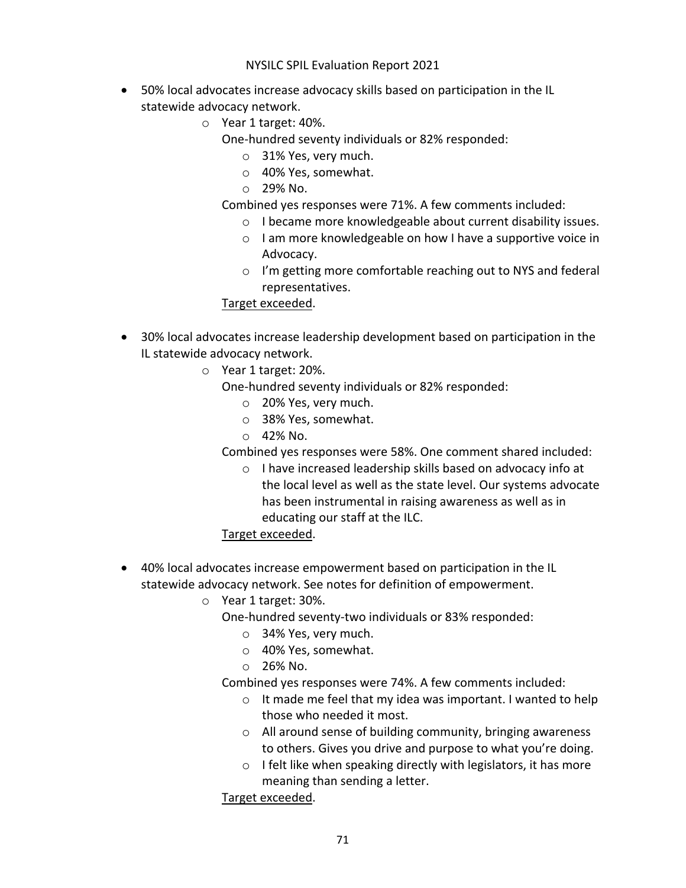- 50% local advocates increase advocacy skills based on participation in the IL statewide advocacy network.
  - Year 1 target: 40%.

    One-hundred seventy individuals or 82% responded:
    - 31% Yes, very much.
    - 40% Yes, somewhat.
    - 29% No.

    Combined yes responses were 71%. A few comments included:
    - I became more knowledgeable about current disability issues.
    - I am more knowledgeable on how I have a supportive voice in Advocacy.
    - I'm getting more comfortable reaching out to NYS and federal representatives.

    <u>Target exceeded</u>.

- 30% local advocates increase leadership development based on participation in the IL statewide advocacy network.
  - Year 1 target: 20%.

    One-hundred seventy individuals or 82% responded:
    - 20% Yes, very much.
    - 38% Yes, somewhat.
    - 42% No.

    Combined yes responses were 58%. One comment shared included:
    - I have increased leadership skills based on advocacy info at the local level as well as the state level. Our systems advocate has been instrumental in raising awareness as well as in educating our staff at the ILC.

    <u>Target exceeded</u>.

- 40% local advocates increase empowerment based on participation in the IL statewide advocacy network. See notes for definition of empowerment.
  - Year 1 target: 30%.

    One-hundred seventy-two individuals or 83% responded:
    - 34% Yes, very much.
    - 40% Yes, somewhat.
    - 26% No.

    Combined yes responses were 74%. A few comments included:
    - It made me feel that my idea was important. I wanted to help those who needed it most.
    - All around sense of building community, bringing awareness to others. Gives you drive and purpose to what you're doing.
    - I felt like when speaking directly with legislators, it has more meaning than sending a letter.

    <u>Target exceeded</u>.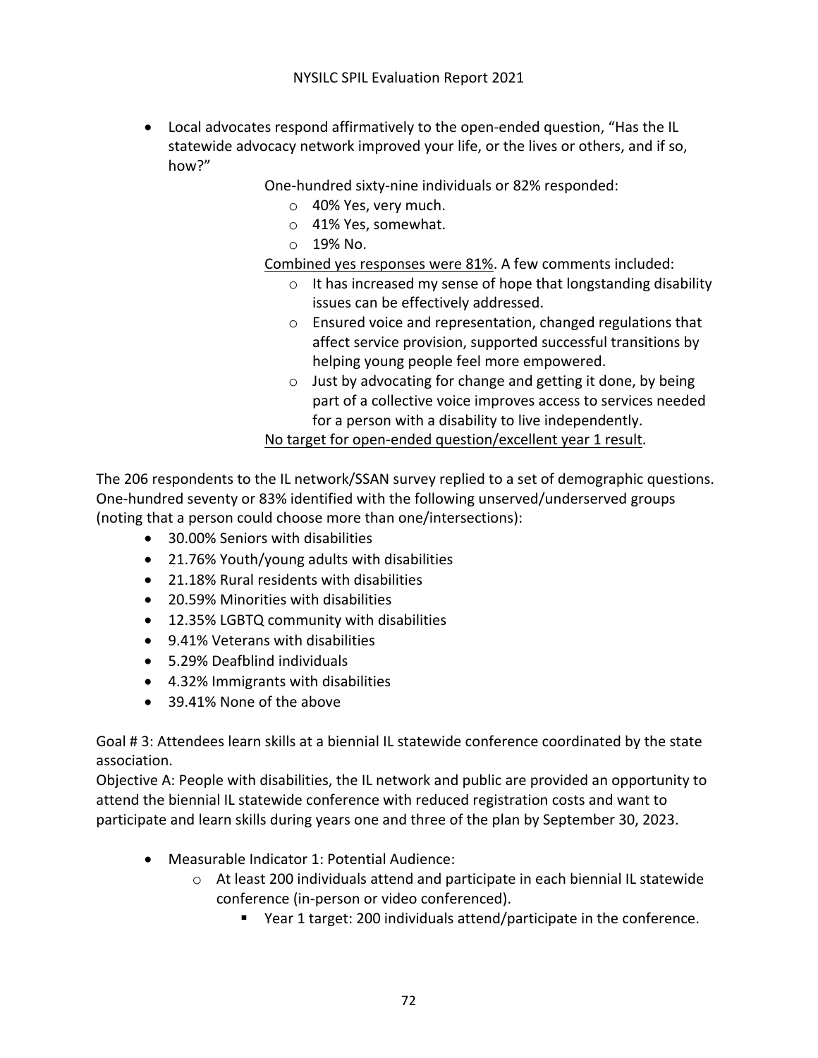- Local advocates respond affirmatively to the open-ended question, "Has the IL statewide advocacy network improved your life, or the lives or others, and if so, how?"

  One-hundred sixty-nine individuals or 82% responded:
  - 40% Yes, very much.
  - 41% Yes, somewhat.
  - 19% No.

  Combined yes responses were 81%. A few comments included:
  - It has increased my sense of hope that longstanding disability issues can be effectively addressed.
  - Ensured voice and representation, changed regulations that affect service provision, supported successful transitions by helping young people feel more empowered.
  - Just by advocating for change and getting it done, by being part of a collective voice improves access to services needed for a person with a disability to live independently.

  No target for open-ended question/excellent year 1 result.

The 206 respondents to the IL network/SSAN survey replied to a set of demographic questions. One-hundred seventy or 83% identified with the following unserved/underserved groups (noting that a person could choose more than one/intersections):

- 30.00% Seniors with disabilities
- 21.76% Youth/young adults with disabilities
- 21.18% Rural residents with disabilities
- 20.59% Minorities with disabilities
- 12.35% LGBTQ community with disabilities
- 9.41% Veterans with disabilities
- 5.29% Deafblind individuals
- 4.32% Immigrants with disabilities
- 39.41% None of the above

Goal # 3: Attendees learn skills at a biennial IL statewide conference coordinated by the state association.
Objective A: People with disabilities, the IL network and public are provided an opportunity to attend the biennial IL statewide conference with reduced registration costs and want to participate and learn skills during years one and three of the plan by September 30, 2023.

- Measurable Indicator 1: Potential Audience:
  - At least 200 individuals attend and participate in each biennial IL statewide conference (in-person or video conferenced).
    - Year 1 target: 200 individuals attend/participate in the conference.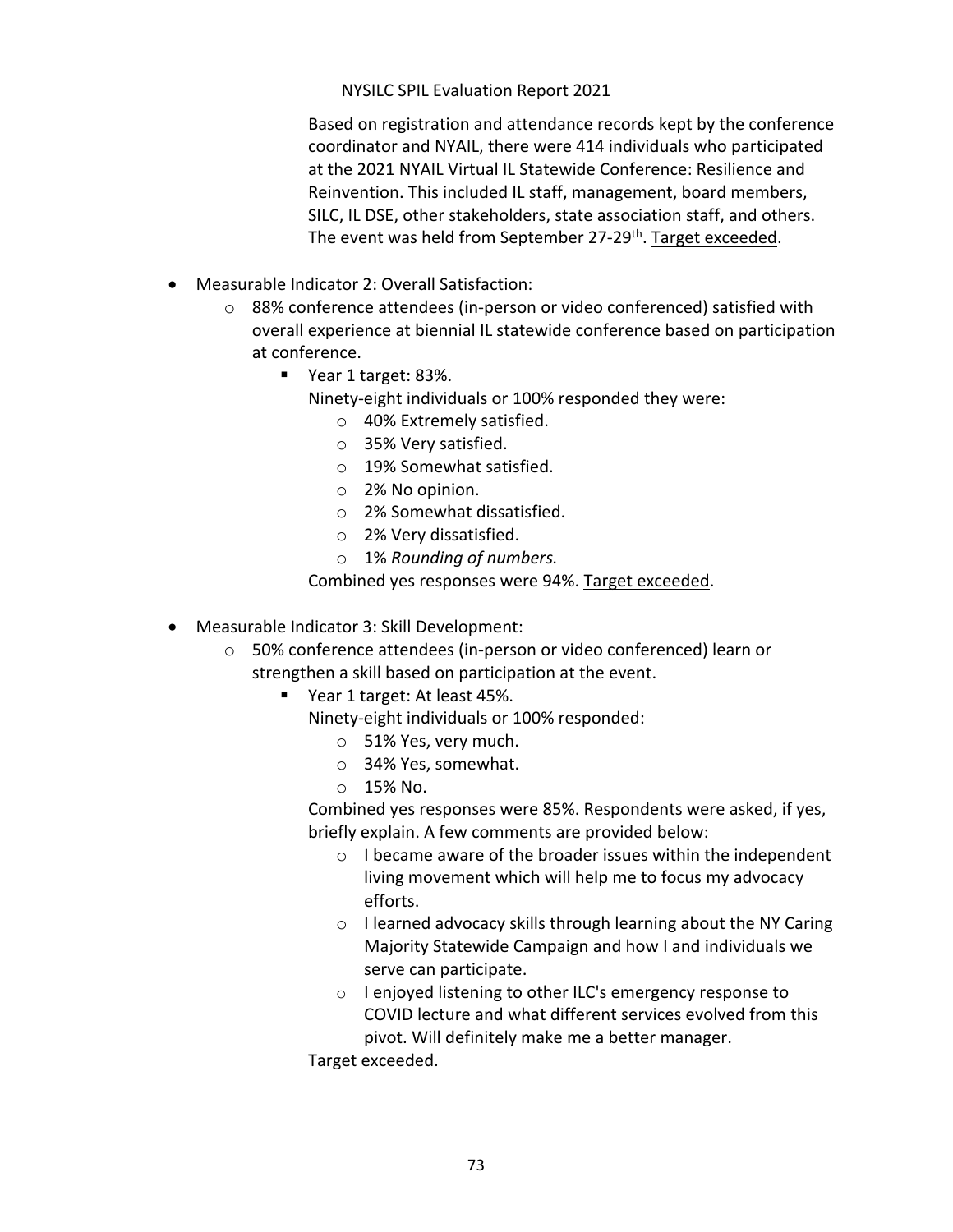Based on registration and attendance records kept by the conference coordinator and NYAIL, there were 414 individuals who participated at the 2021 NYAIL Virtual IL Statewide Conference: Resilience and Reinvention. This included IL staff, management, board members, SILC, IL DSE, other stakeholders, state association staff, and others. The event was held from September 27-29th. Target exceeded.

- Measurable Indicator 2: Overall Satisfaction:
  - 88% conference attendees (in-person or video conferenced) satisfied with overall experience at biennial IL statewide conference based on participation at conference.
    - Year 1 target: 83%.

      Ninety-eight individuals or 100% responded they were:
      - 40% Extremely satisfied.
      - 35% Very satisfied.
      - 19% Somewhat satisfied.
      - 2% No opinion.
      - 2% Somewhat dissatisfied.
      - 2% Very dissatisfied.
      - 1% *Rounding of numbers.*

      Combined yes responses were 94%. Target exceeded.

- Measurable Indicator 3: Skill Development:
  - 50% conference attendees (in-person or video conferenced) learn or strengthen a skill based on participation at the event.
    - Year 1 target: At least 45%.

      Ninety-eight individuals or 100% responded:
      - 51% Yes, very much.
      - 34% Yes, somewhat.
      - 15% No.

      Combined yes responses were 85%. Respondents were asked, if yes, briefly explain. A few comments are provided below:
      - I became aware of the broader issues within the independent living movement which will help me to focus my advocacy efforts.
      - I learned advocacy skills through learning about the NY Caring Majority Statewide Campaign and how I and individuals we serve can participate.
      - I enjoyed listening to other ILC's emergency response to COVID lecture and what different services evolved from this pivot. Will definitely make me a better manager.

      Target exceeded.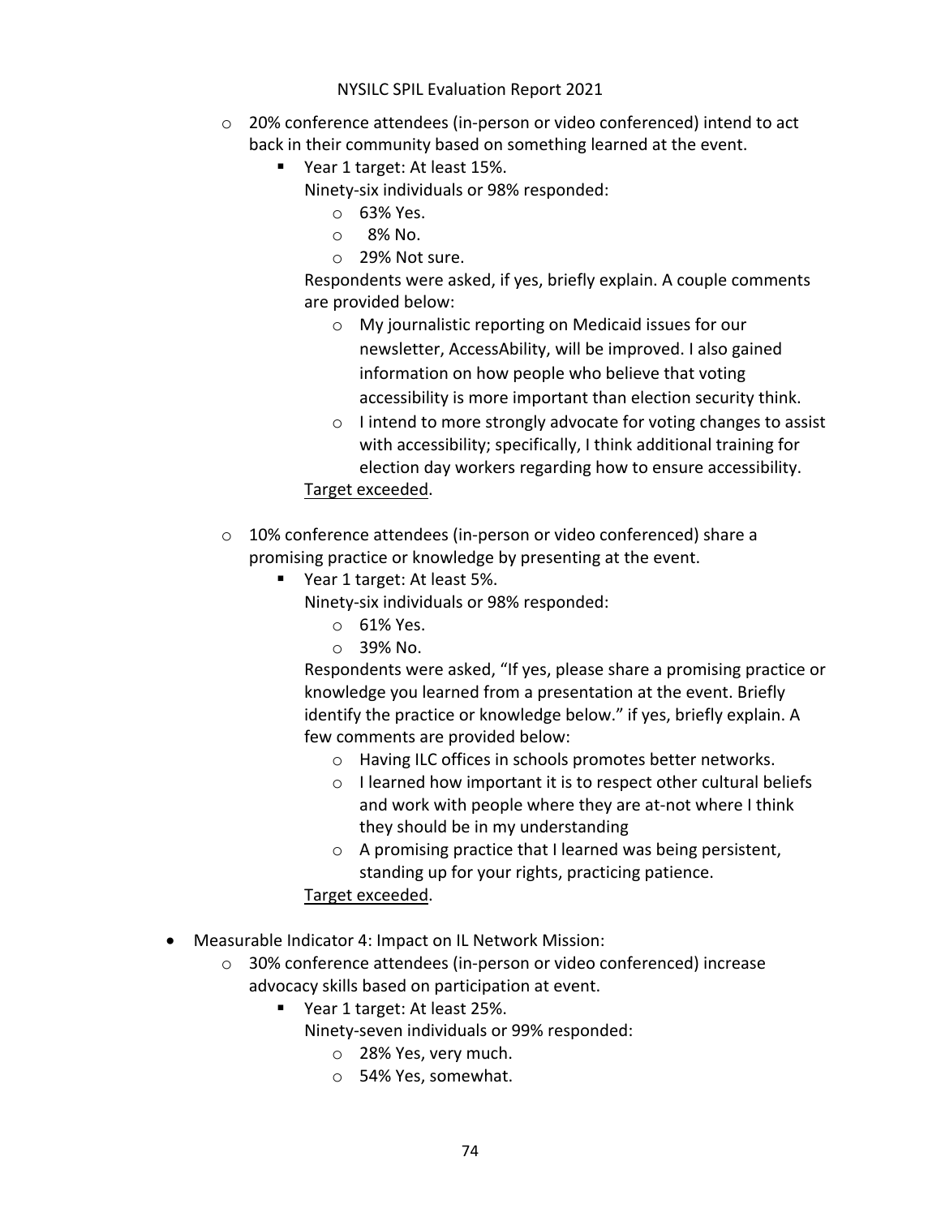- 20% conference attendees (in-person or video conferenced) intend to act back in their community based on something learned at the event.
    - Year 1 target: At least 15%.

      Ninety-six individuals or 98% responded:
        - 63% Yes.
        - 8% No.
        - 29% Not sure.

      Respondents were asked, if yes, briefly explain. A couple comments are provided below:
        - My journalistic reporting on Medicaid issues for our newsletter, AccessAbility, will be improved. I also gained information on how people who believe that voting accessibility is more important than election security think.
        - I intend to more strongly advocate for voting changes to assist with accessibility; specifically, I think additional training for election day workers regarding how to ensure accessibility.

      <u>Target exceeded</u>.

- 10% conference attendees (in-person or video conferenced) share a promising practice or knowledge by presenting at the event.
    - Year 1 target: At least 5%.

      Ninety-six individuals or 98% responded:
        - 61% Yes.
        - 39% No.

      Respondents were asked, "If yes, please share a promising practice or knowledge you learned from a presentation at the event. Briefly identify the practice or knowledge below." if yes, briefly explain. A few comments are provided below:
        - Having ILC offices in schools promotes better networks.
        - I learned how important it is to respect other cultural beliefs and work with people where they are at-not where I think they should be in my understanding
        - A promising practice that I learned was being persistent, standing up for your rights, practicing patience.

      <u>Target exceeded</u>.

- Measurable Indicator 4: Impact on IL Network Mission:
    - 30% conference attendees (in-person or video conferenced) increase advocacy skills based on participation at event.
        - Year 1 target: At least 25%.

          Ninety-seven individuals or 99% responded:
            - 28% Yes, very much.
            - 54% Yes, somewhat.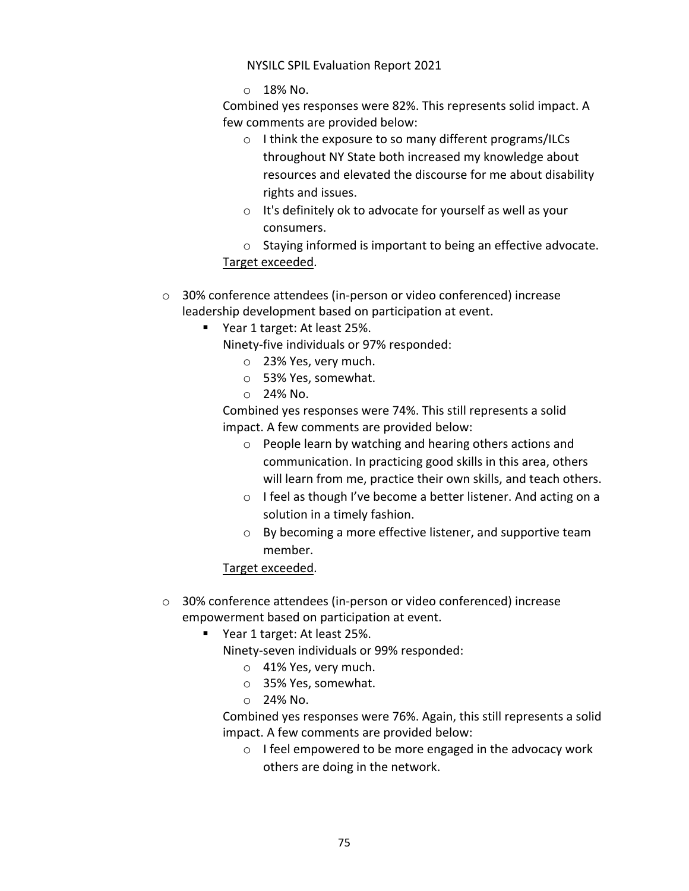- 18% No.

  Combined yes responses were 82%. This represents solid impact. A few comments are provided below:

  - I think the exposure to so many different programs/ILCs throughout NY State both increased my knowledge about resources and elevated the discourse for me about disability rights and issues.
  - It's definitely ok to advocate for yourself as well as your consumers.
  - Staying informed is important to being an effective advocate.

  Target exceeded.

- 30% conference attendees (in-person or video conferenced) increase leadership development based on participation at event.
  - Year 1 target: At least 25%.

    Ninety-five individuals or 97% responded:

    - 23% Yes, very much.
    - 53% Yes, somewhat.
    - 24% No.

    Combined yes responses were 74%. This still represents a solid impact. A few comments are provided below:

    - People learn by watching and hearing others actions and communication. In practicing good skills in this area, others will learn from me, practice their own skills, and teach others.
    - I feel as though I've become a better listener. And acting on a solution in a timely fashion.
    - By becoming a more effective listener, and supportive team member.

    Target exceeded.

- 30% conference attendees (in-person or video conferenced) increase empowerment based on participation at event.
  - Year 1 target: At least 25%.

    Ninety-seven individuals or 99% responded:

    - 41% Yes, very much.
    - 35% Yes, somewhat.
    - 24% No.

    Combined yes responses were 76%. Again, this still represents a solid impact. A few comments are provided below:

    - I feel empowered to be more engaged in the advocacy work others are doing in the network.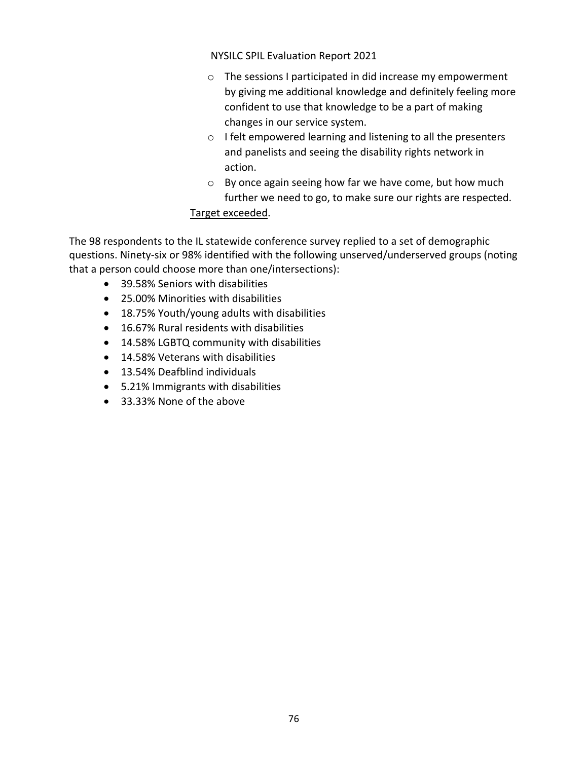- The sessions I participated in did increase my empowerment by giving me additional knowledge and definitely feeling more confident to use that knowledge to be a part of making changes in our service system.
- I felt empowered learning and listening to all the presenters and panelists and seeing the disability rights network in action.
- By once again seeing how far we have come, but how much further we need to go, to make sure our rights are respected.

Target exceeded.

The 98 respondents to the IL statewide conference survey replied to a set of demographic questions. Ninety-six or 98% identified with the following unserved/underserved groups (noting that a person could choose more than one/intersections):

- 39.58% Seniors with disabilities
- 25.00% Minorities with disabilities
- 18.75% Youth/young adults with disabilities
- 16.67% Rural residents with disabilities
- 14.58% LGBTQ community with disabilities
- 14.58% Veterans with disabilities
- 13.54% Deafblind individuals
- 5.21% Immigrants with disabilities
- 33.33% None of the above